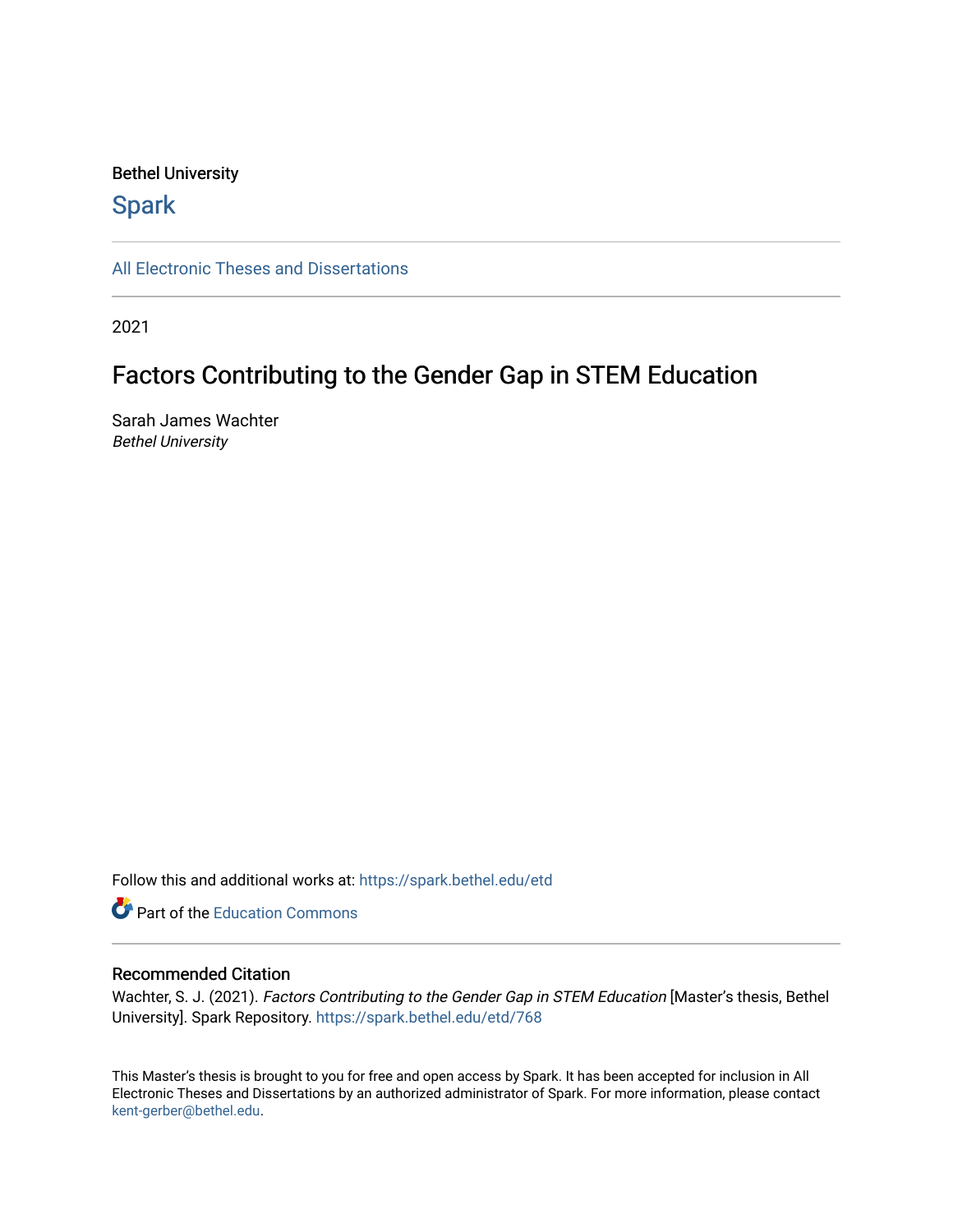Bethel University

Spark

All Electronic Theses and Dissertations

2021

# Factors Contributing to the Gender Gap in STEM Education

Sarah James Wachter
*Bethel University*

Follow this and additional works at: https://spark.bethel.edu/etd

Part of the Education Commons

## Recommended Citation

Wachter, S. J. (2021). *Factors Contributing to the Gender Gap in STEM Education* [Master's thesis, Bethel University]. Spark Repository. https://spark.bethel.edu/etd/768

This Master's thesis is brought to you for free and open access by Spark. It has been accepted for inclusion in All Electronic Theses and Dissertations by an authorized administrator of Spark. For more information, please contact kent-gerber@bethel.edu.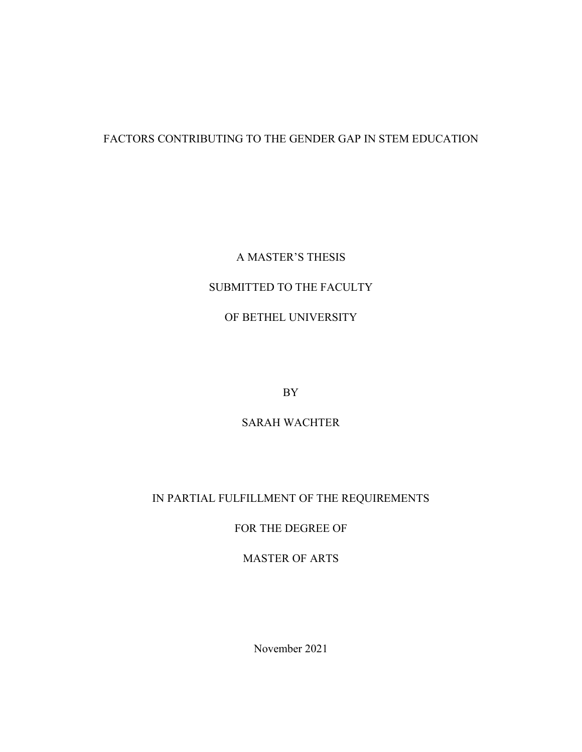FACTORS CONTRIBUTING TO THE GENDER GAP IN STEM EDUCATION

A MASTER'S THESIS

SUBMITTED TO THE FACULTY

OF BETHEL UNIVERSITY

BY

SARAH WACHTER

IN PARTIAL FULFILLMENT OF THE REQUIREMENTS

FOR THE DEGREE OF

MASTER OF ARTS

November 2021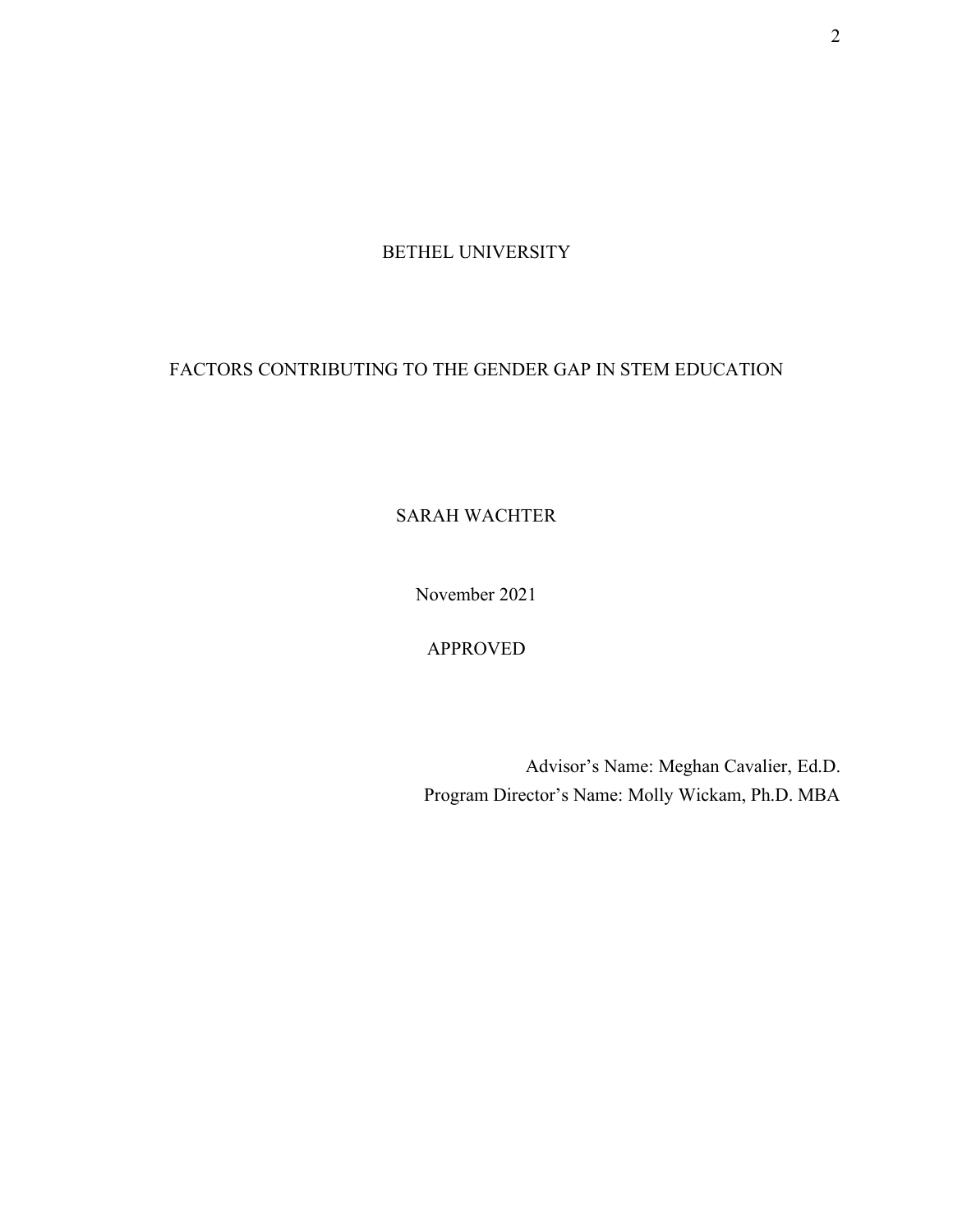BETHEL UNIVERSITY

FACTORS CONTRIBUTING TO THE GENDER GAP IN STEM EDUCATION

SARAH WACHTER

November 2021

APPROVED

Advisor's Name: Meghan Cavalier, Ed.D.

Program Director's Name: Molly Wickam, Ph.D. MBA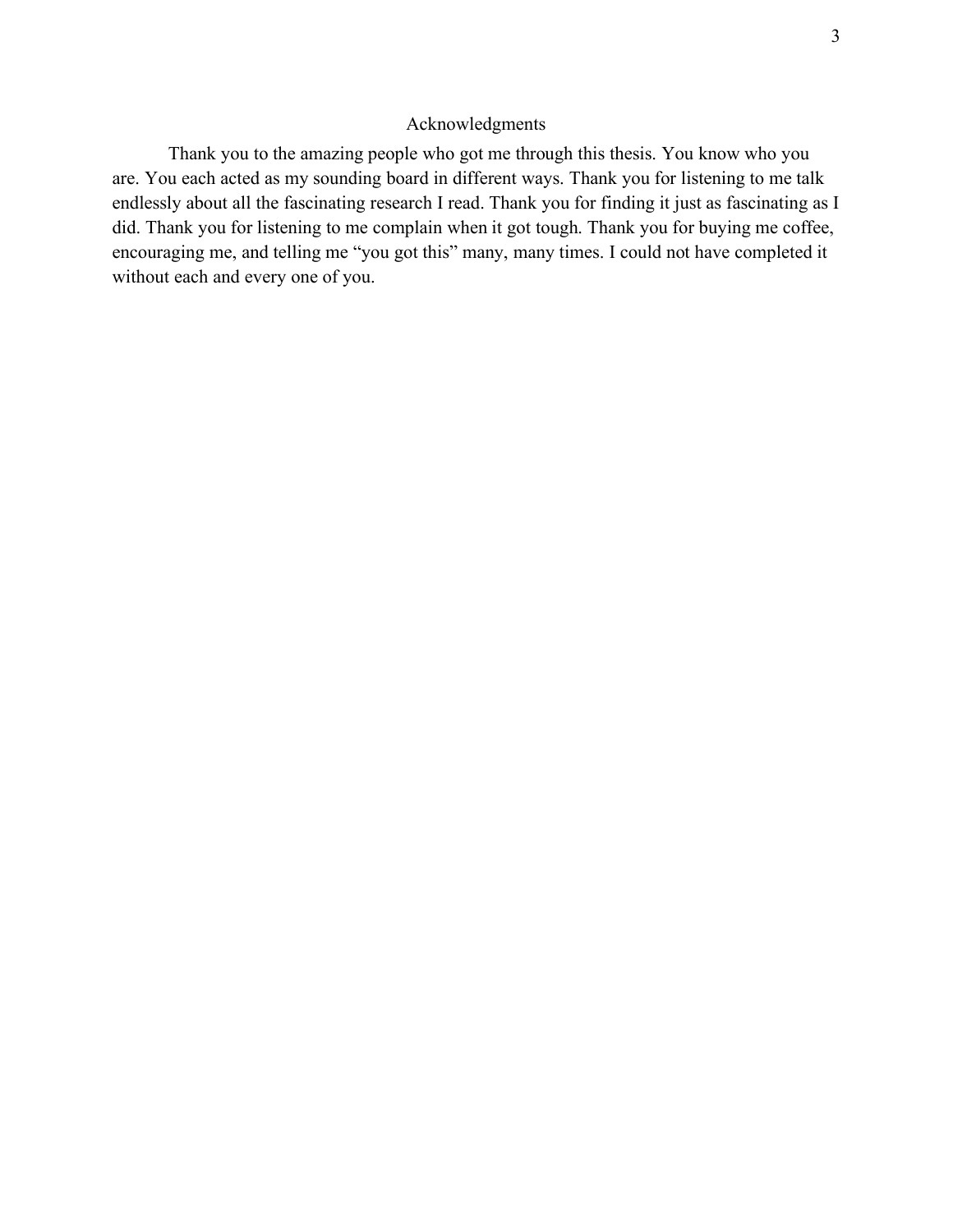# Acknowledgments

Thank you to the amazing people who got me through this thesis. You know who you are. You each acted as my sounding board in different ways. Thank you for listening to me talk endlessly about all the fascinating research I read. Thank you for finding it just as fascinating as I did. Thank you for listening to me complain when it got tough. Thank you for buying me coffee, encouraging me, and telling me "you got this" many, many times. I could not have completed it without each and every one of you.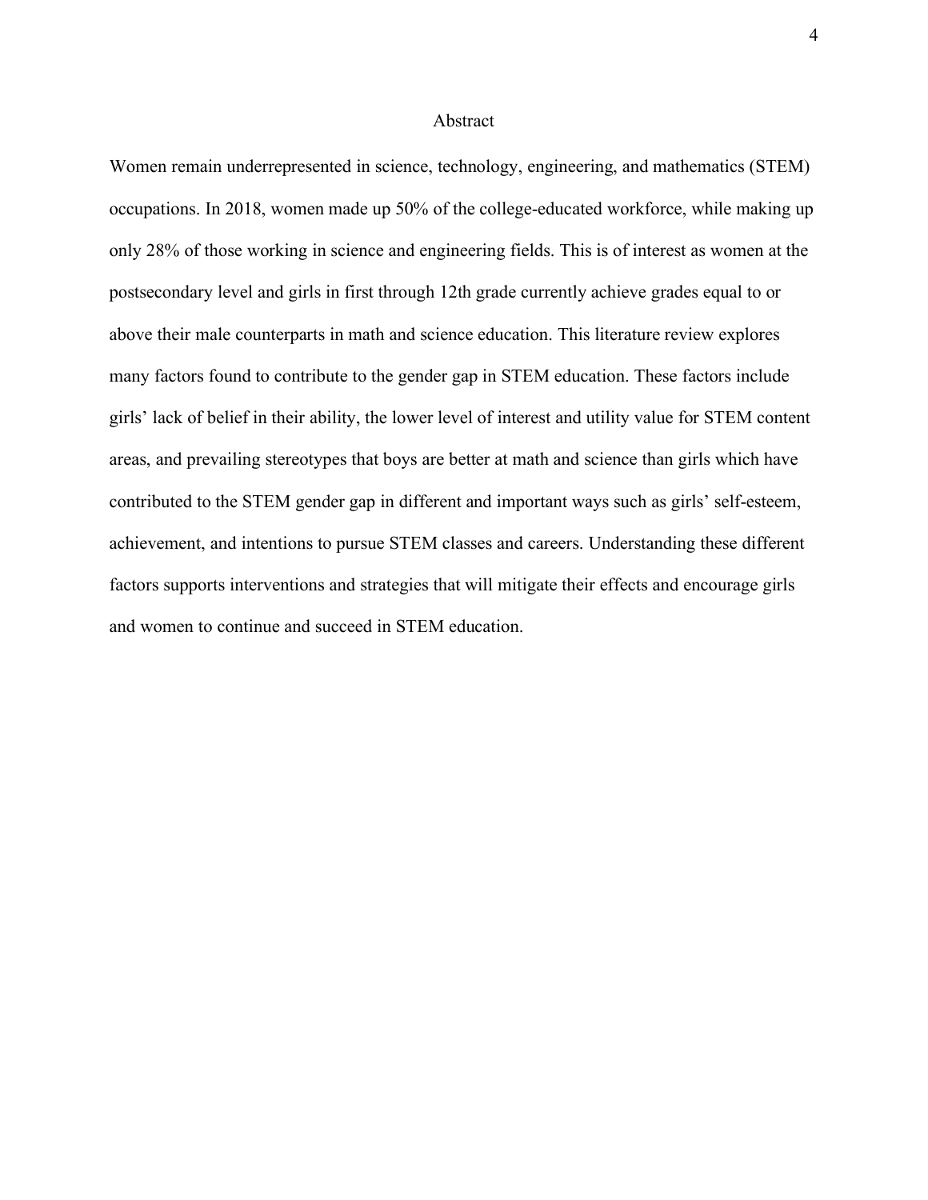# Abstract

Women remain underrepresented in science, technology, engineering, and mathematics (STEM) occupations. In 2018, women made up 50% of the college-educated workforce, while making up only 28% of those working in science and engineering fields. This is of interest as women at the postsecondary level and girls in first through 12th grade currently achieve grades equal to or above their male counterparts in math and science education. This literature review explores many factors found to contribute to the gender gap in STEM education. These factors include girls' lack of belief in their ability, the lower level of interest and utility value for STEM content areas, and prevailing stereotypes that boys are better at math and science than girls which have contributed to the STEM gender gap in different and important ways such as girls' self-esteem, achievement, and intentions to pursue STEM classes and careers. Understanding these different factors supports interventions and strategies that will mitigate their effects and encourage girls and women to continue and succeed in STEM education.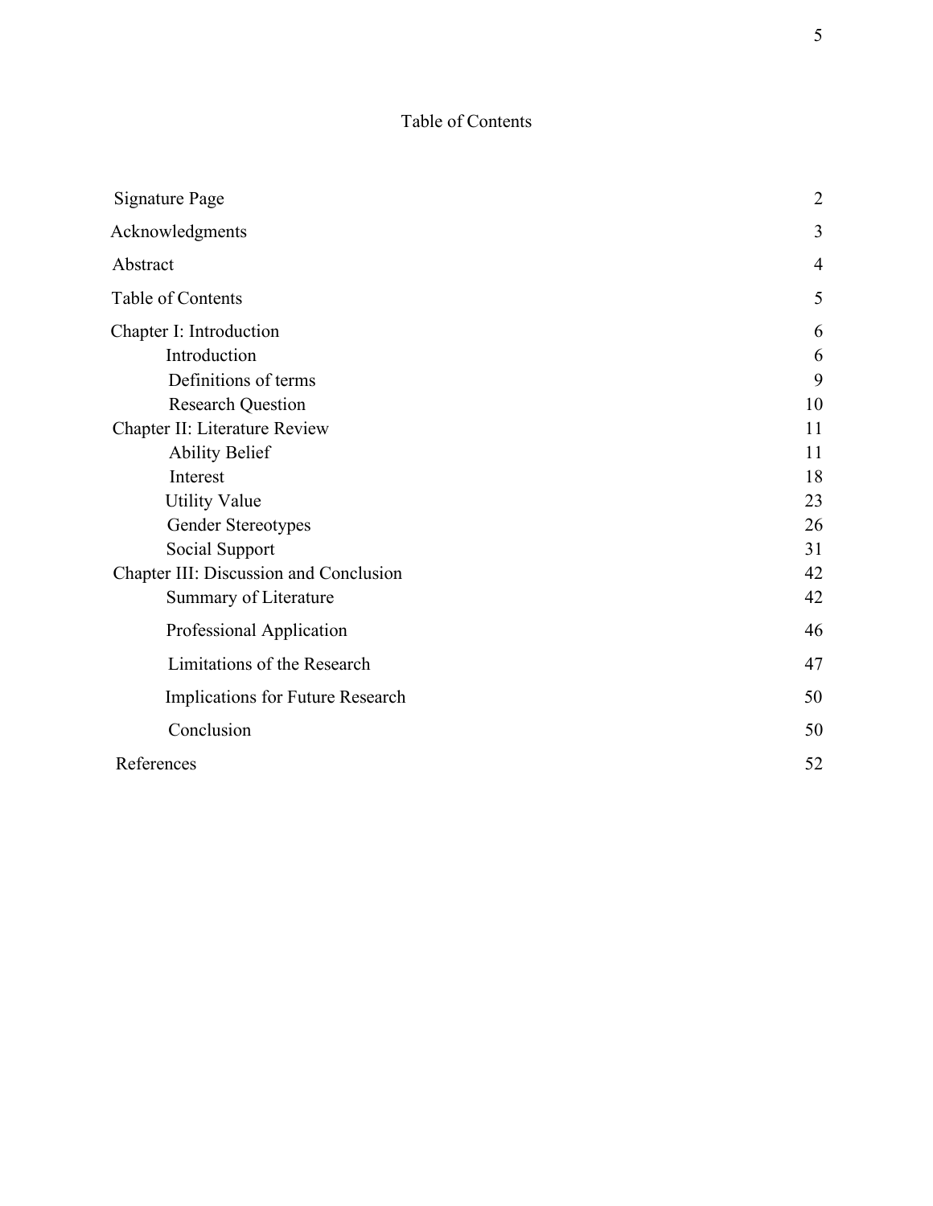# Table of Contents

| | |
|---|---|
| Signature Page | 2 |
| Acknowledgments | 3 |
| Abstract | 4 |
| Table of Contents | 5 |
| Chapter I: Introduction | 6 |
| Introduction | 6 |
| Definitions of terms | 9 |
| Research Question | 10 |
| Chapter II: Literature Review | 11 |
| Ability Belief | 11 |
| Interest | 18 |
| Utility Value | 23 |
| Gender Stereotypes | 26 |
| Social Support | 31 |
| Chapter III: Discussion and Conclusion | 42 |
| Summary of Literature | 42 |
| Professional Application | 46 |
| Limitations of the Research | 47 |
| Implications for Future Research | 50 |
| Conclusion | 50 |
| References | 52 |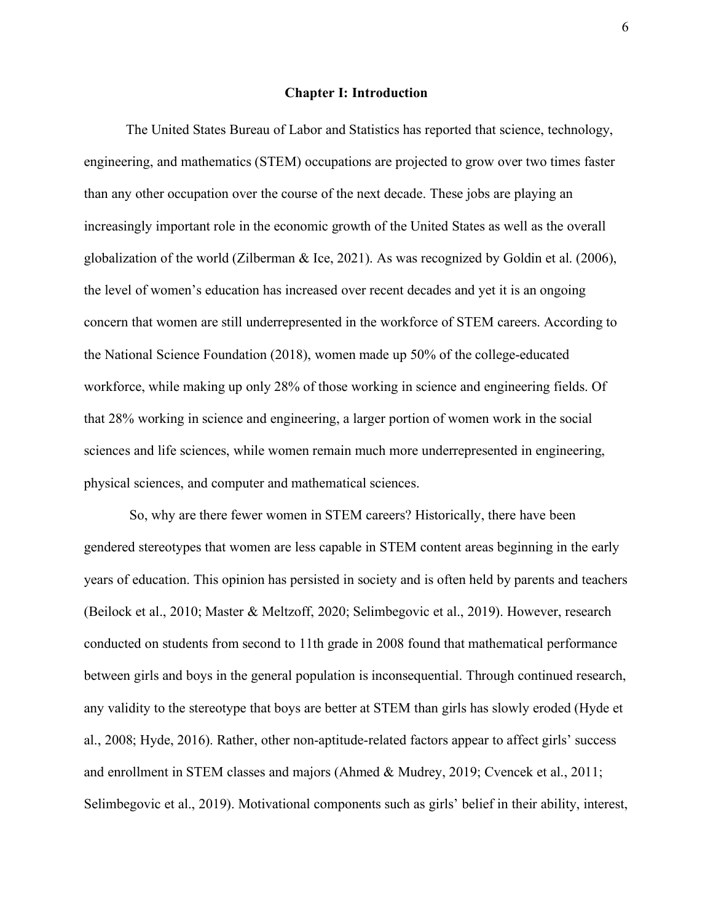# Chapter I: Introduction

The United States Bureau of Labor and Statistics has reported that science, technology, engineering, and mathematics (STEM) occupations are projected to grow over two times faster than any other occupation over the course of the next decade. These jobs are playing an increasingly important role in the economic growth of the United States as well as the overall globalization of the world (Zilberman & Ice, 2021). As was recognized by Goldin et al. (2006), the level of women's education has increased over recent decades and yet it is an ongoing concern that women are still underrepresented in the workforce of STEM careers. According to the National Science Foundation (2018), women made up 50% of the college-educated workforce, while making up only 28% of those working in science and engineering fields. Of that 28% working in science and engineering, a larger portion of women work in the social sciences and life sciences, while women remain much more underrepresented in engineering, physical sciences, and computer and mathematical sciences.

So, why are there fewer women in STEM careers? Historically, there have been gendered stereotypes that women are less capable in STEM content areas beginning in the early years of education. This opinion has persisted in society and is often held by parents and teachers (Beilock et al., 2010; Master & Meltzoff, 2020; Selimbegovic et al., 2019). However, research conducted on students from second to 11th grade in 2008 found that mathematical performance between girls and boys in the general population is inconsequential. Through continued research, any validity to the stereotype that boys are better at STEM than girls has slowly eroded (Hyde et al., 2008; Hyde, 2016). Rather, other non-aptitude-related factors appear to affect girls' success and enrollment in STEM classes and majors (Ahmed & Mudrey, 2019; Cvencek et al., 2011; Selimbegovic et al., 2019). Motivational components such as girls' belief in their ability, interest,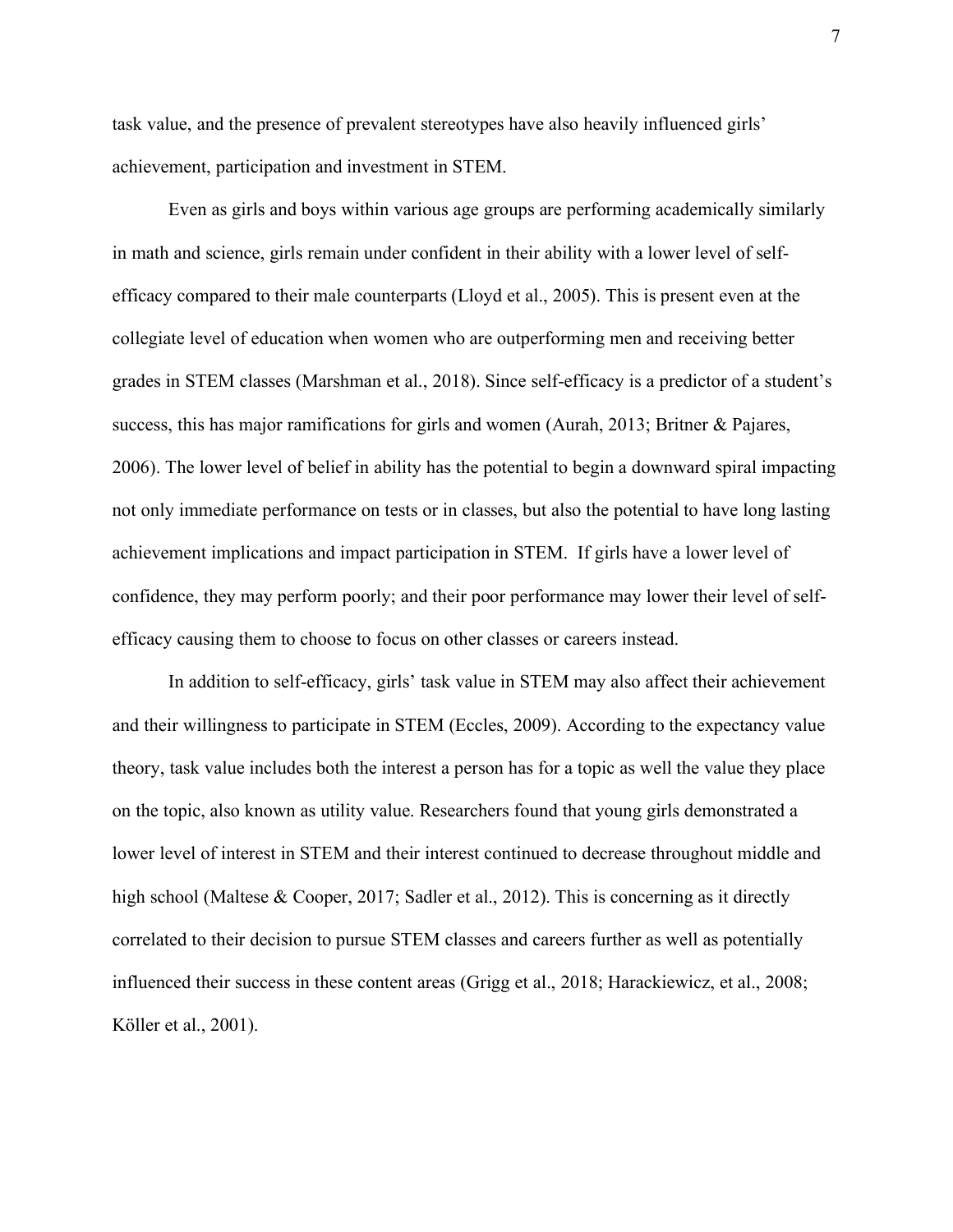task value, and the presence of prevalent stereotypes have also heavily influenced girls' achievement, participation and investment in STEM.

Even as girls and boys within various age groups are performing academically similarly in math and science, girls remain under confident in their ability with a lower level of self-efficacy compared to their male counterparts (Lloyd et al., 2005). This is present even at the collegiate level of education when women who are outperforming men and receiving better grades in STEM classes (Marshman et al., 2018). Since self-efficacy is a predictor of a student's success, this has major ramifications for girls and women (Aurah, 2013; Britner & Pajares, 2006). The lower level of belief in ability has the potential to begin a downward spiral impacting not only immediate performance on tests or in classes, but also the potential to have long lasting achievement implications and impact participation in STEM. If girls have a lower level of confidence, they may perform poorly; and their poor performance may lower their level of self-efficacy causing them to choose to focus on other classes or careers instead.

In addition to self-efficacy, girls' task value in STEM may also affect their achievement and their willingness to participate in STEM (Eccles, 2009). According to the expectancy value theory, task value includes both the interest a person has for a topic as well the value they place on the topic, also known as utility value. Researchers found that young girls demonstrated a lower level of interest in STEM and their interest continued to decrease throughout middle and high school (Maltese & Cooper, 2017; Sadler et al., 2012). This is concerning as it directly correlated to their decision to pursue STEM classes and careers further as well as potentially influenced their success in these content areas (Grigg et al., 2018; Harackiewicz, et al., 2008; Köller et al., 2001).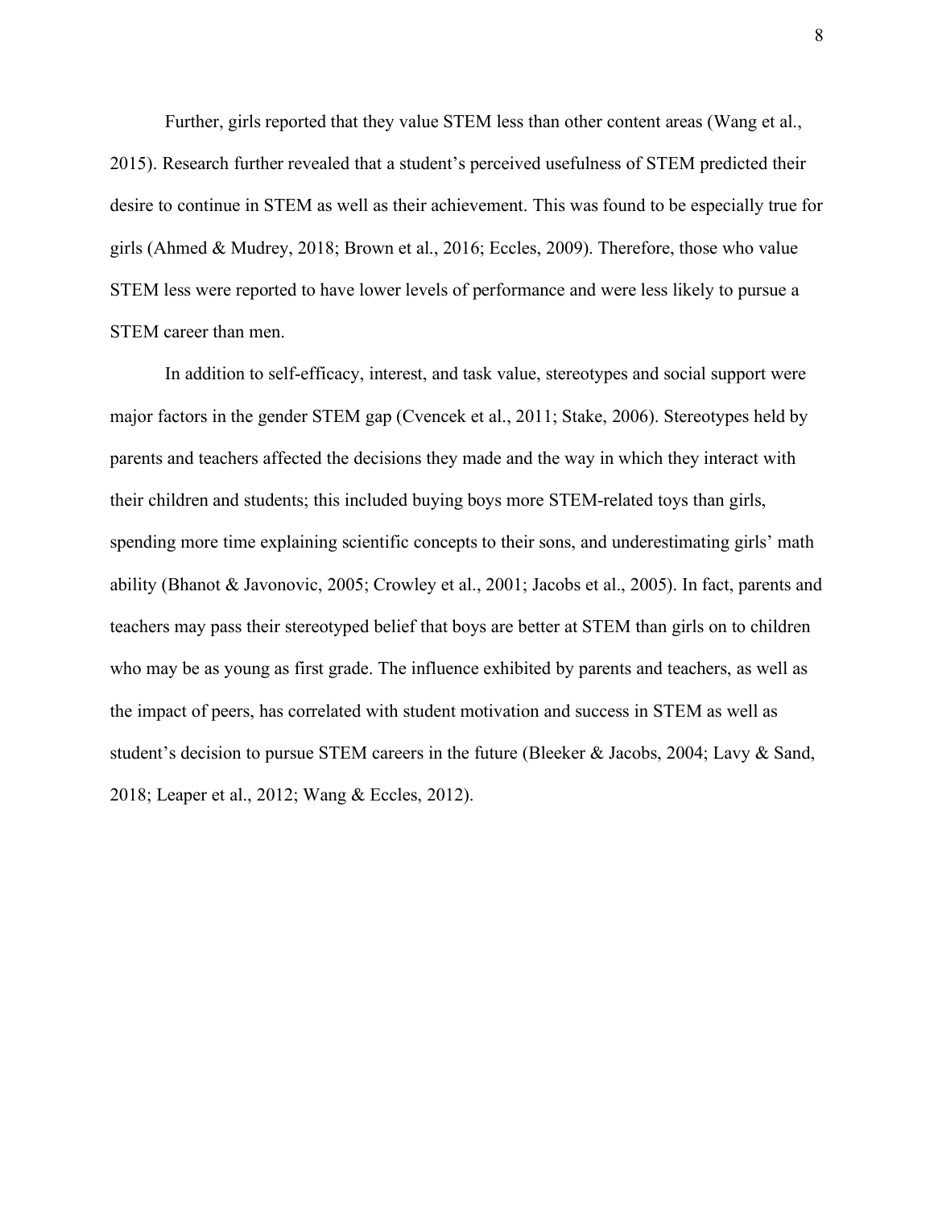Further, girls reported that they value STEM less than other content areas (Wang et al., 2015). Research further revealed that a student's perceived usefulness of STEM predicted their desire to continue in STEM as well as their achievement. This was found to be especially true for girls (Ahmed & Mudrey, 2018; Brown et al., 2016; Eccles, 2009). Therefore, those who value STEM less were reported to have lower levels of performance and were less likely to pursue a STEM career than men.

In addition to self-efficacy, interest, and task value, stereotypes and social support were major factors in the gender STEM gap (Cvencek et al., 2011; Stake, 2006). Stereotypes held by parents and teachers affected the decisions they made and the way in which they interact with their children and students; this included buying boys more STEM-related toys than girls, spending more time explaining scientific concepts to their sons, and underestimating girls' math ability (Bhanot & Javonovic, 2005; Crowley et al., 2001; Jacobs et al., 2005). In fact, parents and teachers may pass their stereotyped belief that boys are better at STEM than girls on to children who may be as young as first grade. The influence exhibited by parents and teachers, as well as the impact of peers, has correlated with student motivation and success in STEM as well as student's decision to pursue STEM careers in the future (Bleeker & Jacobs, 2004; Lavy & Sand, 2018; Leaper et al., 2012; Wang & Eccles, 2012).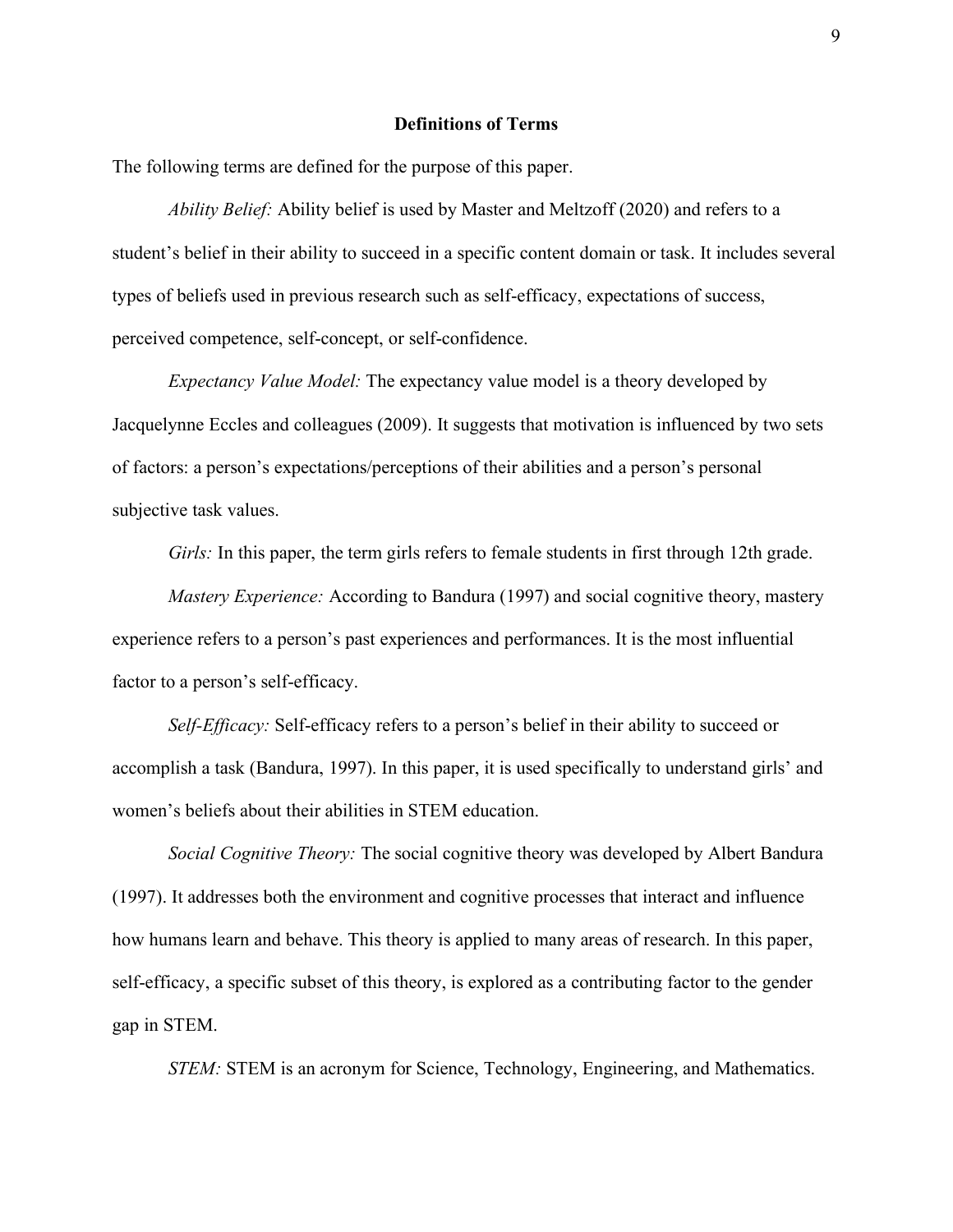## Definitions of Terms

The following terms are defined for the purpose of this paper.

*Ability Belief:* Ability belief is used by Master and Meltzoff (2020) and refers to a student's belief in their ability to succeed in a specific content domain or task. It includes several types of beliefs used in previous research such as self-efficacy, expectations of success, perceived competence, self-concept, or self-confidence.

*Expectancy Value Model:* The expectancy value model is a theory developed by Jacquelynne Eccles and colleagues (2009). It suggests that motivation is influenced by two sets of factors: a person's expectations/perceptions of their abilities and a person's personal subjective task values.

*Girls:* In this paper, the term girls refers to female students in first through 12th grade.

*Mastery Experience:* According to Bandura (1997) and social cognitive theory, mastery experience refers to a person's past experiences and performances. It is the most influential factor to a person's self-efficacy.

*Self-Efficacy:* Self-efficacy refers to a person's belief in their ability to succeed or accomplish a task (Bandura, 1997). In this paper, it is used specifically to understand girls' and women's beliefs about their abilities in STEM education.

*Social Cognitive Theory:* The social cognitive theory was developed by Albert Bandura (1997). It addresses both the environment and cognitive processes that interact and influence how humans learn and behave. This theory is applied to many areas of research. In this paper, self-efficacy, a specific subset of this theory, is explored as a contributing factor to the gender gap in STEM.

*STEM:* STEM is an acronym for Science, Technology, Engineering, and Mathematics.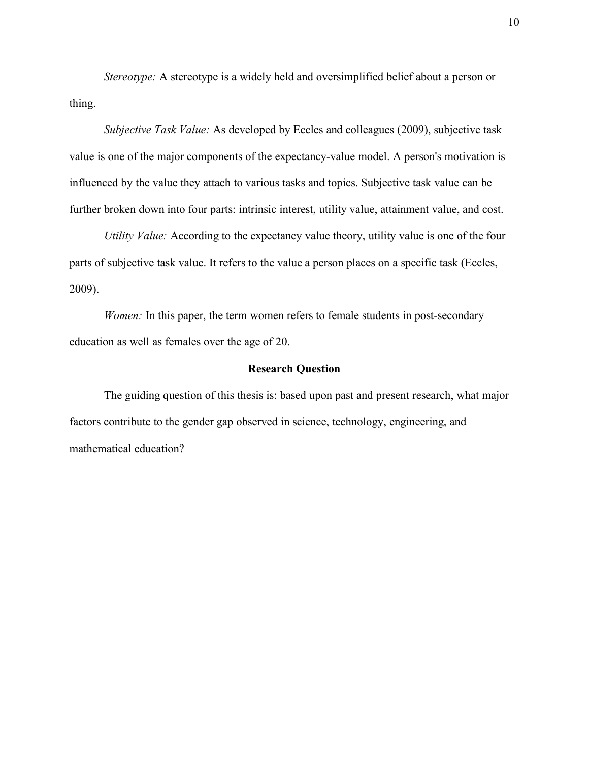*Stereotype:* A stereotype is a widely held and oversimplified belief about a person or thing.

*Subjective Task Value:* As developed by Eccles and colleagues (2009), subjective task value is one of the major components of the expectancy-value model. A person's motivation is influenced by the value they attach to various tasks and topics. Subjective task value can be further broken down into four parts: intrinsic interest, utility value, attainment value, and cost.

*Utility Value:* According to the expectancy value theory, utility value is one of the four parts of subjective task value. It refers to the value a person places on a specific task (Eccles, 2009).

*Women:* In this paper, the term women refers to female students in post-secondary education as well as females over the age of 20.

## Research Question

The guiding question of this thesis is: based upon past and present research, what major factors contribute to the gender gap observed in science, technology, engineering, and mathematical education?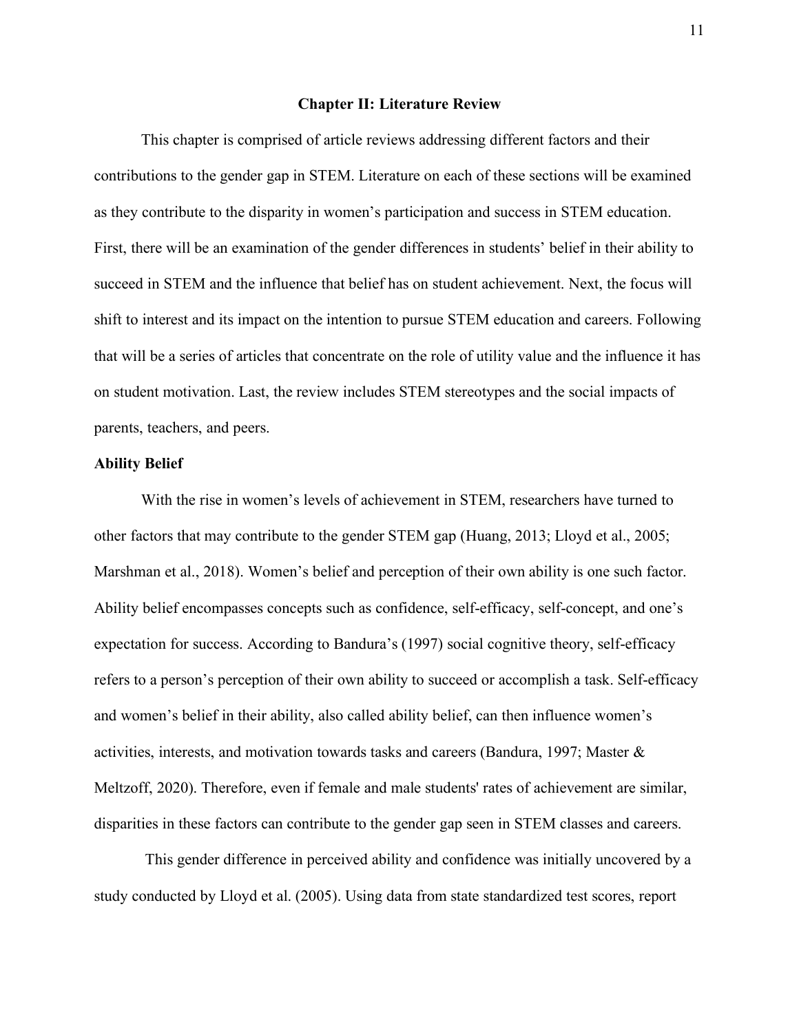## Chapter II: Literature Review

This chapter is comprised of article reviews addressing different factors and their contributions to the gender gap in STEM. Literature on each of these sections will be examined as they contribute to the disparity in women's participation and success in STEM education. First, there will be an examination of the gender differences in students' belief in their ability to succeed in STEM and the influence that belief has on student achievement. Next, the focus will shift to interest and its impact on the intention to pursue STEM education and careers. Following that will be a series of articles that concentrate on the role of utility value and the influence it has on student motivation. Last, the review includes STEM stereotypes and the social impacts of parents, teachers, and peers.

### Ability Belief

With the rise in women's levels of achievement in STEM, researchers have turned to other factors that may contribute to the gender STEM gap (Huang, 2013; Lloyd et al., 2005; Marshman et al., 2018). Women's belief and perception of their own ability is one such factor. Ability belief encompasses concepts such as confidence, self-efficacy, self-concept, and one's expectation for success. According to Bandura's (1997) social cognitive theory, self-efficacy refers to a person's perception of their own ability to succeed or accomplish a task. Self-efficacy and women's belief in their ability, also called ability belief, can then influence women's activities, interests, and motivation towards tasks and careers (Bandura, 1997; Master & Meltzoff, 2020). Therefore, even if female and male students' rates of achievement are similar, disparities in these factors can contribute to the gender gap seen in STEM classes and careers.

This gender difference in perceived ability and confidence was initially uncovered by a study conducted by Lloyd et al. (2005). Using data from state standardized test scores, report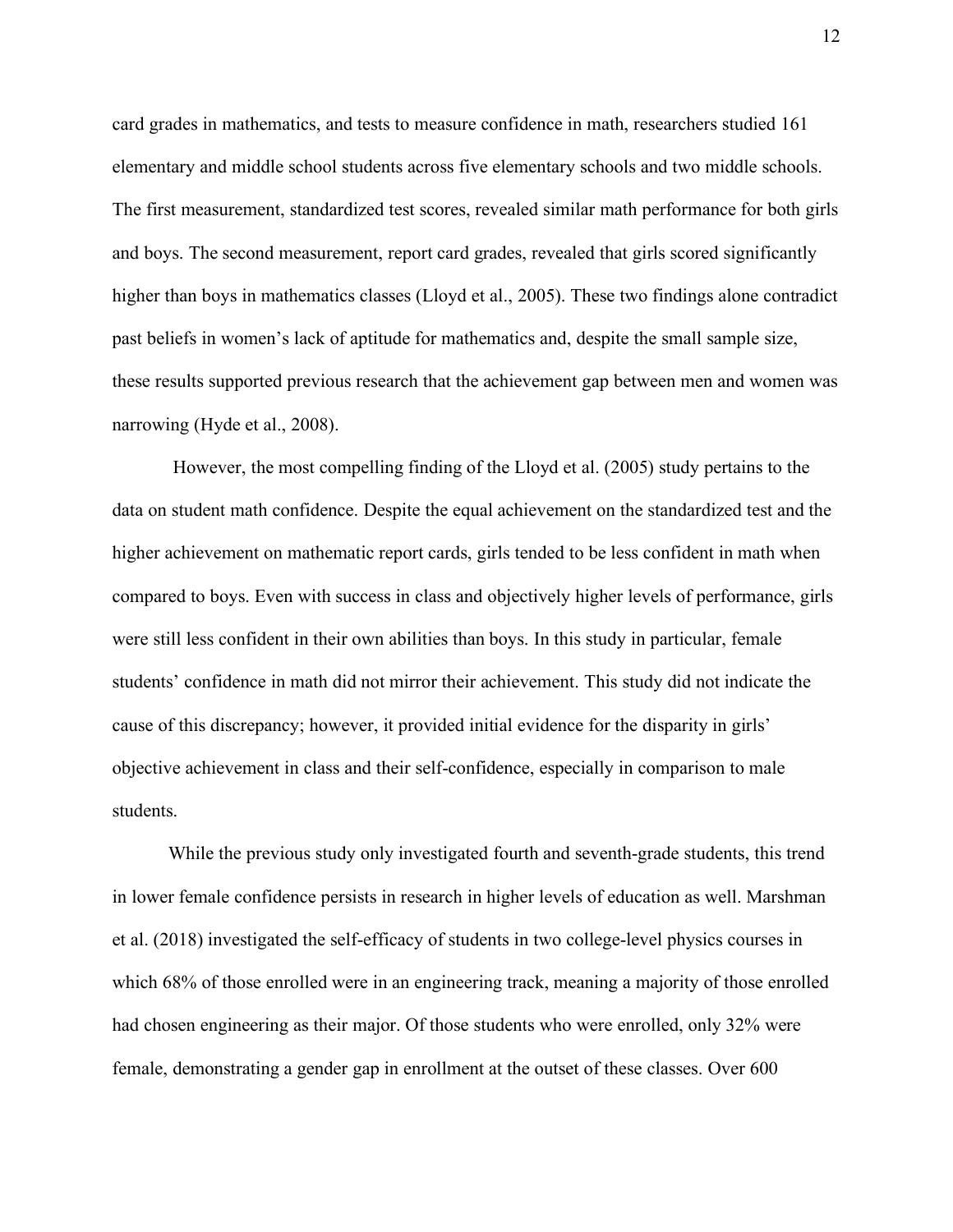card grades in mathematics, and tests to measure confidence in math, researchers studied 161 elementary and middle school students across five elementary schools and two middle schools. The first measurement, standardized test scores, revealed similar math performance for both girls and boys. The second measurement, report card grades, revealed that girls scored significantly higher than boys in mathematics classes (Lloyd et al., 2005). These two findings alone contradict past beliefs in women's lack of aptitude for mathematics and, despite the small sample size, these results supported previous research that the achievement gap between men and women was narrowing (Hyde et al., 2008).

However, the most compelling finding of the Lloyd et al. (2005) study pertains to the data on student math confidence. Despite the equal achievement on the standardized test and the higher achievement on mathematic report cards, girls tended to be less confident in math when compared to boys. Even with success in class and objectively higher levels of performance, girls were still less confident in their own abilities than boys. In this study in particular, female students' confidence in math did not mirror their achievement. This study did not indicate the cause of this discrepancy; however, it provided initial evidence for the disparity in girls' objective achievement in class and their self-confidence, especially in comparison to male students.

While the previous study only investigated fourth and seventh-grade students, this trend in lower female confidence persists in research in higher levels of education as well. Marshman et al. (2018) investigated the self-efficacy of students in two college-level physics courses in which 68% of those enrolled were in an engineering track, meaning a majority of those enrolled had chosen engineering as their major. Of those students who were enrolled, only 32% were female, demonstrating a gender gap in enrollment at the outset of these classes. Over 600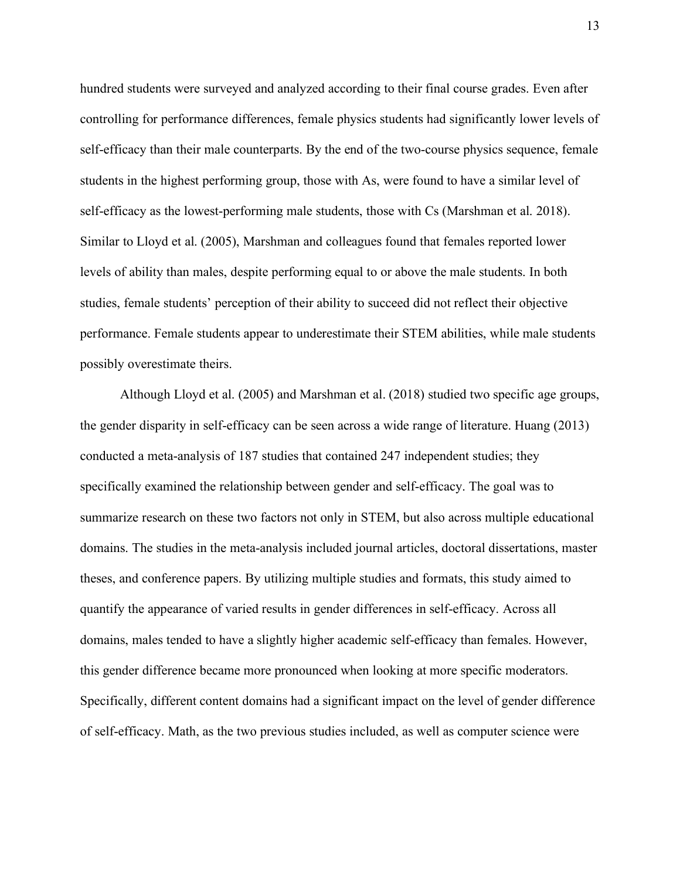hundred students were surveyed and analyzed according to their final course grades. Even after controlling for performance differences, female physics students had significantly lower levels of self-efficacy than their male counterparts. By the end of the two-course physics sequence, female students in the highest performing group, those with As, were found to have a similar level of self-efficacy as the lowest-performing male students, those with Cs (Marshman et al. 2018). Similar to Lloyd et al. (2005), Marshman and colleagues found that females reported lower levels of ability than males, despite performing equal to or above the male students. In both studies, female students' perception of their ability to succeed did not reflect their objective performance. Female students appear to underestimate their STEM abilities, while male students possibly overestimate theirs.

Although Lloyd et al. (2005) and Marshman et al. (2018) studied two specific age groups, the gender disparity in self-efficacy can be seen across a wide range of literature. Huang (2013) conducted a meta-analysis of 187 studies that contained 247 independent studies; they specifically examined the relationship between gender and self-efficacy. The goal was to summarize research on these two factors not only in STEM, but also across multiple educational domains. The studies in the meta-analysis included journal articles, doctoral dissertations, master theses, and conference papers. By utilizing multiple studies and formats, this study aimed to quantify the appearance of varied results in gender differences in self-efficacy. Across all domains, males tended to have a slightly higher academic self-efficacy than females. However, this gender difference became more pronounced when looking at more specific moderators. Specifically, different content domains had a significant impact on the level of gender difference of self-efficacy. Math, as the two previous studies included, as well as computer science were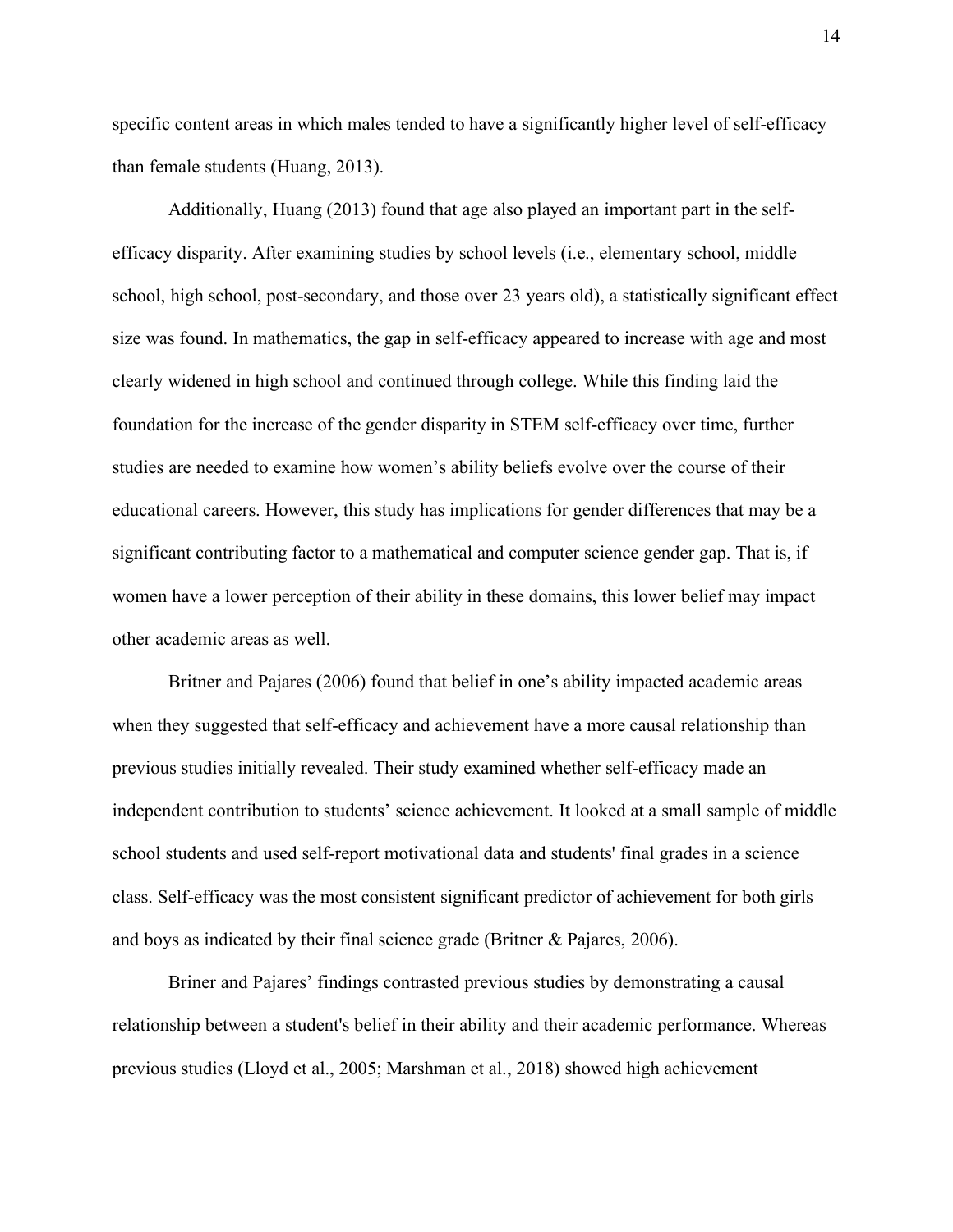specific content areas in which males tended to have a significantly higher level of self-efficacy than female students (Huang, 2013).

Additionally, Huang (2013) found that age also played an important part in the self-efficacy disparity. After examining studies by school levels (i.e., elementary school, middle school, high school, post-secondary, and those over 23 years old), a statistically significant effect size was found. In mathematics, the gap in self-efficacy appeared to increase with age and most clearly widened in high school and continued through college. While this finding laid the foundation for the increase of the gender disparity in STEM self-efficacy over time, further studies are needed to examine how women's ability beliefs evolve over the course of their educational careers. However, this study has implications for gender differences that may be a significant contributing factor to a mathematical and computer science gender gap. That is, if women have a lower perception of their ability in these domains, this lower belief may impact other academic areas as well.

Britner and Pajares (2006) found that belief in one's ability impacted academic areas when they suggested that self-efficacy and achievement have a more causal relationship than previous studies initially revealed. Their study examined whether self-efficacy made an independent contribution to students' science achievement. It looked at a small sample of middle school students and used self-report motivational data and students' final grades in a science class. Self-efficacy was the most consistent significant predictor of achievement for both girls and boys as indicated by their final science grade (Britner & Pajares, 2006).

Briner and Pajares' findings contrasted previous studies by demonstrating a causal relationship between a student's belief in their ability and their academic performance. Whereas previous studies (Lloyd et al., 2005; Marshman et al., 2018) showed high achievement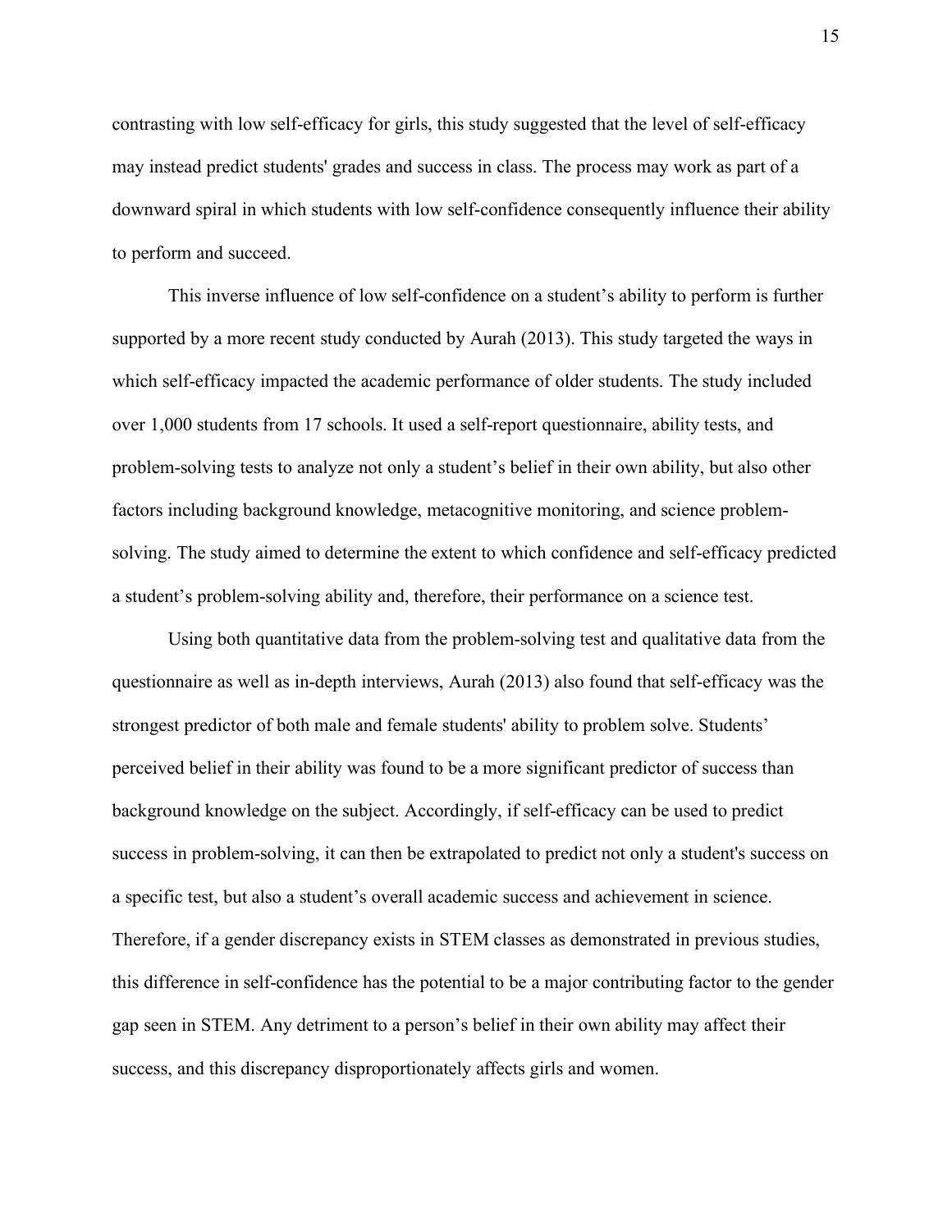contrasting with low self-efficacy for girls, this study suggested that the level of self-efficacy may instead predict students' grades and success in class. The process may work as part of a downward spiral in which students with low self-confidence consequently influence their ability to perform and succeed.

This inverse influence of low self-confidence on a student's ability to perform is further supported by a more recent study conducted by Aurah (2013). This study targeted the ways in which self-efficacy impacted the academic performance of older students. The study included over 1,000 students from 17 schools. It used a self-report questionnaire, ability tests, and problem-solving tests to analyze not only a student's belief in their own ability, but also other factors including background knowledge, metacognitive monitoring, and science problem-solving. The study aimed to determine the extent to which confidence and self-efficacy predicted a student's problem-solving ability and, therefore, their performance on a science test.

Using both quantitative data from the problem-solving test and qualitative data from the questionnaire as well as in-depth interviews, Aurah (2013) also found that self-efficacy was the strongest predictor of both male and female students' ability to problem solve. Students' perceived belief in their ability was found to be a more significant predictor of success than background knowledge on the subject. Accordingly, if self-efficacy can be used to predict success in problem-solving, it can then be extrapolated to predict not only a student's success on a specific test, but also a student's overall academic success and achievement in science. Therefore, if a gender discrepancy exists in STEM classes as demonstrated in previous studies, this difference in self-confidence has the potential to be a major contributing factor to the gender gap seen in STEM. Any detriment to a person's belief in their own ability may affect their success, and this discrepancy disproportionately affects girls and women.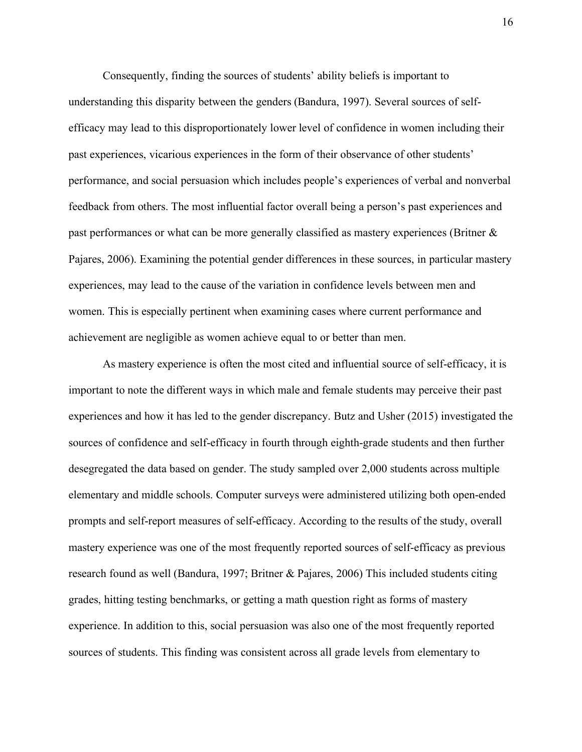Consequently, finding the sources of students' ability beliefs is important to understanding this disparity between the genders (Bandura, 1997). Several sources of self-efficacy may lead to this disproportionately lower level of confidence in women including their past experiences, vicarious experiences in the form of their observance of other students' performance, and social persuasion which includes people's experiences of verbal and nonverbal feedback from others. The most influential factor overall being a person's past experiences and past performances or what can be more generally classified as mastery experiences (Britner & Pajares, 2006). Examining the potential gender differences in these sources, in particular mastery experiences, may lead to the cause of the variation in confidence levels between men and women. This is especially pertinent when examining cases where current performance and achievement are negligible as women achieve equal to or better than men.

As mastery experience is often the most cited and influential source of self-efficacy, it is important to note the different ways in which male and female students may perceive their past experiences and how it has led to the gender discrepancy. Butz and Usher (2015) investigated the sources of confidence and self-efficacy in fourth through eighth-grade students and then further desegregated the data based on gender. The study sampled over 2,000 students across multiple elementary and middle schools. Computer surveys were administered utilizing both open-ended prompts and self-report measures of self-efficacy. According to the results of the study, overall mastery experience was one of the most frequently reported sources of self-efficacy as previous research found as well (Bandura, 1997; Britner & Pajares, 2006) This included students citing grades, hitting testing benchmarks, or getting a math question right as forms of mastery experience. In addition to this, social persuasion was also one of the most frequently reported sources of students. This finding was consistent across all grade levels from elementary to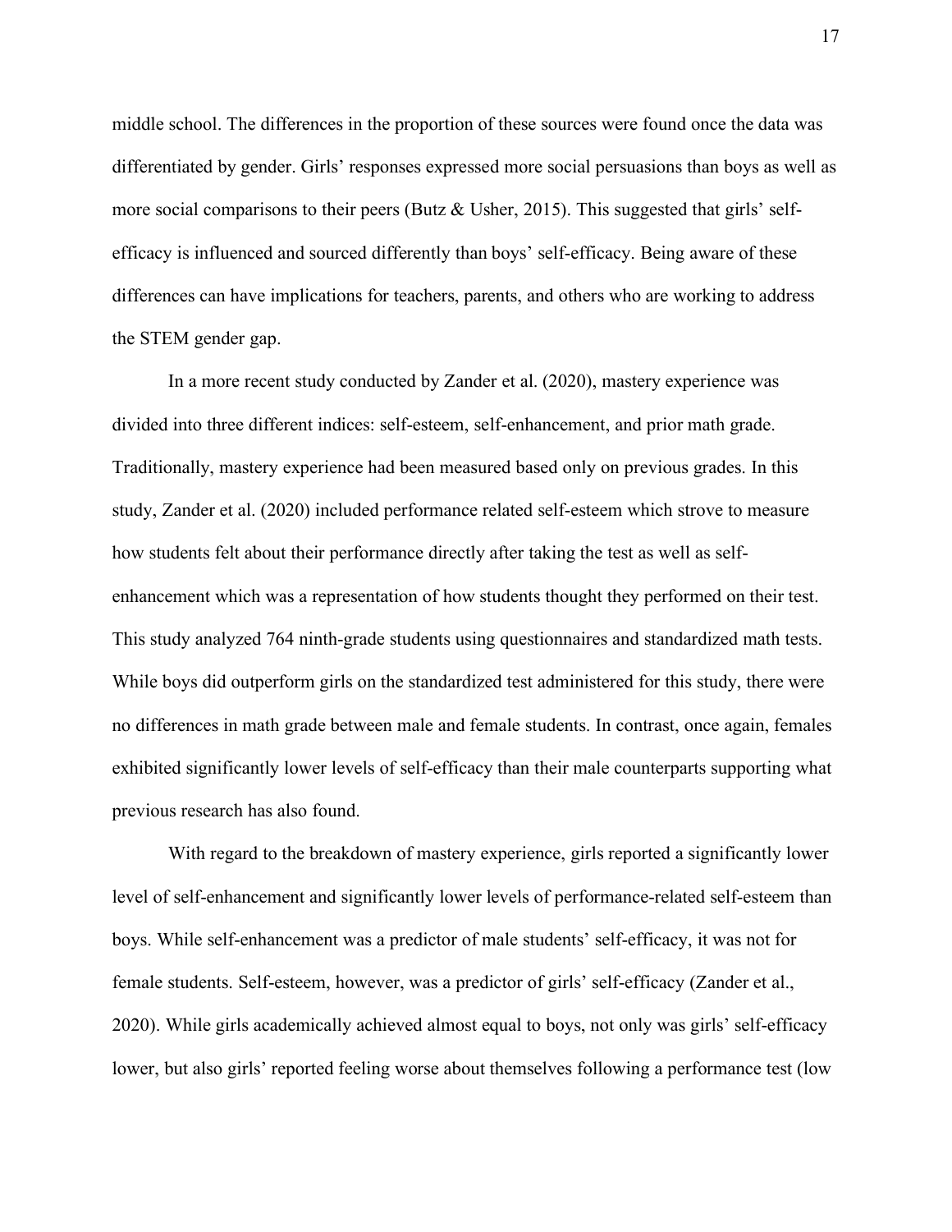middle school. The differences in the proportion of these sources were found once the data was differentiated by gender. Girls' responses expressed more social persuasions than boys as well as more social comparisons to their peers (Butz & Usher, 2015). This suggested that girls' self-efficacy is influenced and sourced differently than boys' self-efficacy. Being aware of these differences can have implications for teachers, parents, and others who are working to address the STEM gender gap.

In a more recent study conducted by Zander et al. (2020), mastery experience was divided into three different indices: self-esteem, self-enhancement, and prior math grade. Traditionally, mastery experience had been measured based only on previous grades. In this study, Zander et al. (2020) included performance related self-esteem which strove to measure how students felt about their performance directly after taking the test as well as self-enhancement which was a representation of how students thought they performed on their test. This study analyzed 764 ninth-grade students using questionnaires and standardized math tests. While boys did outperform girls on the standardized test administered for this study, there were no differences in math grade between male and female students. In contrast, once again, females exhibited significantly lower levels of self-efficacy than their male counterparts supporting what previous research has also found.

With regard to the breakdown of mastery experience, girls reported a significantly lower level of self-enhancement and significantly lower levels of performance-related self-esteem than boys. While self-enhancement was a predictor of male students' self-efficacy, it was not for female students. Self-esteem, however, was a predictor of girls' self-efficacy (Zander et al., 2020). While girls academically achieved almost equal to boys, not only was girls' self-efficacy lower, but also girls' reported feeling worse about themselves following a performance test (low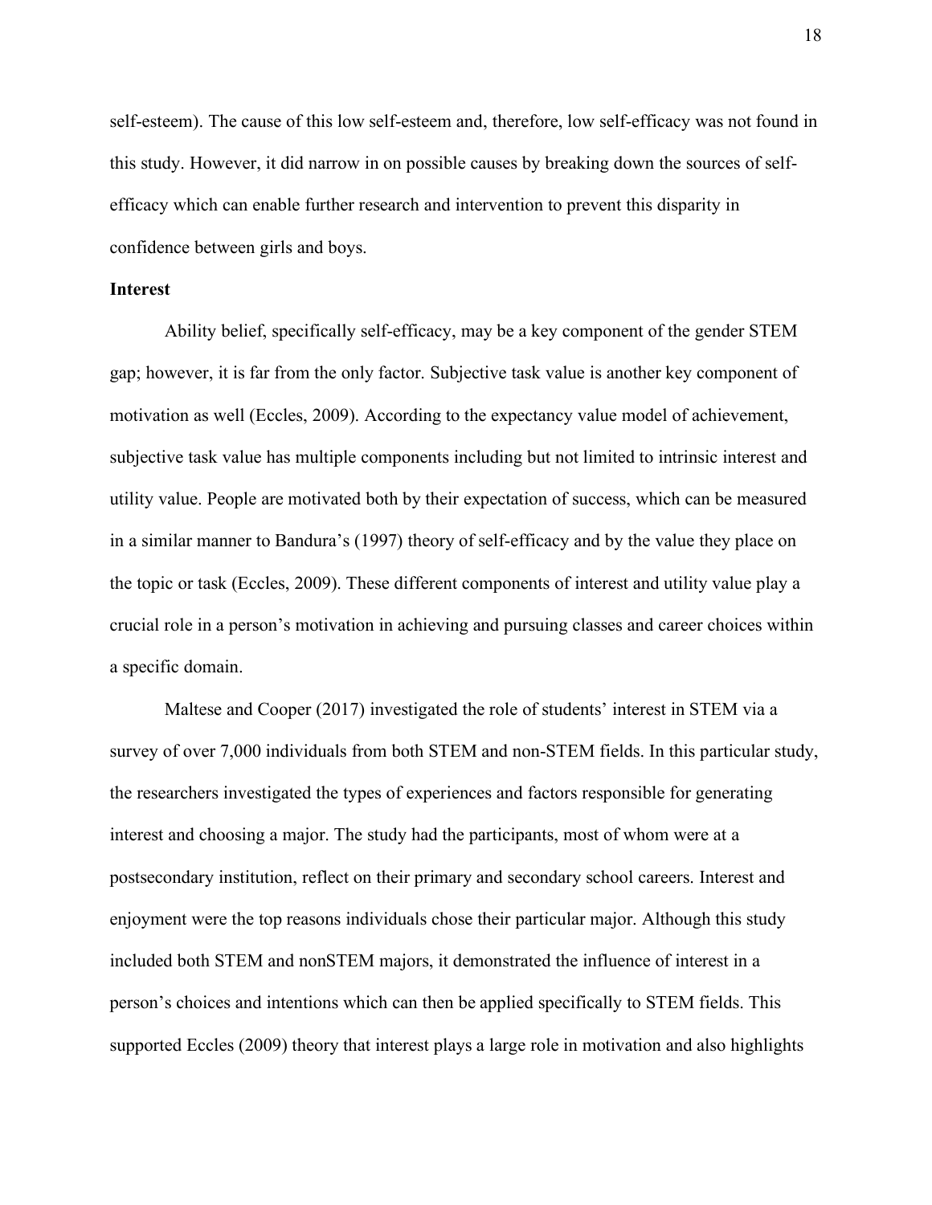self-esteem). The cause of this low self-esteem and, therefore, low self-efficacy was not found in this study. However, it did narrow in on possible causes by breaking down the sources of self-efficacy which can enable further research and intervention to prevent this disparity in confidence between girls and boys.

**Interest**

Ability belief, specifically self-efficacy, may be a key component of the gender STEM gap; however, it is far from the only factor. Subjective task value is another key component of motivation as well (Eccles, 2009). According to the expectancy value model of achievement, subjective task value has multiple components including but not limited to intrinsic interest and utility value. People are motivated both by their expectation of success, which can be measured in a similar manner to Bandura's (1997) theory of self-efficacy and by the value they place on the topic or task (Eccles, 2009). These different components of interest and utility value play a crucial role in a person's motivation in achieving and pursuing classes and career choices within a specific domain.

Maltese and Cooper (2017) investigated the role of students' interest in STEM via a survey of over 7,000 individuals from both STEM and non-STEM fields. In this particular study, the researchers investigated the types of experiences and factors responsible for generating interest and choosing a major. The study had the participants, most of whom were at a postsecondary institution, reflect on their primary and secondary school careers. Interest and enjoyment were the top reasons individuals chose their particular major. Although this study included both STEM and nonSTEM majors, it demonstrated the influence of interest in a person's choices and intentions which can then be applied specifically to STEM fields. This supported Eccles (2009) theory that interest plays a large role in motivation and also highlights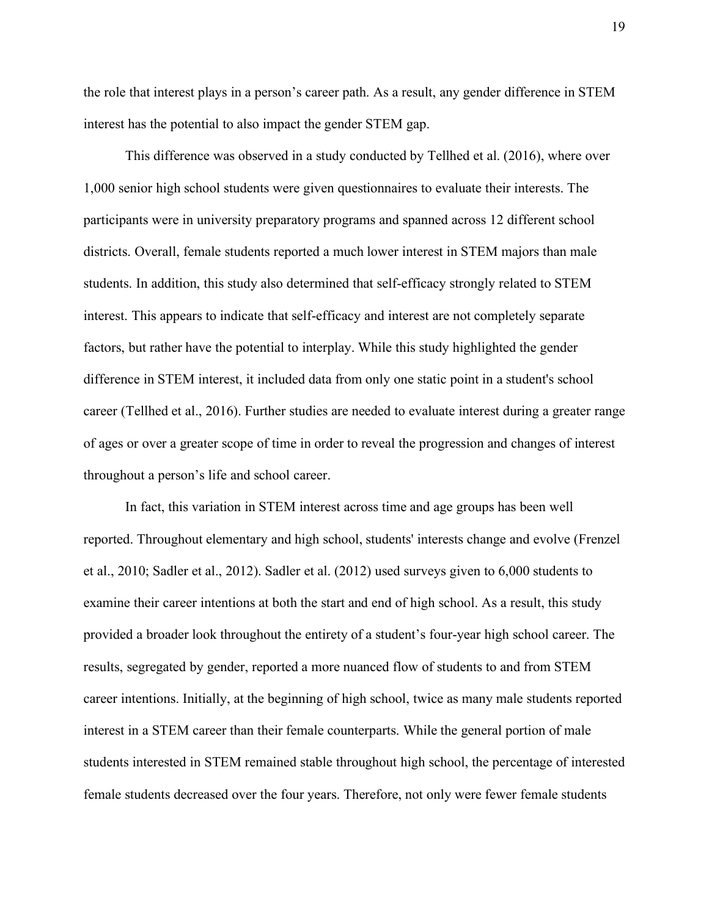the role that interest plays in a person's career path. As a result, any gender difference in STEM interest has the potential to also impact the gender STEM gap.

This difference was observed in a study conducted by Tellhed et al. (2016), where over 1,000 senior high school students were given questionnaires to evaluate their interests. The participants were in university preparatory programs and spanned across 12 different school districts. Overall, female students reported a much lower interest in STEM majors than male students. In addition, this study also determined that self-efficacy strongly related to STEM interest. This appears to indicate that self-efficacy and interest are not completely separate factors, but rather have the potential to interplay. While this study highlighted the gender difference in STEM interest, it included data from only one static point in a student's school career (Tellhed et al., 2016). Further studies are needed to evaluate interest during a greater range of ages or over a greater scope of time in order to reveal the progression and changes of interest throughout a person's life and school career.

In fact, this variation in STEM interest across time and age groups has been well reported. Throughout elementary and high school, students' interests change and evolve (Frenzel et al., 2010; Sadler et al., 2012). Sadler et al. (2012) used surveys given to 6,000 students to examine their career intentions at both the start and end of high school. As a result, this study provided a broader look throughout the entirety of a student's four-year high school career. The results, segregated by gender, reported a more nuanced flow of students to and from STEM career intentions. Initially, at the beginning of high school, twice as many male students reported interest in a STEM career than their female counterparts. While the general portion of male students interested in STEM remained stable throughout high school, the percentage of interested female students decreased over the four years. Therefore, not only were fewer female students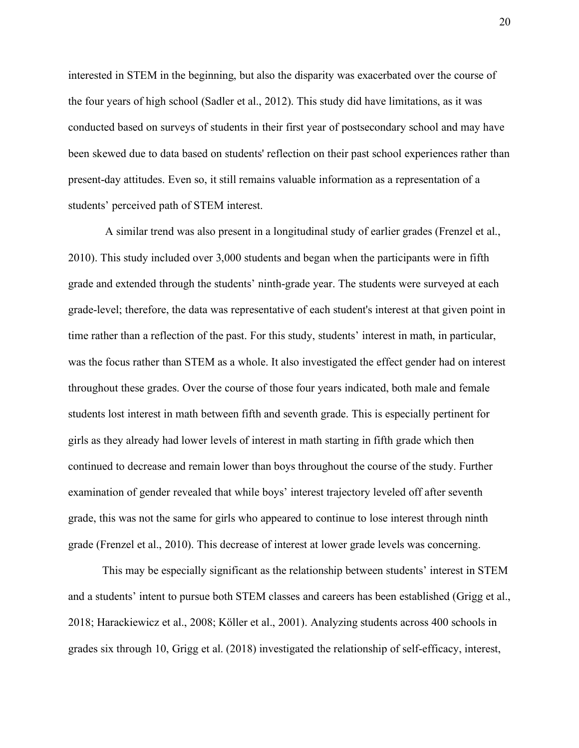interested in STEM in the beginning, but also the disparity was exacerbated over the course of the four years of high school (Sadler et al., 2012). This study did have limitations, as it was conducted based on surveys of students in their first year of postsecondary school and may have been skewed due to data based on students' reflection on their past school experiences rather than present-day attitudes. Even so, it still remains valuable information as a representation of a students' perceived path of STEM interest.

A similar trend was also present in a longitudinal study of earlier grades (Frenzel et al., 2010). This study included over 3,000 students and began when the participants were in fifth grade and extended through the students' ninth-grade year. The students were surveyed at each grade-level; therefore, the data was representative of each student's interest at that given point in time rather than a reflection of the past. For this study, students' interest in math, in particular, was the focus rather than STEM as a whole. It also investigated the effect gender had on interest throughout these grades. Over the course of those four years indicated, both male and female students lost interest in math between fifth and seventh grade. This is especially pertinent for girls as they already had lower levels of interest in math starting in fifth grade which then continued to decrease and remain lower than boys throughout the course of the study. Further examination of gender revealed that while boys' interest trajectory leveled off after seventh grade, this was not the same for girls who appeared to continue to lose interest through ninth grade (Frenzel et al., 2010). This decrease of interest at lower grade levels was concerning.

This may be especially significant as the relationship between students' interest in STEM and a students' intent to pursue both STEM classes and careers has been established (Grigg et al., 2018; Harackiewicz et al., 2008; Köller et al., 2001). Analyzing students across 400 schools in grades six through 10, Grigg et al. (2018) investigated the relationship of self-efficacy, interest,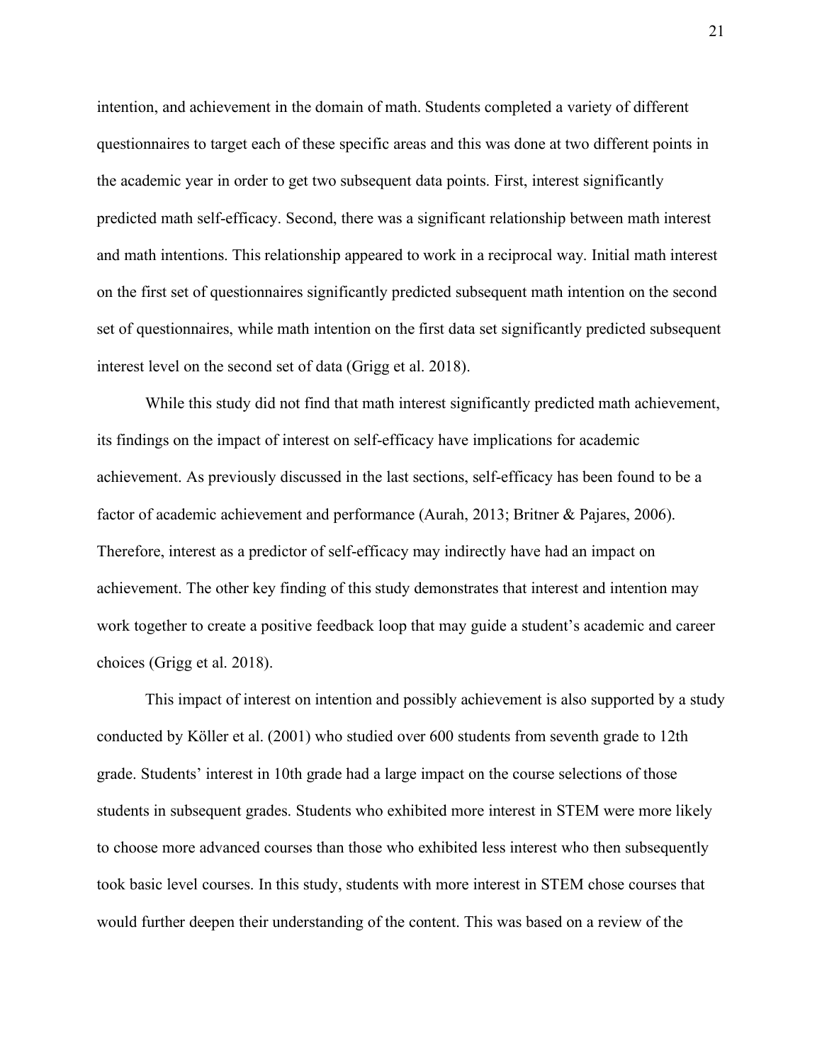intention, and achievement in the domain of math. Students completed a variety of different questionnaires to target each of these specific areas and this was done at two different points in the academic year in order to get two subsequent data points. First, interest significantly predicted math self-efficacy. Second, there was a significant relationship between math interest and math intentions. This relationship appeared to work in a reciprocal way. Initial math interest on the first set of questionnaires significantly predicted subsequent math intention on the second set of questionnaires, while math intention on the first data set significantly predicted subsequent interest level on the second set of data (Grigg et al. 2018).

While this study did not find that math interest significantly predicted math achievement, its findings on the impact of interest on self-efficacy have implications for academic achievement. As previously discussed in the last sections, self-efficacy has been found to be a factor of academic achievement and performance (Aurah, 2013; Britner & Pajares, 2006). Therefore, interest as a predictor of self-efficacy may indirectly have had an impact on achievement. The other key finding of this study demonstrates that interest and intention may work together to create a positive feedback loop that may guide a student's academic and career choices (Grigg et al. 2018).

This impact of interest on intention and possibly achievement is also supported by a study conducted by Köller et al. (2001) who studied over 600 students from seventh grade to 12th grade. Students' interest in 10th grade had a large impact on the course selections of those students in subsequent grades. Students who exhibited more interest in STEM were more likely to choose more advanced courses than those who exhibited less interest who then subsequently took basic level courses. In this study, students with more interest in STEM chose courses that would further deepen their understanding of the content. This was based on a review of the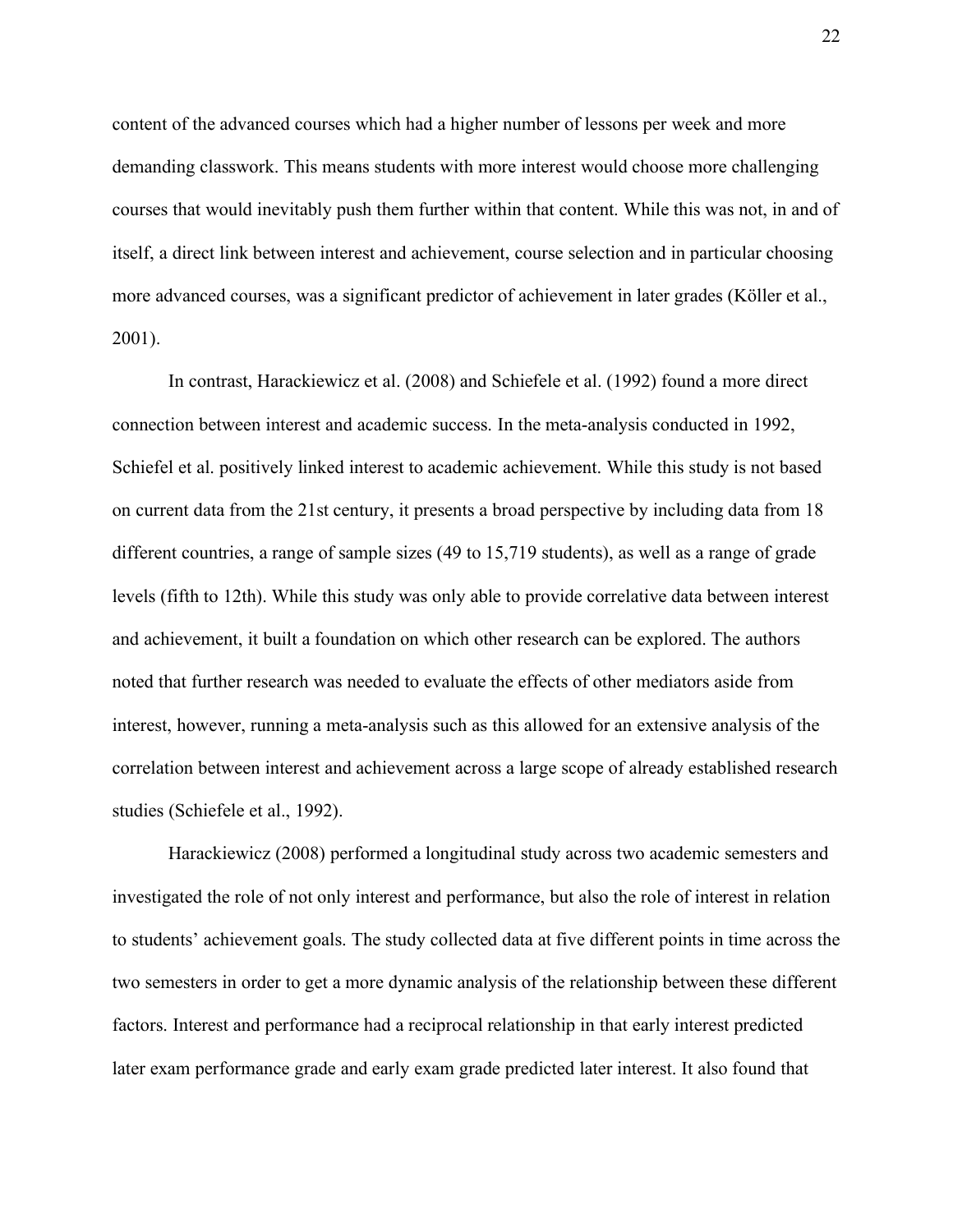content of the advanced courses which had a higher number of lessons per week and more demanding classwork. This means students with more interest would choose more challenging courses that would inevitably push them further within that content. While this was not, in and of itself, a direct link between interest and achievement, course selection and in particular choosing more advanced courses, was a significant predictor of achievement in later grades (Köller et al., 2001).

In contrast, Harackiewicz et al. (2008) and Schiefele et al. (1992) found a more direct connection between interest and academic success. In the meta-analysis conducted in 1992, Schiefel et al. positively linked interest to academic achievement. While this study is not based on current data from the 21st century, it presents a broad perspective by including data from 18 different countries, a range of sample sizes (49 to 15,719 students), as well as a range of grade levels (fifth to 12th). While this study was only able to provide correlative data between interest and achievement, it built a foundation on which other research can be explored. The authors noted that further research was needed to evaluate the effects of other mediators aside from interest, however, running a meta-analysis such as this allowed for an extensive analysis of the correlation between interest and achievement across a large scope of already established research studies (Schiefele et al., 1992).

Harackiewicz (2008) performed a longitudinal study across two academic semesters and investigated the role of not only interest and performance, but also the role of interest in relation to students' achievement goals. The study collected data at five different points in time across the two semesters in order to get a more dynamic analysis of the relationship between these different factors. Interest and performance had a reciprocal relationship in that early interest predicted later exam performance grade and early exam grade predicted later interest. It also found that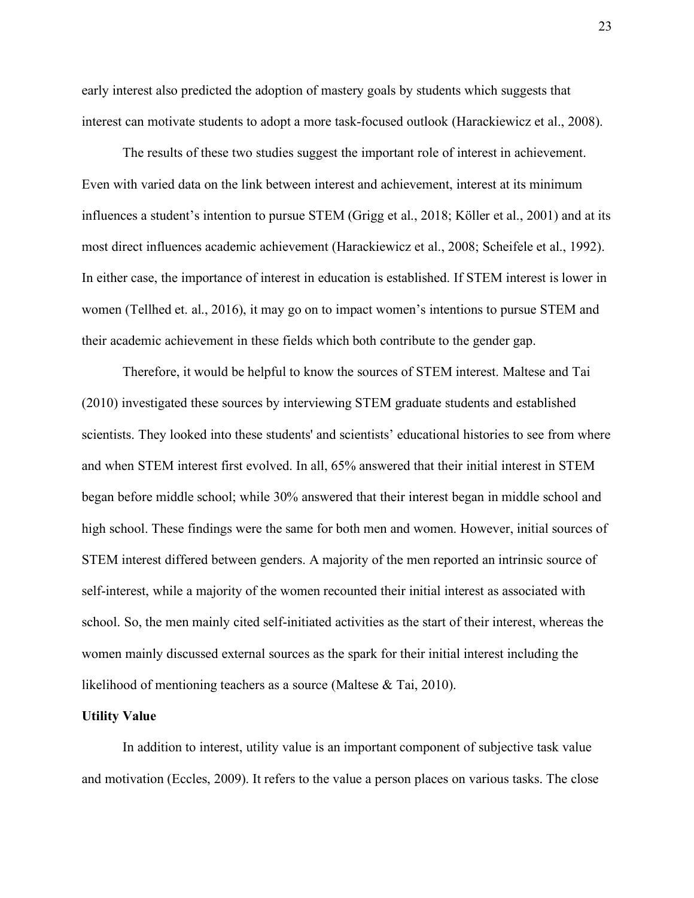early interest also predicted the adoption of mastery goals by students which suggests that interest can motivate students to adopt a more task-focused outlook (Harackiewicz et al., 2008).

The results of these two studies suggest the important role of interest in achievement. Even with varied data on the link between interest and achievement, interest at its minimum influences a student's intention to pursue STEM (Grigg et al., 2018; Köller et al., 2001) and at its most direct influences academic achievement (Harackiewicz et al., 2008; Scheifele et al., 1992). In either case, the importance of interest in education is established. If STEM interest is lower in women (Tellhed et. al., 2016), it may go on to impact women's intentions to pursue STEM and their academic achievement in these fields which both contribute to the gender gap.

Therefore, it would be helpful to know the sources of STEM interest. Maltese and Tai (2010) investigated these sources by interviewing STEM graduate students and established scientists. They looked into these students' and scientists' educational histories to see from where and when STEM interest first evolved. In all, 65% answered that their initial interest in STEM began before middle school; while 30% answered that their interest began in middle school and high school. These findings were the same for both men and women. However, initial sources of STEM interest differed between genders. A majority of the men reported an intrinsic source of self-interest, while a majority of the women recounted their initial interest as associated with school. So, the men mainly cited self-initiated activities as the start of their interest, whereas the women mainly discussed external sources as the spark for their initial interest including the likelihood of mentioning teachers as a source (Maltese & Tai, 2010).

**Utility Value**

In addition to interest, utility value is an important component of subjective task value and motivation (Eccles, 2009). It refers to the value a person places on various tasks. The close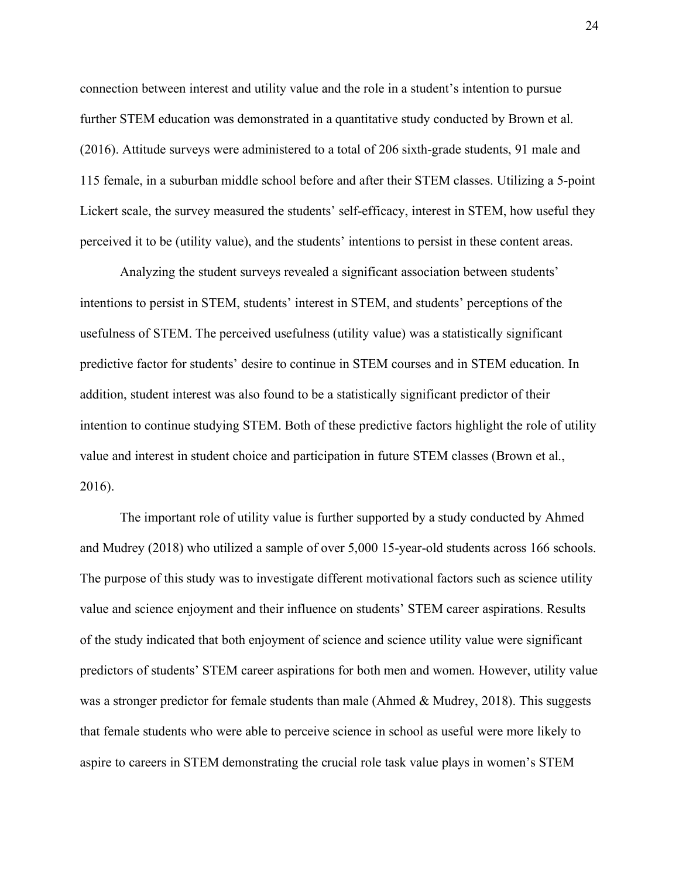connection between interest and utility value and the role in a student's intention to pursue further STEM education was demonstrated in a quantitative study conducted by Brown et al. (2016). Attitude surveys were administered to a total of 206 sixth-grade students, 91 male and 115 female, in a suburban middle school before and after their STEM classes. Utilizing a 5-point Lickert scale, the survey measured the students' self-efficacy, interest in STEM, how useful they perceived it to be (utility value), and the students' intentions to persist in these content areas.

Analyzing the student surveys revealed a significant association between students' intentions to persist in STEM, students' interest in STEM, and students' perceptions of the usefulness of STEM. The perceived usefulness (utility value) was a statistically significant predictive factor for students' desire to continue in STEM courses and in STEM education. In addition, student interest was also found to be a statistically significant predictor of their intention to continue studying STEM. Both of these predictive factors highlight the role of utility value and interest in student choice and participation in future STEM classes (Brown et al., 2016).

The important role of utility value is further supported by a study conducted by Ahmed and Mudrey (2018) who utilized a sample of over 5,000 15-year-old students across 166 schools. The purpose of this study was to investigate different motivational factors such as science utility value and science enjoyment and their influence on students' STEM career aspirations. Results of the study indicated that both enjoyment of science and science utility value were significant predictors of students' STEM career aspirations for both men and women. However, utility value was a stronger predictor for female students than male (Ahmed & Mudrey, 2018). This suggests that female students who were able to perceive science in school as useful were more likely to aspire to careers in STEM demonstrating the crucial role task value plays in women's STEM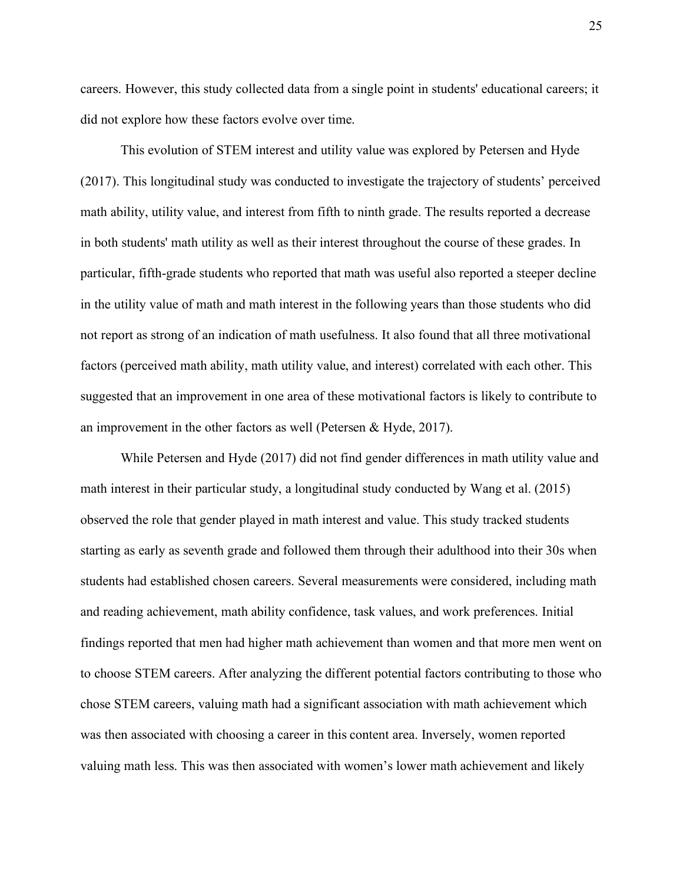careers. However, this study collected data from a single point in students' educational careers; it did not explore how these factors evolve over time.

This evolution of STEM interest and utility value was explored by Petersen and Hyde (2017). This longitudinal study was conducted to investigate the trajectory of students' perceived math ability, utility value, and interest from fifth to ninth grade. The results reported a decrease in both students' math utility as well as their interest throughout the course of these grades. In particular, fifth-grade students who reported that math was useful also reported a steeper decline in the utility value of math and math interest in the following years than those students who did not report as strong of an indication of math usefulness. It also found that all three motivational factors (perceived math ability, math utility value, and interest) correlated with each other. This suggested that an improvement in one area of these motivational factors is likely to contribute to an improvement in the other factors as well (Petersen & Hyde, 2017).

While Petersen and Hyde (2017) did not find gender differences in math utility value and math interest in their particular study, a longitudinal study conducted by Wang et al. (2015) observed the role that gender played in math interest and value. This study tracked students starting as early as seventh grade and followed them through their adulthood into their 30s when students had established chosen careers. Several measurements were considered, including math and reading achievement, math ability confidence, task values, and work preferences. Initial findings reported that men had higher math achievement than women and that more men went on to choose STEM careers. After analyzing the different potential factors contributing to those who chose STEM careers, valuing math had a significant association with math achievement which was then associated with choosing a career in this content area. Inversely, women reported valuing math less. This was then associated with women's lower math achievement and likely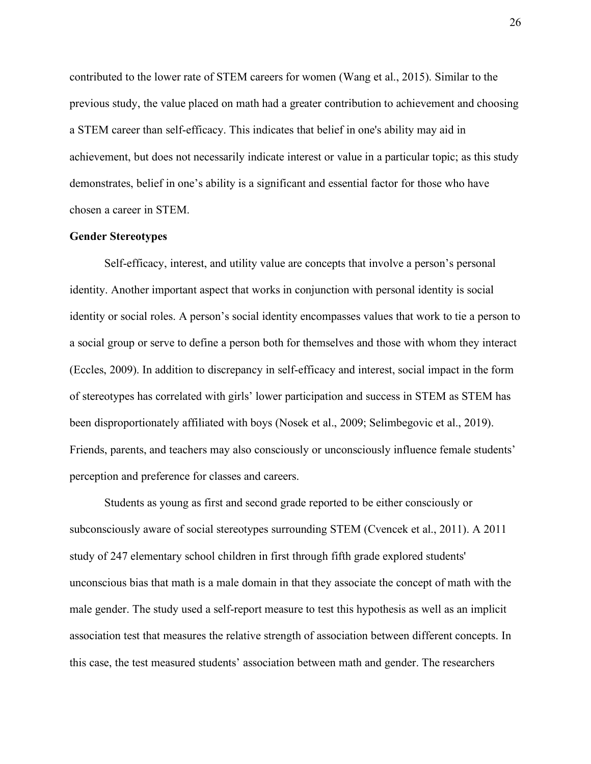contributed to the lower rate of STEM careers for women (Wang et al., 2015). Similar to the previous study, the value placed on math had a greater contribution to achievement and choosing a STEM career than self-efficacy. This indicates that belief in one's ability may aid in achievement, but does not necessarily indicate interest or value in a particular topic; as this study demonstrates, belief in one's ability is a significant and essential factor for those who have chosen a career in STEM.

**Gender Stereotypes**

Self-efficacy, interest, and utility value are concepts that involve a person's personal identity. Another important aspect that works in conjunction with personal identity is social identity or social roles. A person's social identity encompasses values that work to tie a person to a social group or serve to define a person both for themselves and those with whom they interact (Eccles, 2009). In addition to discrepancy in self-efficacy and interest, social impact in the form of stereotypes has correlated with girls' lower participation and success in STEM as STEM has been disproportionately affiliated with boys (Nosek et al., 2009; Selimbegovic et al., 2019). Friends, parents, and teachers may also consciously or unconsciously influence female students' perception and preference for classes and careers.

Students as young as first and second grade reported to be either consciously or subconsciously aware of social stereotypes surrounding STEM (Cvencek et al., 2011). A 2011 study of 247 elementary school children in first through fifth grade explored students' unconscious bias that math is a male domain in that they associate the concept of math with the male gender. The study used a self-report measure to test this hypothesis as well as an implicit association test that measures the relative strength of association between different concepts. In this case, the test measured students' association between math and gender. The researchers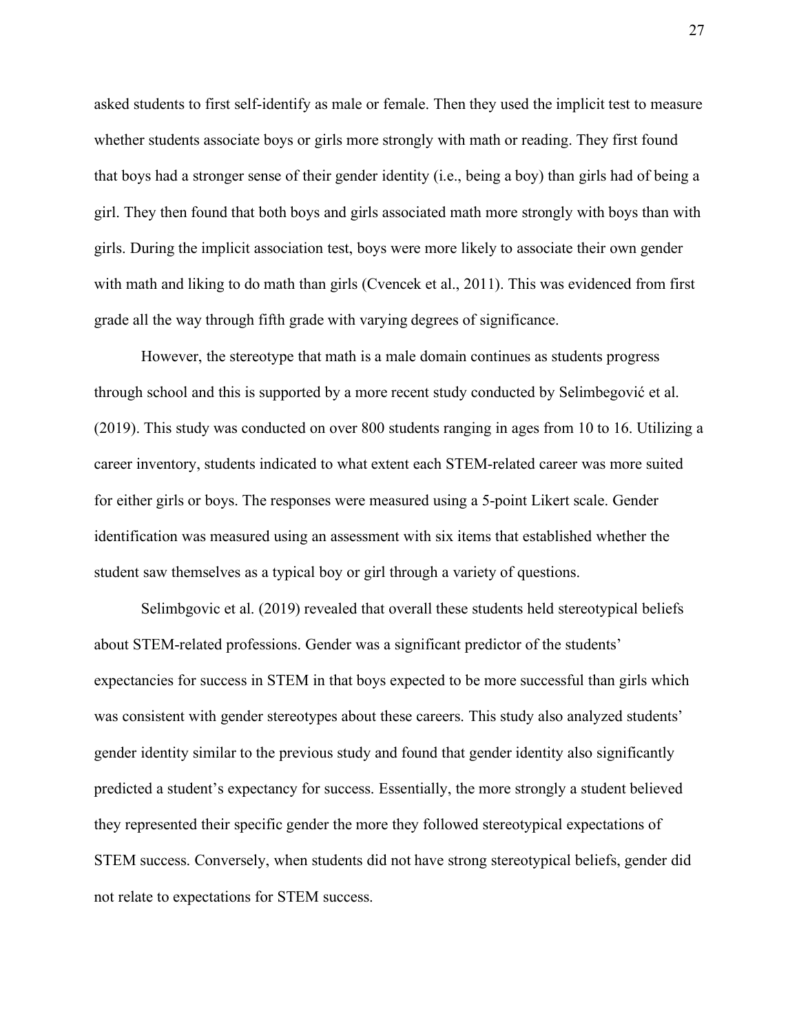asked students to first self-identify as male or female. Then they used the implicit test to measure whether students associate boys or girls more strongly with math or reading. They first found that boys had a stronger sense of their gender identity (i.e., being a boy) than girls had of being a girl. They then found that both boys and girls associated math more strongly with boys than with girls. During the implicit association test, boys were more likely to associate their own gender with math and liking to do math than girls (Cvencek et al., 2011). This was evidenced from first grade all the way through fifth grade with varying degrees of significance.

However, the stereotype that math is a male domain continues as students progress through school and this is supported by a more recent study conducted by Selimbegović et al. (2019). This study was conducted on over 800 students ranging in ages from 10 to 16. Utilizing a career inventory, students indicated to what extent each STEM-related career was more suited for either girls or boys. The responses were measured using a 5-point Likert scale. Gender identification was measured using an assessment with six items that established whether the student saw themselves as a typical boy or girl through a variety of questions.

Selimbgovic et al. (2019) revealed that overall these students held stereotypical beliefs about STEM-related professions. Gender was a significant predictor of the students' expectancies for success in STEM in that boys expected to be more successful than girls which was consistent with gender stereotypes about these careers. This study also analyzed students' gender identity similar to the previous study and found that gender identity also significantly predicted a student's expectancy for success. Essentially, the more strongly a student believed they represented their specific gender the more they followed stereotypical expectations of STEM success. Conversely, when students did not have strong stereotypical beliefs, gender did not relate to expectations for STEM success.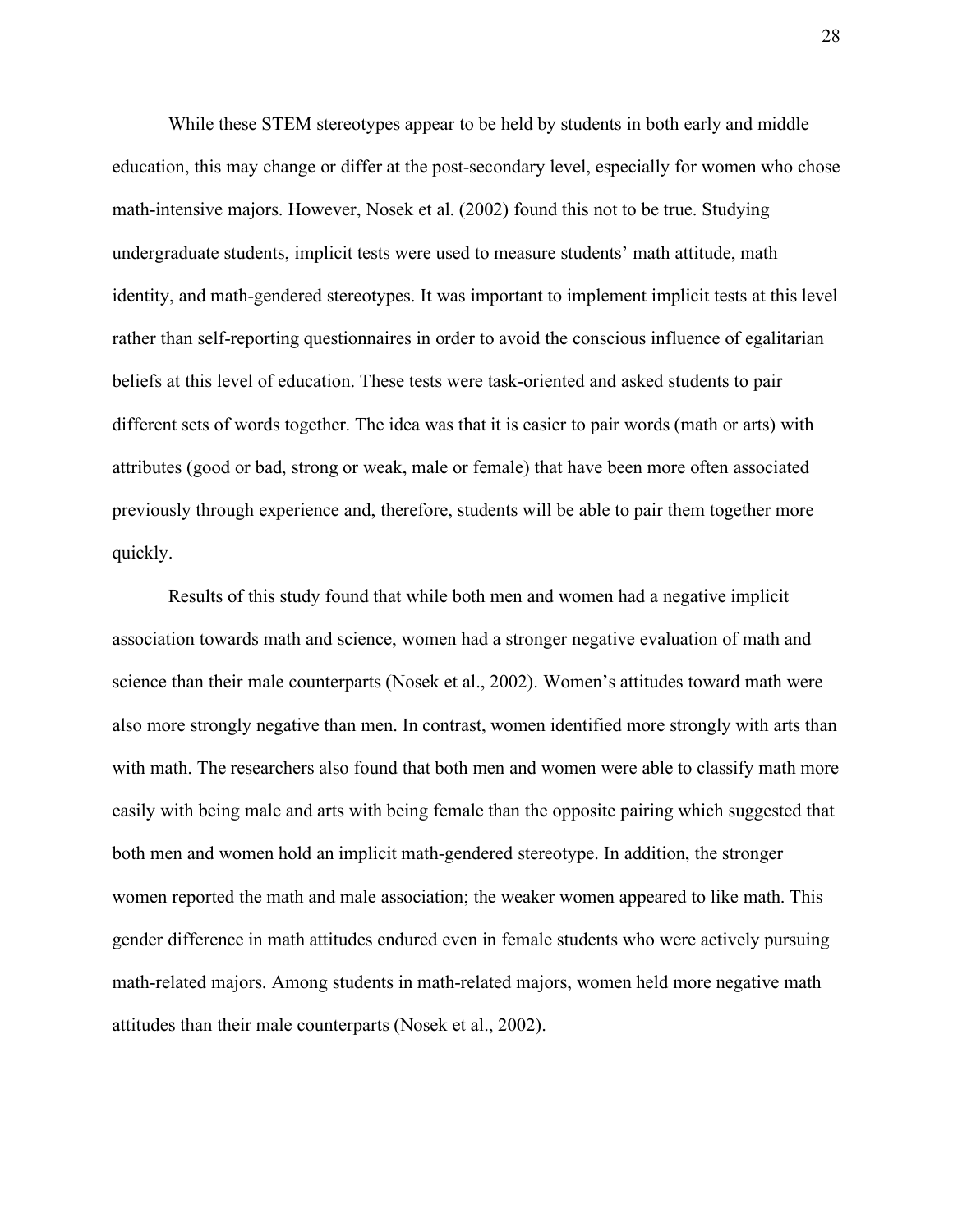While these STEM stereotypes appear to be held by students in both early and middle education, this may change or differ at the post-secondary level, especially for women who chose math-intensive majors. However, Nosek et al. (2002) found this not to be true. Studying undergraduate students, implicit tests were used to measure students' math attitude, math identity, and math-gendered stereotypes. It was important to implement implicit tests at this level rather than self-reporting questionnaires in order to avoid the conscious influence of egalitarian beliefs at this level of education. These tests were task-oriented and asked students to pair different sets of words together. The idea was that it is easier to pair words (math or arts) with attributes (good or bad, strong or weak, male or female) that have been more often associated previously through experience and, therefore, students will be able to pair them together more quickly.

Results of this study found that while both men and women had a negative implicit association towards math and science, women had a stronger negative evaluation of math and science than their male counterparts (Nosek et al., 2002). Women's attitudes toward math were also more strongly negative than men. In contrast, women identified more strongly with arts than with math. The researchers also found that both men and women were able to classify math more easily with being male and arts with being female than the opposite pairing which suggested that both men and women hold an implicit math-gendered stereotype. In addition, the stronger women reported the math and male association; the weaker women appeared to like math. This gender difference in math attitudes endured even in female students who were actively pursuing math-related majors. Among students in math-related majors, women held more negative math attitudes than their male counterparts (Nosek et al., 2002).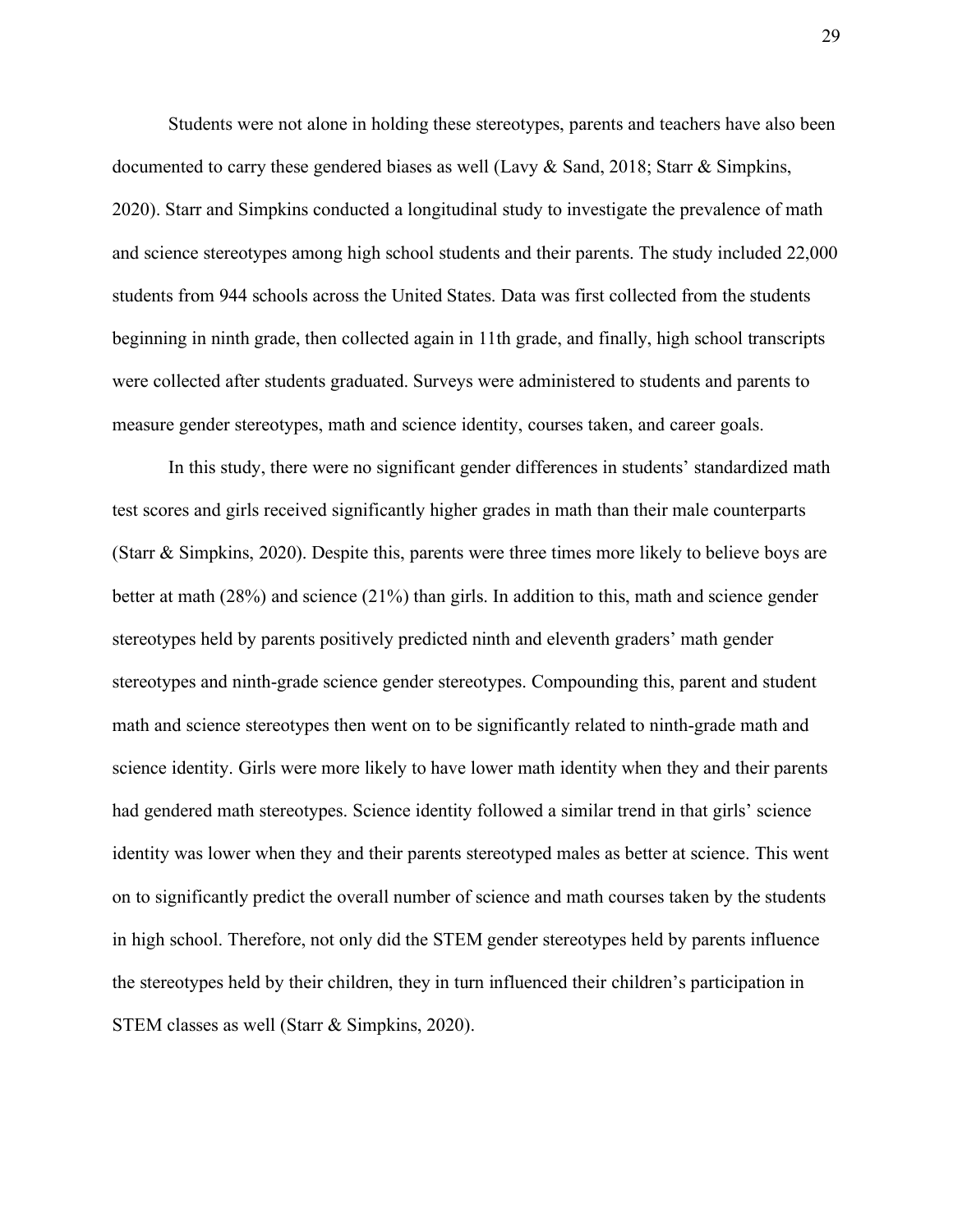Students were not alone in holding these stereotypes, parents and teachers have also been documented to carry these gendered biases as well (Lavy & Sand, 2018; Starr & Simpkins, 2020). Starr and Simpkins conducted a longitudinal study to investigate the prevalence of math and science stereotypes among high school students and their parents. The study included 22,000 students from 944 schools across the United States. Data was first collected from the students beginning in ninth grade, then collected again in 11th grade, and finally, high school transcripts were collected after students graduated. Surveys were administered to students and parents to measure gender stereotypes, math and science identity, courses taken, and career goals.

In this study, there were no significant gender differences in students' standardized math test scores and girls received significantly higher grades in math than their male counterparts (Starr & Simpkins, 2020). Despite this, parents were three times more likely to believe boys are better at math (28%) and science (21%) than girls. In addition to this, math and science gender stereotypes held by parents positively predicted ninth and eleventh graders' math gender stereotypes and ninth-grade science gender stereotypes. Compounding this, parent and student math and science stereotypes then went on to be significantly related to ninth-grade math and science identity. Girls were more likely to have lower math identity when they and their parents had gendered math stereotypes. Science identity followed a similar trend in that girls' science identity was lower when they and their parents stereotyped males as better at science. This went on to significantly predict the overall number of science and math courses taken by the students in high school. Therefore, not only did the STEM gender stereotypes held by parents influence the stereotypes held by their children, they in turn influenced their children's participation in STEM classes as well (Starr & Simpkins, 2020).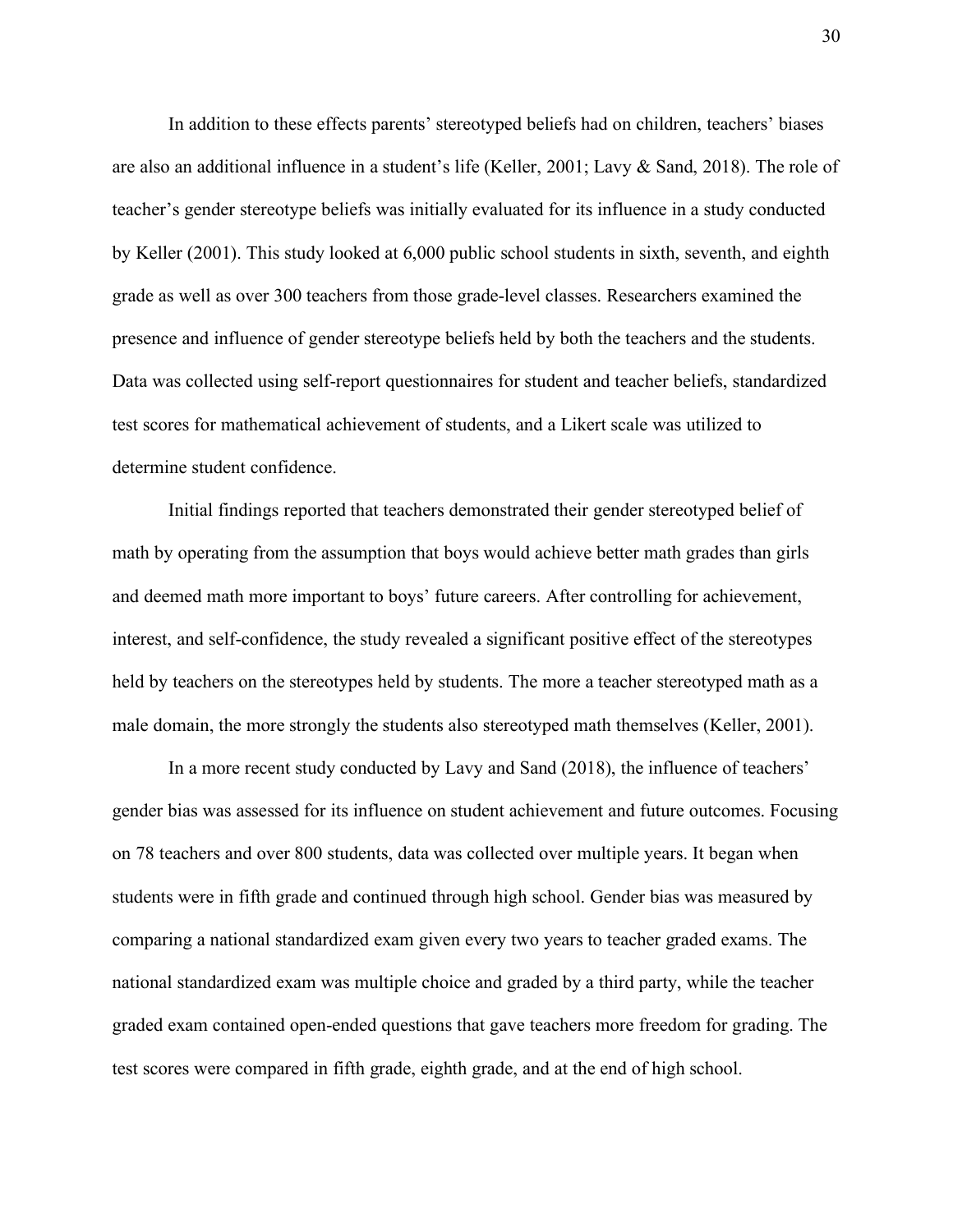In addition to these effects parents' stereotyped beliefs had on children, teachers' biases are also an additional influence in a student's life (Keller, 2001; Lavy & Sand, 2018). The role of teacher's gender stereotype beliefs was initially evaluated for its influence in a study conducted by Keller (2001). This study looked at 6,000 public school students in sixth, seventh, and eighth grade as well as over 300 teachers from those grade-level classes. Researchers examined the presence and influence of gender stereotype beliefs held by both the teachers and the students. Data was collected using self-report questionnaires for student and teacher beliefs, standardized test scores for mathematical achievement of students, and a Likert scale was utilized to determine student confidence.

Initial findings reported that teachers demonstrated their gender stereotyped belief of math by operating from the assumption that boys would achieve better math grades than girls and deemed math more important to boys' future careers. After controlling for achievement, interest, and self-confidence, the study revealed a significant positive effect of the stereotypes held by teachers on the stereotypes held by students. The more a teacher stereotyped math as a male domain, the more strongly the students also stereotyped math themselves (Keller, 2001).

In a more recent study conducted by Lavy and Sand (2018), the influence of teachers' gender bias was assessed for its influence on student achievement and future outcomes. Focusing on 78 teachers and over 800 students, data was collected over multiple years. It began when students were in fifth grade and continued through high school. Gender bias was measured by comparing a national standardized exam given every two years to teacher graded exams. The national standardized exam was multiple choice and graded by a third party, while the teacher graded exam contained open-ended questions that gave teachers more freedom for grading. The test scores were compared in fifth grade, eighth grade, and at the end of high school.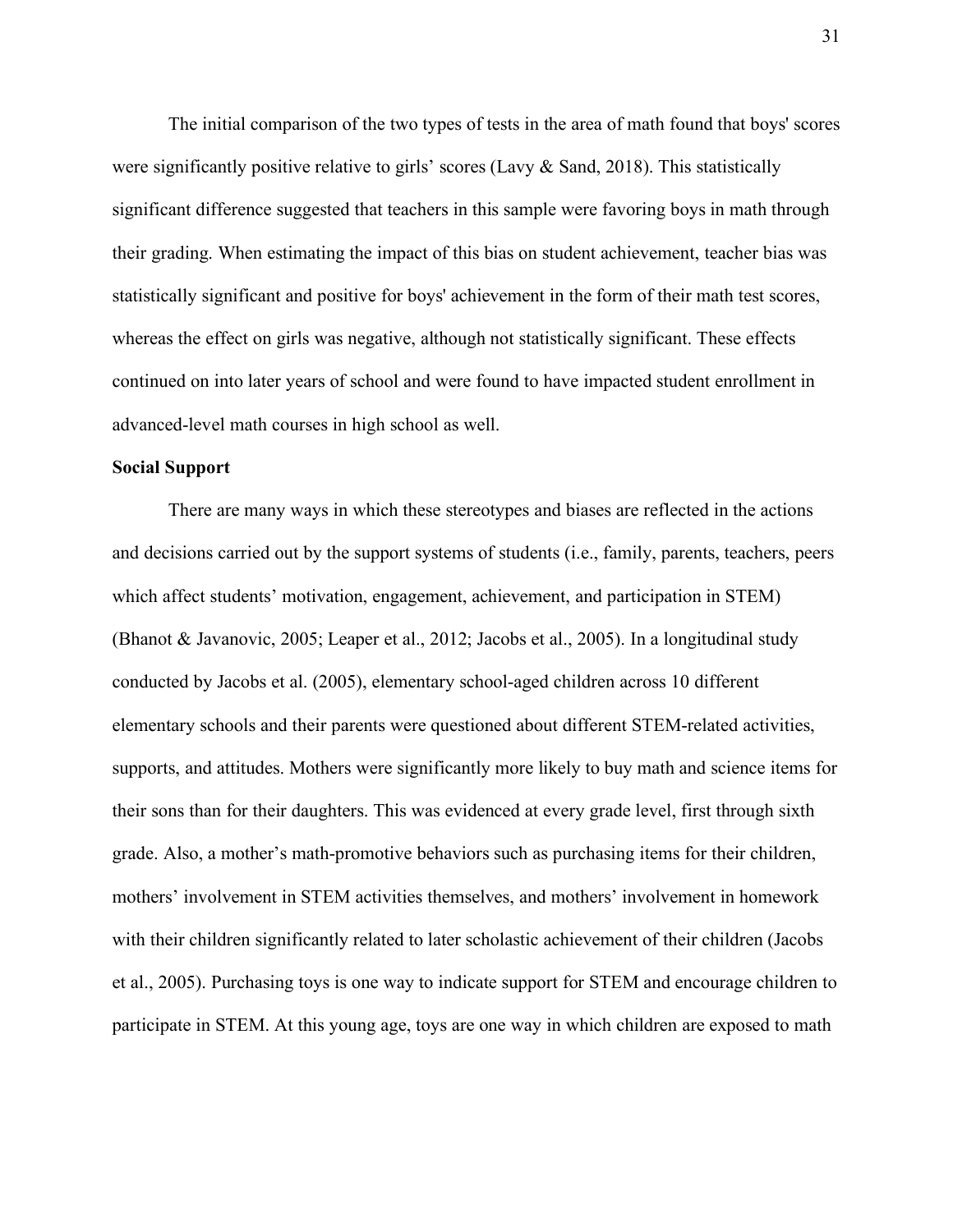The initial comparison of the two types of tests in the area of math found that boys' scores were significantly positive relative to girls' scores (Lavy & Sand, 2018). This statistically significant difference suggested that teachers in this sample were favoring boys in math through their grading. When estimating the impact of this bias on student achievement, teacher bias was statistically significant and positive for boys' achievement in the form of their math test scores, whereas the effect on girls was negative, although not statistically significant. These effects continued on into later years of school and were found to have impacted student enrollment in advanced-level math courses in high school as well.

**Social Support**

There are many ways in which these stereotypes and biases are reflected in the actions and decisions carried out by the support systems of students (i.e., family, parents, teachers, peers which affect students' motivation, engagement, achievement, and participation in STEM) (Bhanot & Javanovic, 2005; Leaper et al., 2012; Jacobs et al., 2005). In a longitudinal study conducted by Jacobs et al. (2005), elementary school-aged children across 10 different elementary schools and their parents were questioned about different STEM-related activities, supports, and attitudes. Mothers were significantly more likely to buy math and science items for their sons than for their daughters. This was evidenced at every grade level, first through sixth grade. Also, a mother's math-promotive behaviors such as purchasing items for their children, mothers' involvement in STEM activities themselves, and mothers' involvement in homework with their children significantly related to later scholastic achievement of their children (Jacobs et al., 2005). Purchasing toys is one way to indicate support for STEM and encourage children to participate in STEM. At this young age, toys are one way in which children are exposed to math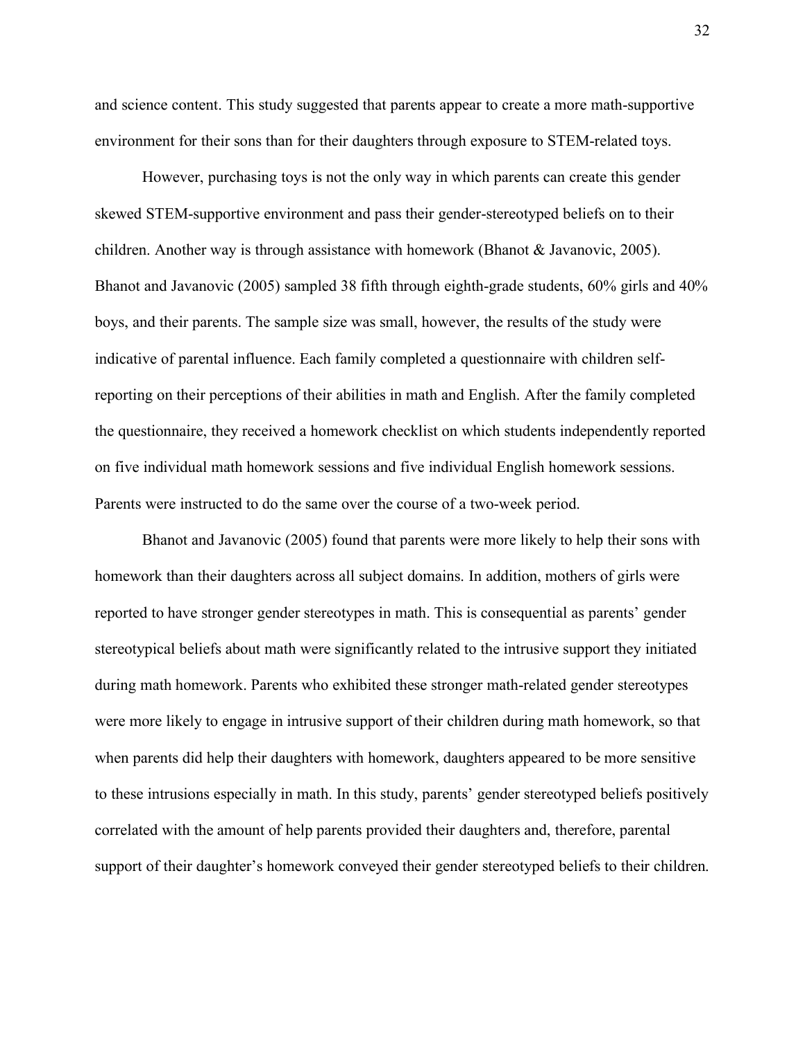and science content. This study suggested that parents appear to create a more math-supportive environment for their sons than for their daughters through exposure to STEM-related toys.

However, purchasing toys is not the only way in which parents can create this gender skewed STEM-supportive environment and pass their gender-stereotyped beliefs on to their children. Another way is through assistance with homework (Bhanot & Javanovic, 2005). Bhanot and Javanovic (2005) sampled 38 fifth through eighth-grade students, 60% girls and 40% boys, and their parents. The sample size was small, however, the results of the study were indicative of parental influence. Each family completed a questionnaire with children self-reporting on their perceptions of their abilities in math and English. After the family completed the questionnaire, they received a homework checklist on which students independently reported on five individual math homework sessions and five individual English homework sessions. Parents were instructed to do the same over the course of a two-week period.

Bhanot and Javanovic (2005) found that parents were more likely to help their sons with homework than their daughters across all subject domains. In addition, mothers of girls were reported to have stronger gender stereotypes in math. This is consequential as parents' gender stereotypical beliefs about math were significantly related to the intrusive support they initiated during math homework. Parents who exhibited these stronger math-related gender stereotypes were more likely to engage in intrusive support of their children during math homework, so that when parents did help their daughters with homework, daughters appeared to be more sensitive to these intrusions especially in math. In this study, parents' gender stereotyped beliefs positively correlated with the amount of help parents provided their daughters and, therefore, parental support of their daughter's homework conveyed their gender stereotyped beliefs to their children.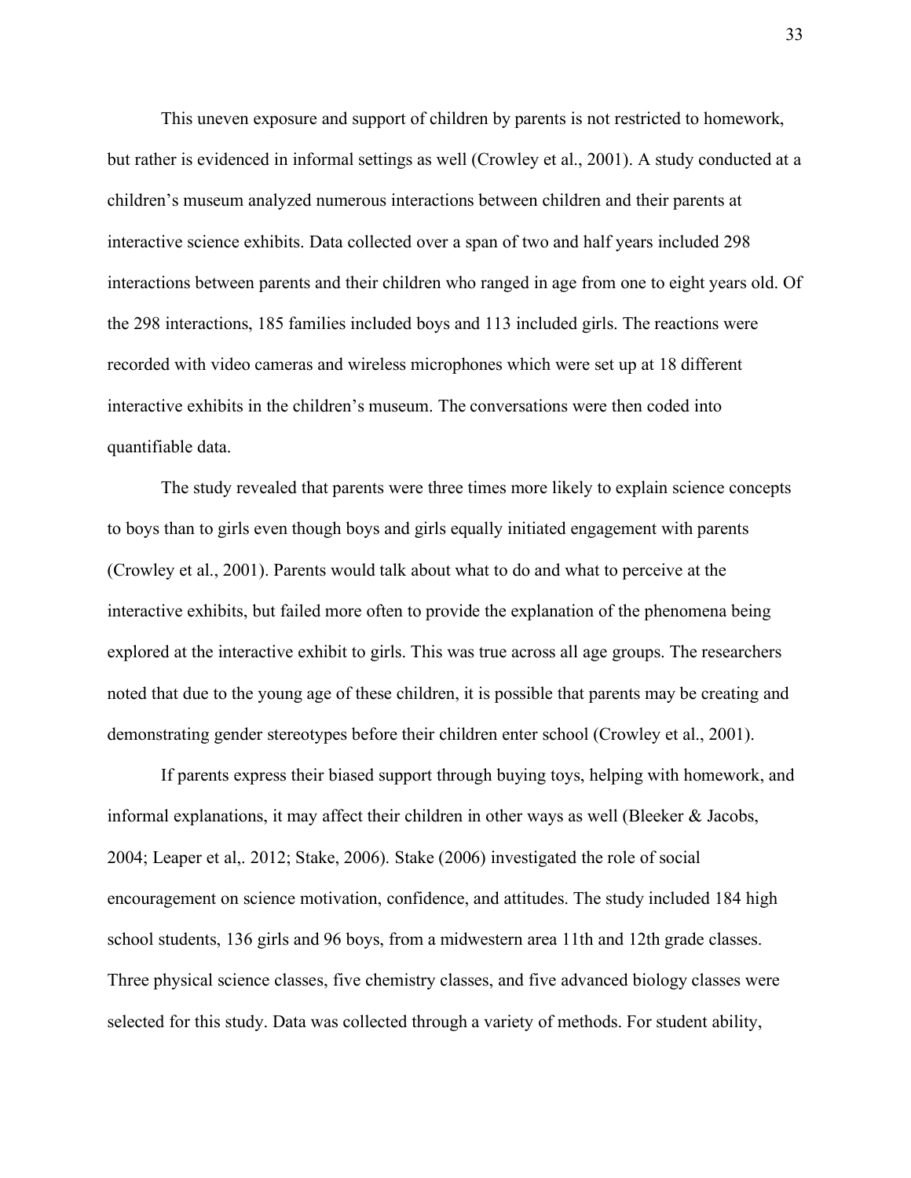This uneven exposure and support of children by parents is not restricted to homework, but rather is evidenced in informal settings as well (Crowley et al., 2001). A study conducted at a children's museum analyzed numerous interactions between children and their parents at interactive science exhibits. Data collected over a span of two and half years included 298 interactions between parents and their children who ranged in age from one to eight years old. Of the 298 interactions, 185 families included boys and 113 included girls. The reactions were recorded with video cameras and wireless microphones which were set up at 18 different interactive exhibits in the children's museum. The conversations were then coded into quantifiable data.

The study revealed that parents were three times more likely to explain science concepts to boys than to girls even though boys and girls equally initiated engagement with parents (Crowley et al., 2001). Parents would talk about what to do and what to perceive at the interactive exhibits, but failed more often to provide the explanation of the phenomena being explored at the interactive exhibit to girls. This was true across all age groups. The researchers noted that due to the young age of these children, it is possible that parents may be creating and demonstrating gender stereotypes before their children enter school (Crowley et al., 2001).

If parents express their biased support through buying toys, helping with homework, and informal explanations, it may affect their children in other ways as well (Bleeker & Jacobs, 2004; Leaper et al,. 2012; Stake, 2006). Stake (2006) investigated the role of social encouragement on science motivation, confidence, and attitudes. The study included 184 high school students, 136 girls and 96 boys, from a midwestern area 11th and 12th grade classes. Three physical science classes, five chemistry classes, and five advanced biology classes were selected for this study. Data was collected through a variety of methods. For student ability,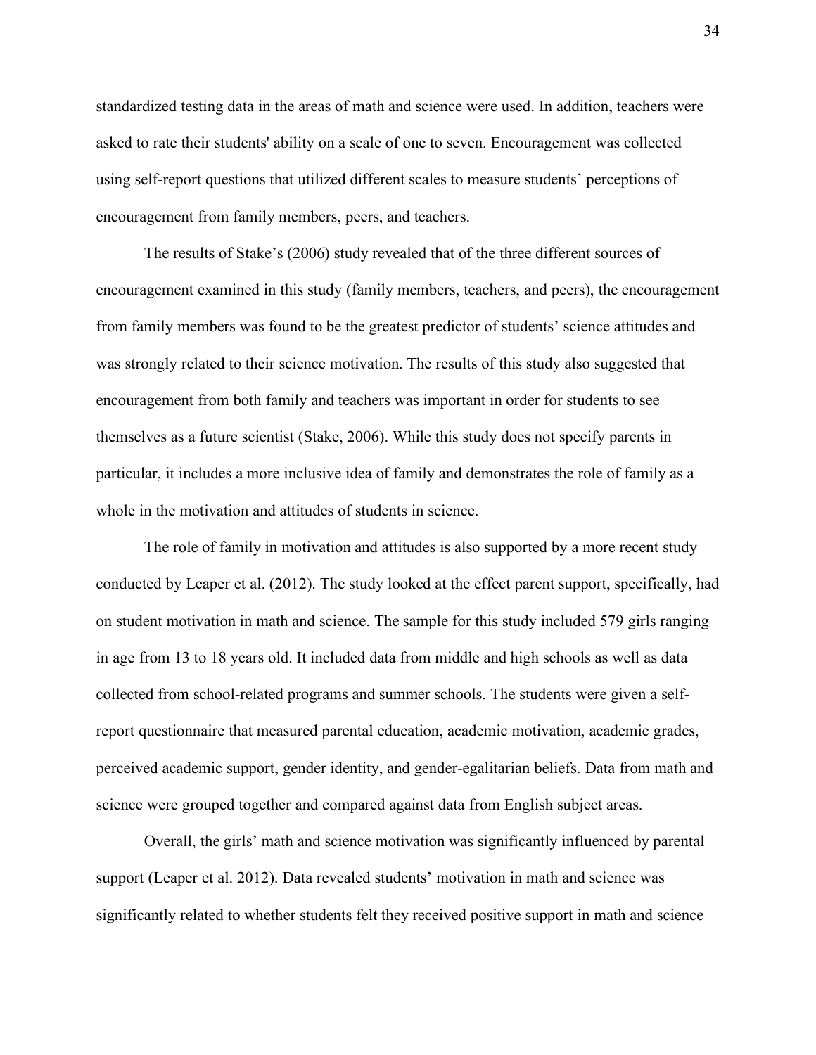standardized testing data in the areas of math and science were used. In addition, teachers were asked to rate their students' ability on a scale of one to seven. Encouragement was collected using self-report questions that utilized different scales to measure students' perceptions of encouragement from family members, peers, and teachers.

The results of Stake's (2006) study revealed that of the three different sources of encouragement examined in this study (family members, teachers, and peers), the encouragement from family members was found to be the greatest predictor of students' science attitudes and was strongly related to their science motivation. The results of this study also suggested that encouragement from both family and teachers was important in order for students to see themselves as a future scientist (Stake, 2006). While this study does not specify parents in particular, it includes a more inclusive idea of family and demonstrates the role of family as a whole in the motivation and attitudes of students in science.

The role of family in motivation and attitudes is also supported by a more recent study conducted by Leaper et al. (2012). The study looked at the effect parent support, specifically, had on student motivation in math and science. The sample for this study included 579 girls ranging in age from 13 to 18 years old. It included data from middle and high schools as well as data collected from school-related programs and summer schools. The students were given a self-report questionnaire that measured parental education, academic motivation, academic grades, perceived academic support, gender identity, and gender-egalitarian beliefs. Data from math and science were grouped together and compared against data from English subject areas.

Overall, the girls' math and science motivation was significantly influenced by parental support (Leaper et al. 2012). Data revealed students' motivation in math and science was significantly related to whether students felt they received positive support in math and science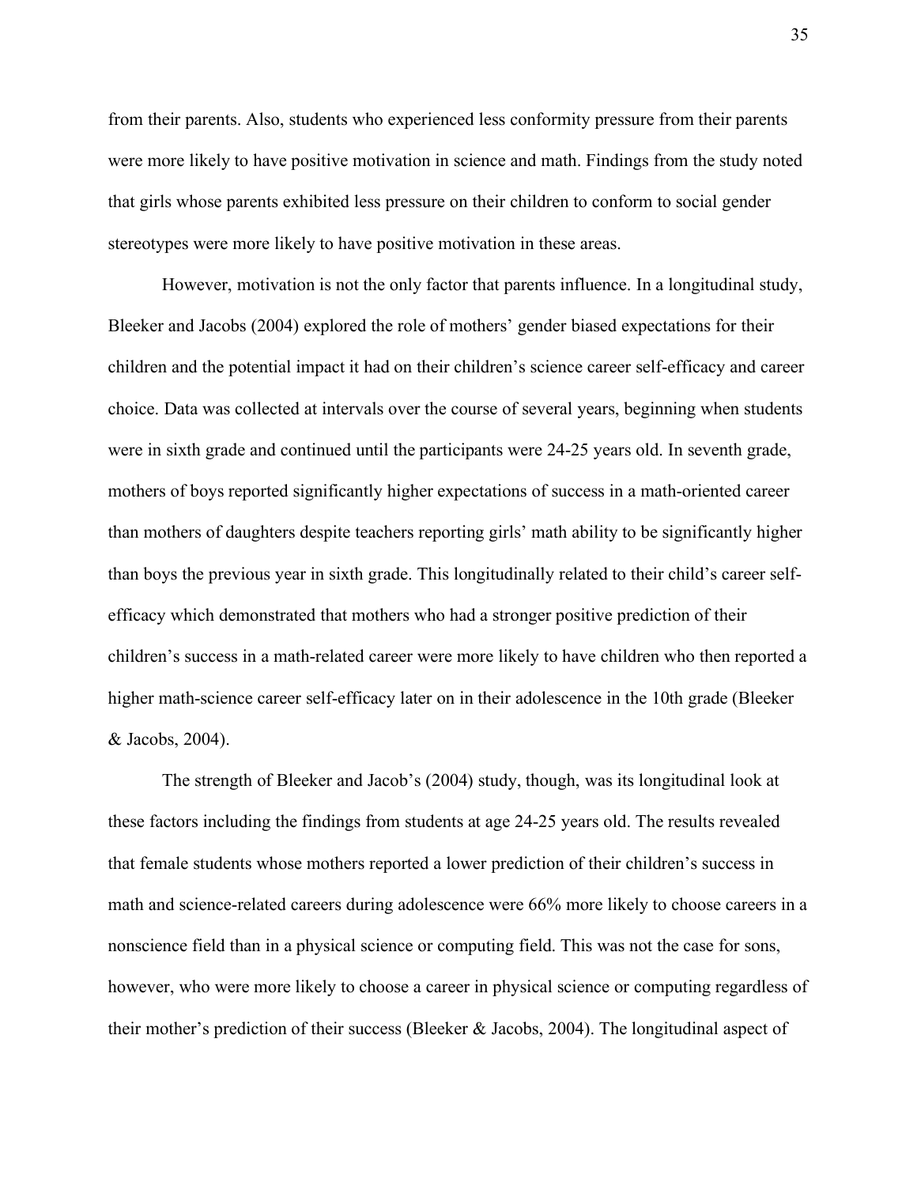from their parents. Also, students who experienced less conformity pressure from their parents were more likely to have positive motivation in science and math. Findings from the study noted that girls whose parents exhibited less pressure on their children to conform to social gender stereotypes were more likely to have positive motivation in these areas.

However, motivation is not the only factor that parents influence. In a longitudinal study, Bleeker and Jacobs (2004) explored the role of mothers' gender biased expectations for their children and the potential impact it had on their children's science career self-efficacy and career choice. Data was collected at intervals over the course of several years, beginning when students were in sixth grade and continued until the participants were 24-25 years old. In seventh grade, mothers of boys reported significantly higher expectations of success in a math-oriented career than mothers of daughters despite teachers reporting girls' math ability to be significantly higher than boys the previous year in sixth grade. This longitudinally related to their child's career self-efficacy which demonstrated that mothers who had a stronger positive prediction of their children's success in a math-related career were more likely to have children who then reported a higher math-science career self-efficacy later on in their adolescence in the 10th grade (Bleeker & Jacobs, 2004).

The strength of Bleeker and Jacob's (2004) study, though, was its longitudinal look at these factors including the findings from students at age 24-25 years old. The results revealed that female students whose mothers reported a lower prediction of their children's success in math and science-related careers during adolescence were 66% more likely to choose careers in a nonscience field than in a physical science or computing field. This was not the case for sons, however, who were more likely to choose a career in physical science or computing regardless of their mother's prediction of their success (Bleeker & Jacobs, 2004). The longitudinal aspect of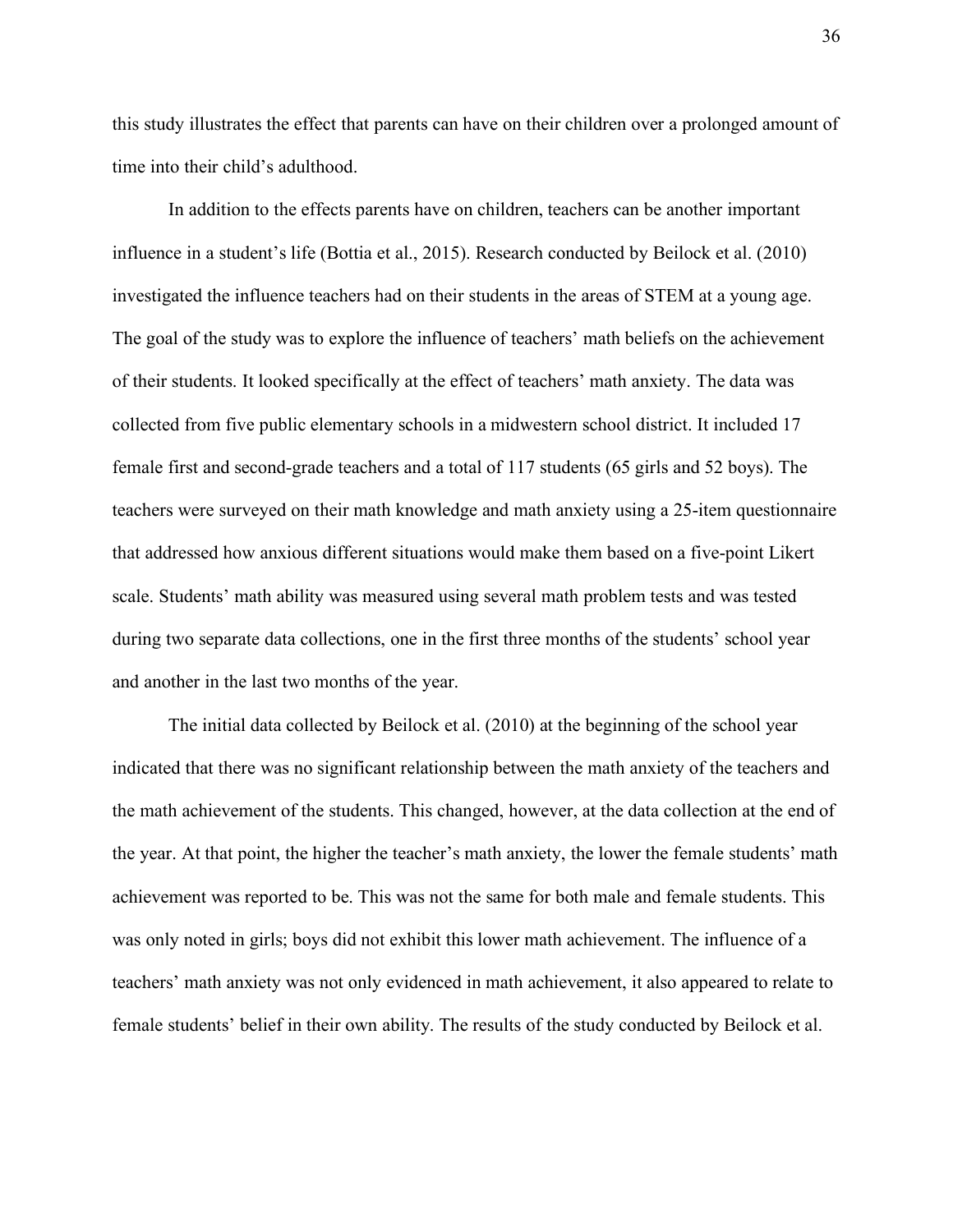this study illustrates the effect that parents can have on their children over a prolonged amount of time into their child's adulthood.

In addition to the effects parents have on children, teachers can be another important influence in a student's life (Bottia et al., 2015). Research conducted by Beilock et al. (2010) investigated the influence teachers had on their students in the areas of STEM at a young age. The goal of the study was to explore the influence of teachers' math beliefs on the achievement of their students. It looked specifically at the effect of teachers' math anxiety. The data was collected from five public elementary schools in a midwestern school district. It included 17 female first and second-grade teachers and a total of 117 students (65 girls and 52 boys). The teachers were surveyed on their math knowledge and math anxiety using a 25-item questionnaire that addressed how anxious different situations would make them based on a five-point Likert scale. Students' math ability was measured using several math problem tests and was tested during two separate data collections, one in the first three months of the students' school year and another in the last two months of the year.

The initial data collected by Beilock et al. (2010) at the beginning of the school year indicated that there was no significant relationship between the math anxiety of the teachers and the math achievement of the students. This changed, however, at the data collection at the end of the year. At that point, the higher the teacher's math anxiety, the lower the female students' math achievement was reported to be. This was not the same for both male and female students. This was only noted in girls; boys did not exhibit this lower math achievement. The influence of a teachers' math anxiety was not only evidenced in math achievement, it also appeared to relate to female students' belief in their own ability. The results of the study conducted by Beilock et al.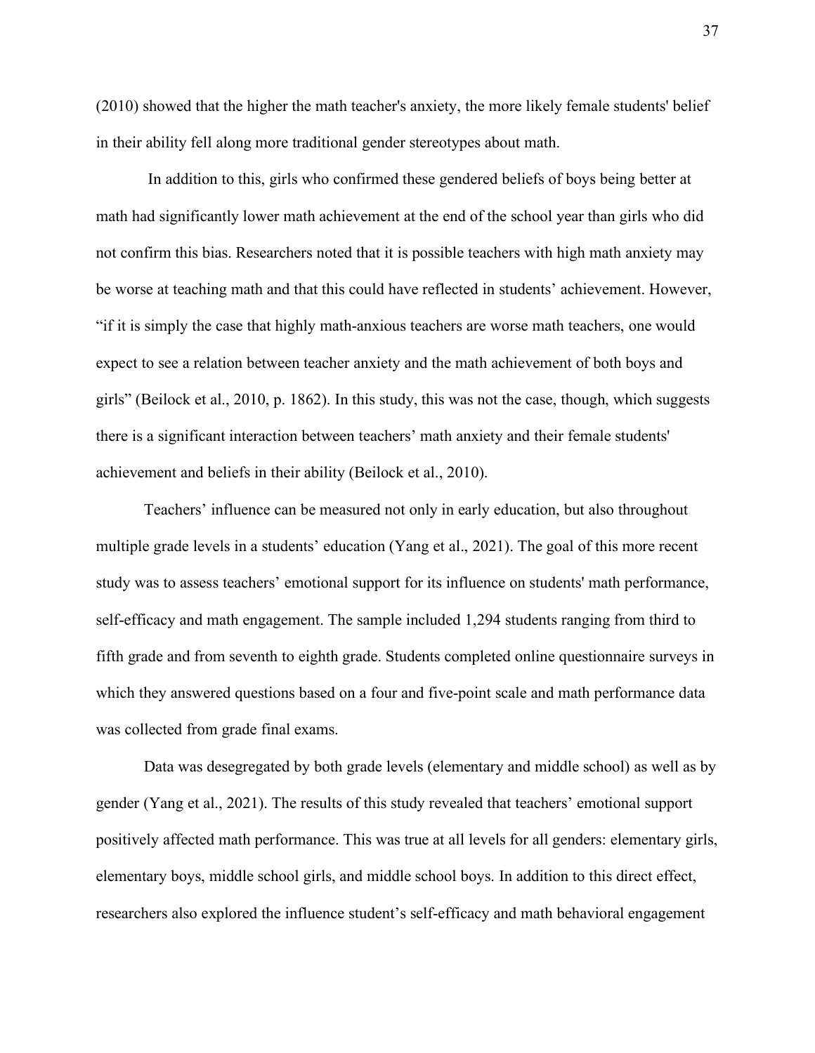(2010) showed that the higher the math teacher's anxiety, the more likely female students' belief in their ability fell along more traditional gender stereotypes about math.

In addition to this, girls who confirmed these gendered beliefs of boys being better at math had significantly lower math achievement at the end of the school year than girls who did not confirm this bias. Researchers noted that it is possible teachers with high math anxiety may be worse at teaching math and that this could have reflected in students' achievement. However, "if it is simply the case that highly math-anxious teachers are worse math teachers, one would expect to see a relation between teacher anxiety and the math achievement of both boys and girls" (Beilock et al., 2010, p. 1862). In this study, this was not the case, though, which suggests there is a significant interaction between teachers' math anxiety and their female students' achievement and beliefs in their ability (Beilock et al., 2010).

Teachers' influence can be measured not only in early education, but also throughout multiple grade levels in a students' education (Yang et al., 2021). The goal of this more recent study was to assess teachers' emotional support for its influence on students' math performance, self-efficacy and math engagement. The sample included 1,294 students ranging from third to fifth grade and from seventh to eighth grade. Students completed online questionnaire surveys in which they answered questions based on a four and five-point scale and math performance data was collected from grade final exams.

Data was desegregated by both grade levels (elementary and middle school) as well as by gender (Yang et al., 2021). The results of this study revealed that teachers' emotional support positively affected math performance. This was true at all levels for all genders: elementary girls, elementary boys, middle school girls, and middle school boys. In addition to this direct effect, researchers also explored the influence student's self-efficacy and math behavioral engagement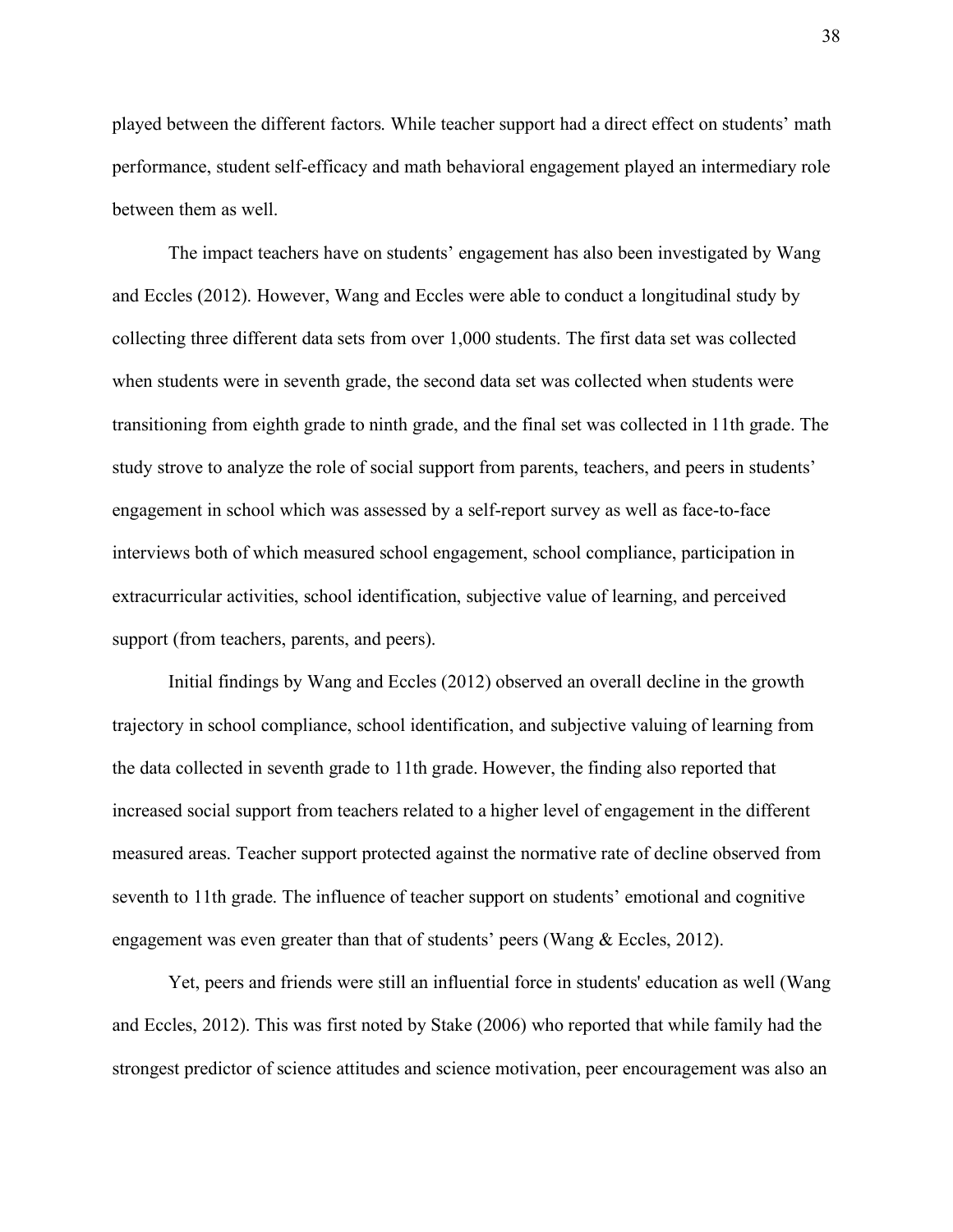played between the different factors. While teacher support had a direct effect on students' math performance, student self-efficacy and math behavioral engagement played an intermediary role between them as well.

The impact teachers have on students' engagement has also been investigated by Wang and Eccles (2012). However, Wang and Eccles were able to conduct a longitudinal study by collecting three different data sets from over 1,000 students. The first data set was collected when students were in seventh grade, the second data set was collected when students were transitioning from eighth grade to ninth grade, and the final set was collected in 11th grade. The study strove to analyze the role of social support from parents, teachers, and peers in students' engagement in school which was assessed by a self-report survey as well as face-to-face interviews both of which measured school engagement, school compliance, participation in extracurricular activities, school identification, subjective value of learning, and perceived support (from teachers, parents, and peers).

Initial findings by Wang and Eccles (2012) observed an overall decline in the growth trajectory in school compliance, school identification, and subjective valuing of learning from the data collected in seventh grade to 11th grade. However, the finding also reported that increased social support from teachers related to a higher level of engagement in the different measured areas. Teacher support protected against the normative rate of decline observed from seventh to 11th grade. The influence of teacher support on students' emotional and cognitive engagement was even greater than that of students' peers (Wang & Eccles, 2012).

Yet, peers and friends were still an influential force in students' education as well (Wang and Eccles, 2012). This was first noted by Stake (2006) who reported that while family had the strongest predictor of science attitudes and science motivation, peer encouragement was also an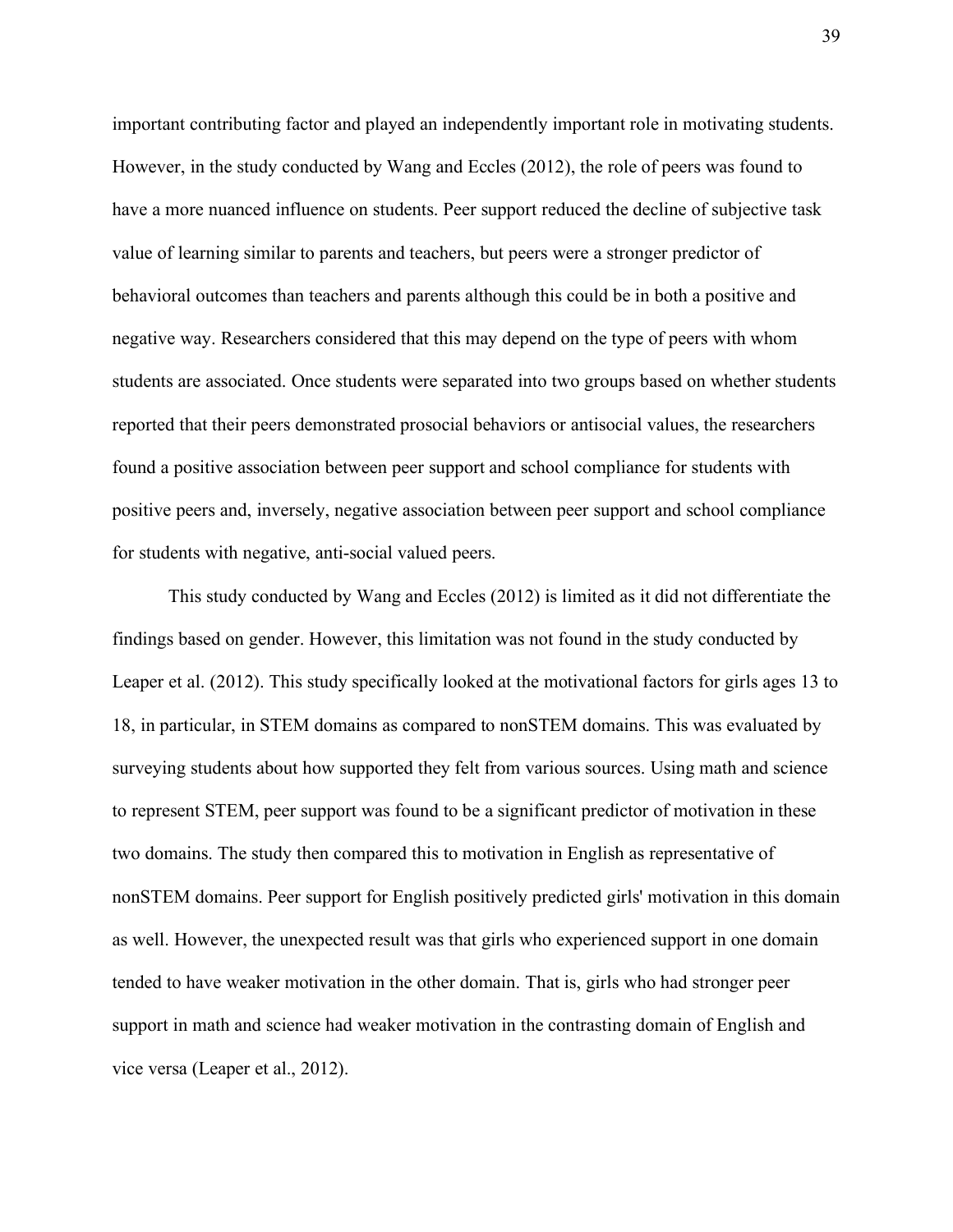important contributing factor and played an independently important role in motivating students. However, in the study conducted by Wang and Eccles (2012), the role of peers was found to have a more nuanced influence on students. Peer support reduced the decline of subjective task value of learning similar to parents and teachers, but peers were a stronger predictor of behavioral outcomes than teachers and parents although this could be in both a positive and negative way. Researchers considered that this may depend on the type of peers with whom students are associated. Once students were separated into two groups based on whether students reported that their peers demonstrated prosocial behaviors or antisocial values, the researchers found a positive association between peer support and school compliance for students with positive peers and, inversely, negative association between peer support and school compliance for students with negative, anti-social valued peers.

This study conducted by Wang and Eccles (2012) is limited as it did not differentiate the findings based on gender. However, this limitation was not found in the study conducted by Leaper et al. (2012). This study specifically looked at the motivational factors for girls ages 13 to 18, in particular, in STEM domains as compared to nonSTEM domains. This was evaluated by surveying students about how supported they felt from various sources. Using math and science to represent STEM, peer support was found to be a significant predictor of motivation in these two domains. The study then compared this to motivation in English as representative of nonSTEM domains. Peer support for English positively predicted girls' motivation in this domain as well. However, the unexpected result was that girls who experienced support in one domain tended to have weaker motivation in the other domain. That is, girls who had stronger peer support in math and science had weaker motivation in the contrasting domain of English and vice versa (Leaper et al., 2012).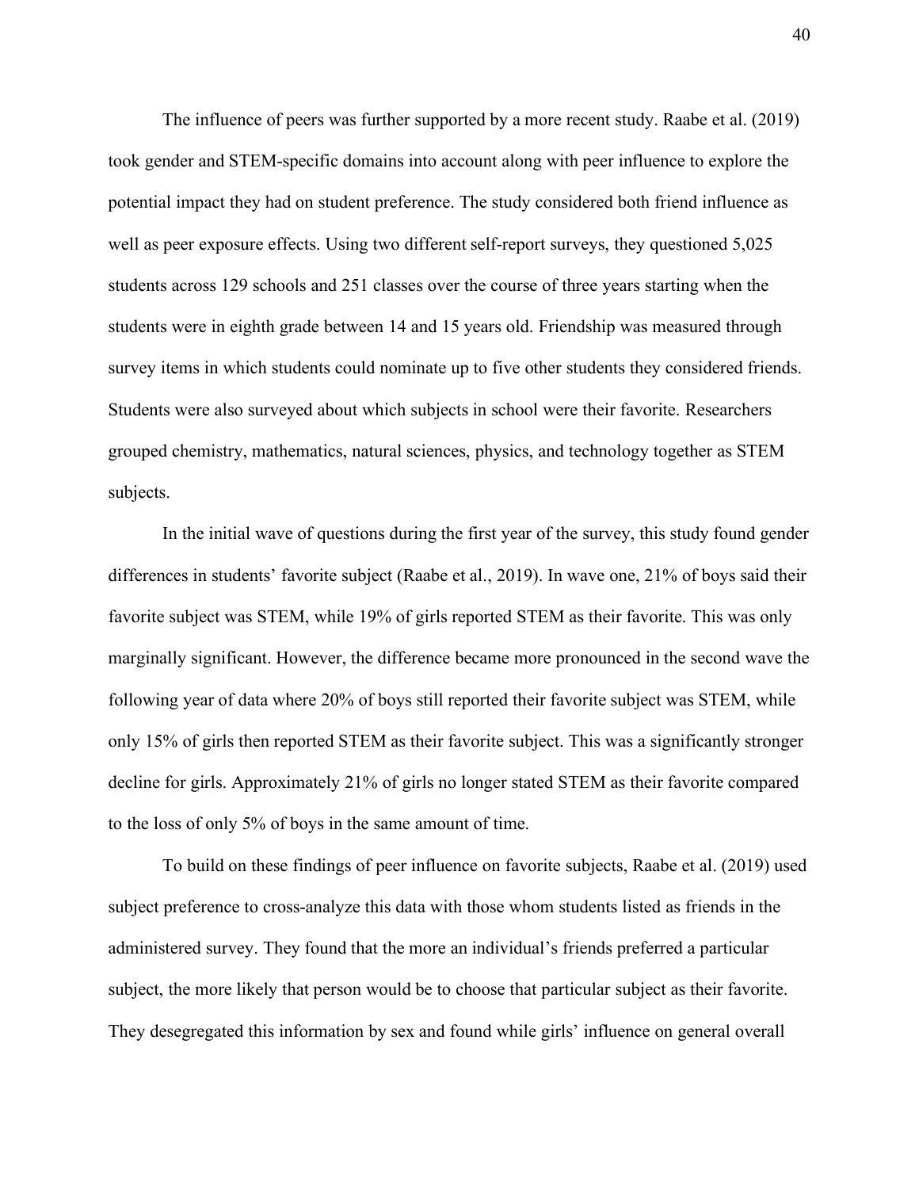The influence of peers was further supported by a more recent study. Raabe et al. (2019) took gender and STEM-specific domains into account along with peer influence to explore the potential impact they had on student preference. The study considered both friend influence as well as peer exposure effects. Using two different self-report surveys, they questioned 5,025 students across 129 schools and 251 classes over the course of three years starting when the students were in eighth grade between 14 and 15 years old. Friendship was measured through survey items in which students could nominate up to five other students they considered friends. Students were also surveyed about which subjects in school were their favorite. Researchers grouped chemistry, mathematics, natural sciences, physics, and technology together as STEM subjects.

In the initial wave of questions during the first year of the survey, this study found gender differences in students' favorite subject (Raabe et al., 2019). In wave one, 21% of boys said their favorite subject was STEM, while 19% of girls reported STEM as their favorite. This was only marginally significant. However, the difference became more pronounced in the second wave the following year of data where 20% of boys still reported their favorite subject was STEM, while only 15% of girls then reported STEM as their favorite subject. This was a significantly stronger decline for girls. Approximately 21% of girls no longer stated STEM as their favorite compared to the loss of only 5% of boys in the same amount of time.

To build on these findings of peer influence on favorite subjects, Raabe et al. (2019) used subject preference to cross-analyze this data with those whom students listed as friends in the administered survey. They found that the more an individual's friends preferred a particular subject, the more likely that person would be to choose that particular subject as their favorite. They desegregated this information by sex and found while girls' influence on general overall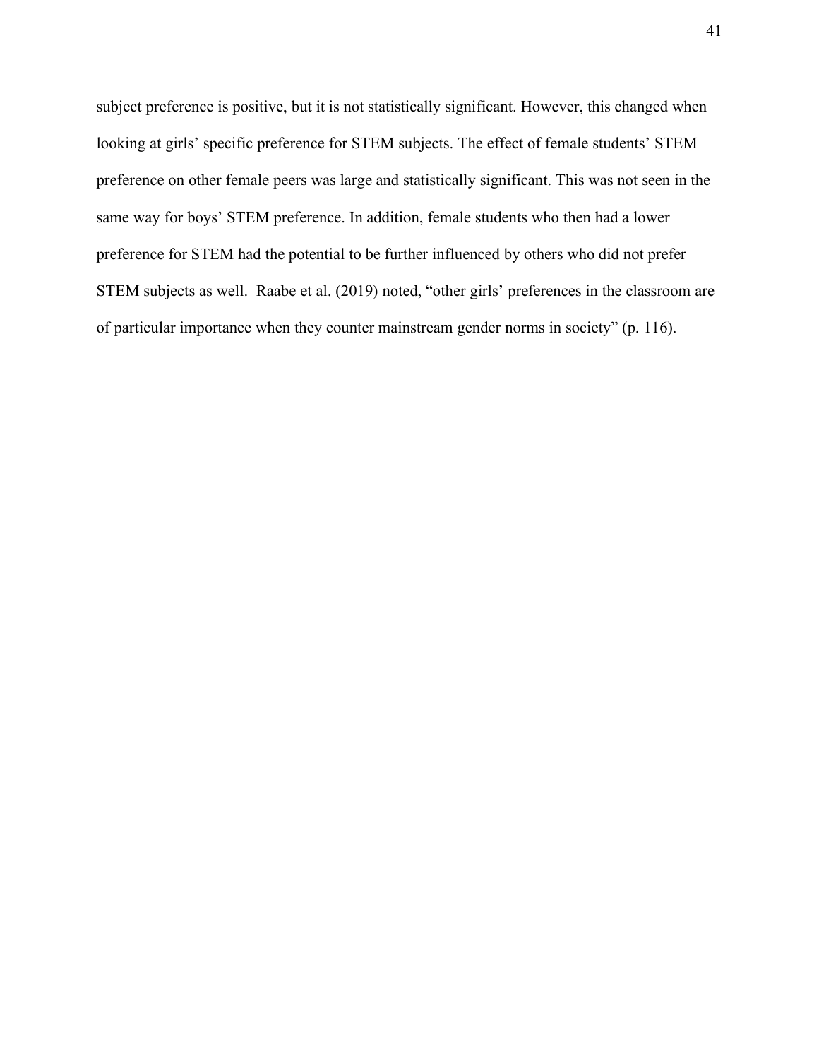subject preference is positive, but it is not statistically significant. However, this changed when looking at girls' specific preference for STEM subjects. The effect of female students' STEM preference on other female peers was large and statistically significant. This was not seen in the same way for boys' STEM preference. In addition, female students who then had a lower preference for STEM had the potential to be further influenced by others who did not prefer STEM subjects as well. Raabe et al. (2019) noted, "other girls' preferences in the classroom are of particular importance when they counter mainstream gender norms in society" (p. 116).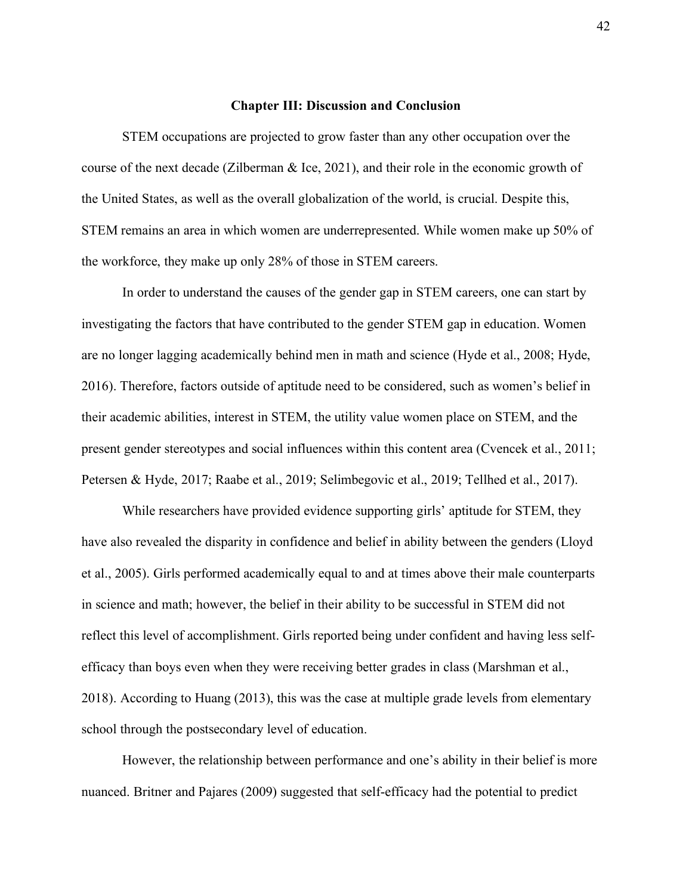## Chapter III: Discussion and Conclusion

STEM occupations are projected to grow faster than any other occupation over the course of the next decade (Zilberman & Ice, 2021), and their role in the economic growth of the United States, as well as the overall globalization of the world, is crucial. Despite this, STEM remains an area in which women are underrepresented. While women make up 50% of the workforce, they make up only 28% of those in STEM careers.

In order to understand the causes of the gender gap in STEM careers, one can start by investigating the factors that have contributed to the gender STEM gap in education. Women are no longer lagging academically behind men in math and science (Hyde et al., 2008; Hyde, 2016). Therefore, factors outside of aptitude need to be considered, such as women's belief in their academic abilities, interest in STEM, the utility value women place on STEM, and the present gender stereotypes and social influences within this content area (Cvencek et al., 2011; Petersen & Hyde, 2017; Raabe et al., 2019; Selimbegovic et al., 2019; Tellhed et al., 2017).

While researchers have provided evidence supporting girls' aptitude for STEM, they have also revealed the disparity in confidence and belief in ability between the genders (Lloyd et al., 2005). Girls performed academically equal to and at times above their male counterparts in science and math; however, the belief in their ability to be successful in STEM did not reflect this level of accomplishment. Girls reported being under confident and having less self-efficacy than boys even when they were receiving better grades in class (Marshman et al., 2018). According to Huang (2013), this was the case at multiple grade levels from elementary school through the postsecondary level of education.

However, the relationship between performance and one's ability in their belief is more nuanced. Britner and Pajares (2009) suggested that self-efficacy had the potential to predict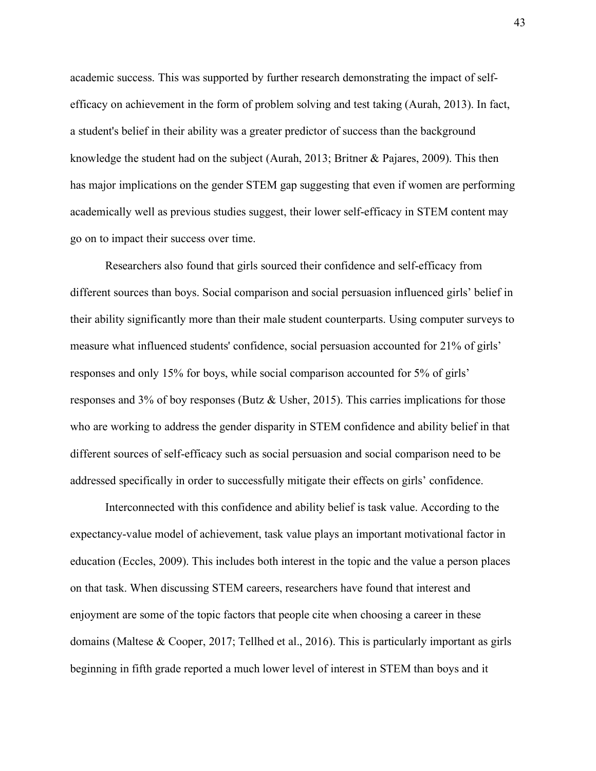academic success. This was supported by further research demonstrating the impact of self-efficacy on achievement in the form of problem solving and test taking (Aurah, 2013). In fact, a student's belief in their ability was a greater predictor of success than the background knowledge the student had on the subject (Aurah, 2013; Britner & Pajares, 2009). This then has major implications on the gender STEM gap suggesting that even if women are performing academically well as previous studies suggest, their lower self-efficacy in STEM content may go on to impact their success over time.

Researchers also found that girls sourced their confidence and self-efficacy from different sources than boys. Social comparison and social persuasion influenced girls' belief in their ability significantly more than their male student counterparts. Using computer surveys to measure what influenced students' confidence, social persuasion accounted for 21% of girls' responses and only 15% for boys, while social comparison accounted for 5% of girls' responses and 3% of boy responses (Butz & Usher, 2015). This carries implications for those who are working to address the gender disparity in STEM confidence and ability belief in that different sources of self-efficacy such as social persuasion and social comparison need to be addressed specifically in order to successfully mitigate their effects on girls' confidence.

Interconnected with this confidence and ability belief is task value. According to the expectancy-value model of achievement, task value plays an important motivational factor in education (Eccles, 2009). This includes both interest in the topic and the value a person places on that task. When discussing STEM careers, researchers have found that interest and enjoyment are some of the topic factors that people cite when choosing a career in these domains (Maltese & Cooper, 2017; Tellhed et al., 2016). This is particularly important as girls beginning in fifth grade reported a much lower level of interest in STEM than boys and it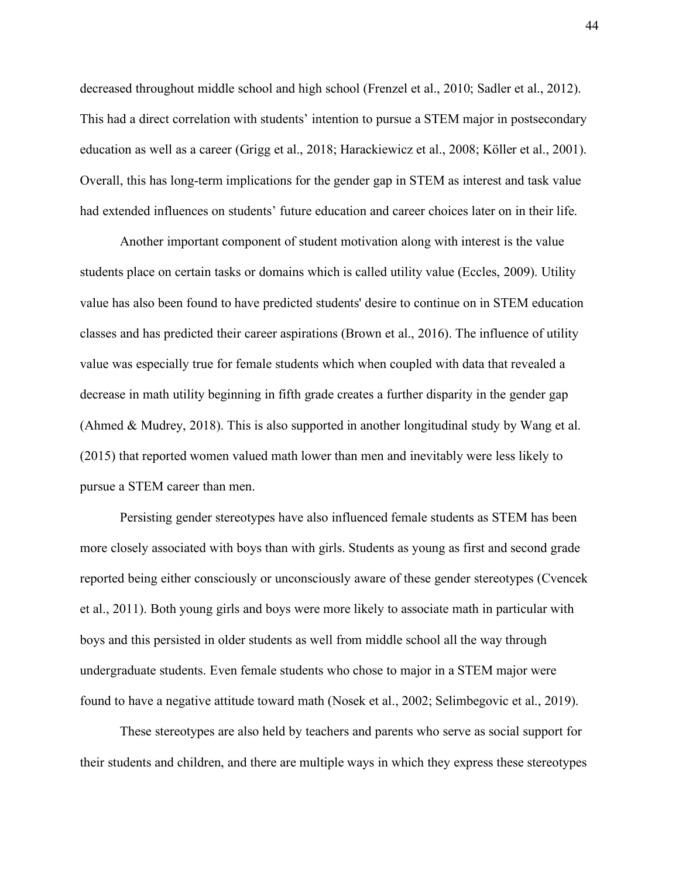decreased throughout middle school and high school (Frenzel et al., 2010; Sadler et al., 2012). This had a direct correlation with students' intention to pursue a STEM major in postsecondary education as well as a career (Grigg et al., 2018; Harackiewicz et al., 2008; Köller et al., 2001). Overall, this has long-term implications for the gender gap in STEM as interest and task value had extended influences on students' future education and career choices later on in their life.

Another important component of student motivation along with interest is the value students place on certain tasks or domains which is called utility value (Eccles, 2009). Utility value has also been found to have predicted students' desire to continue on in STEM education classes and has predicted their career aspirations (Brown et al., 2016). The influence of utility value was especially true for female students which when coupled with data that revealed a decrease in math utility beginning in fifth grade creates a further disparity in the gender gap (Ahmed & Mudrey, 2018). This is also supported in another longitudinal study by Wang et al. (2015) that reported women valued math lower than men and inevitably were less likely to pursue a STEM career than men.

Persisting gender stereotypes have also influenced female students as STEM has been more closely associated with boys than with girls. Students as young as first and second grade reported being either consciously or unconsciously aware of these gender stereotypes (Cvencek et al., 2011). Both young girls and boys were more likely to associate math in particular with boys and this persisted in older students as well from middle school all the way through undergraduate students. Even female students who chose to major in a STEM major were found to have a negative attitude toward math (Nosek et al., 2002; Selimbegovic et al., 2019).

These stereotypes are also held by teachers and parents who serve as social support for their students and children, and there are multiple ways in which they express these stereotypes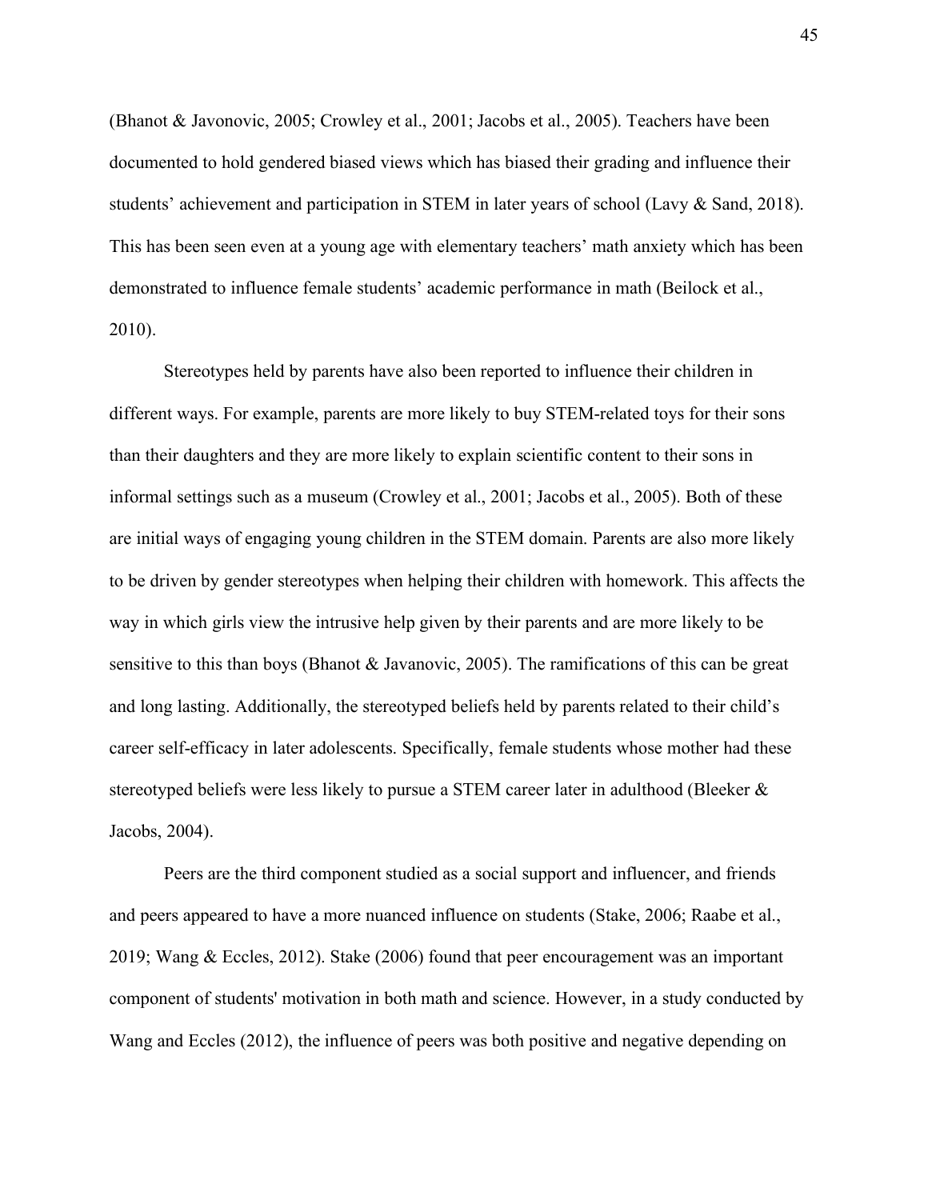(Bhanot & Javonovic, 2005; Crowley et al., 2001; Jacobs et al., 2005). Teachers have been documented to hold gendered biased views which has biased their grading and influence their students' achievement and participation in STEM in later years of school (Lavy & Sand, 2018). This has been seen even at a young age with elementary teachers' math anxiety which has been demonstrated to influence female students' academic performance in math (Beilock et al., 2010).

Stereotypes held by parents have also been reported to influence their children in different ways. For example, parents are more likely to buy STEM-related toys for their sons than their daughters and they are more likely to explain scientific content to their sons in informal settings such as a museum (Crowley et al., 2001; Jacobs et al., 2005). Both of these are initial ways of engaging young children in the STEM domain. Parents are also more likely to be driven by gender stereotypes when helping their children with homework. This affects the way in which girls view the intrusive help given by their parents and are more likely to be sensitive to this than boys (Bhanot & Javanovic, 2005). The ramifications of this can be great and long lasting. Additionally, the stereotyped beliefs held by parents related to their child's career self-efficacy in later adolescents. Specifically, female students whose mother had these stereotyped beliefs were less likely to pursue a STEM career later in adulthood (Bleeker & Jacobs, 2004).

Peers are the third component studied as a social support and influencer, and friends and peers appeared to have a more nuanced influence on students (Stake, 2006; Raabe et al., 2019; Wang & Eccles, 2012). Stake (2006) found that peer encouragement was an important component of students' motivation in both math and science. However, in a study conducted by Wang and Eccles (2012), the influence of peers was both positive and negative depending on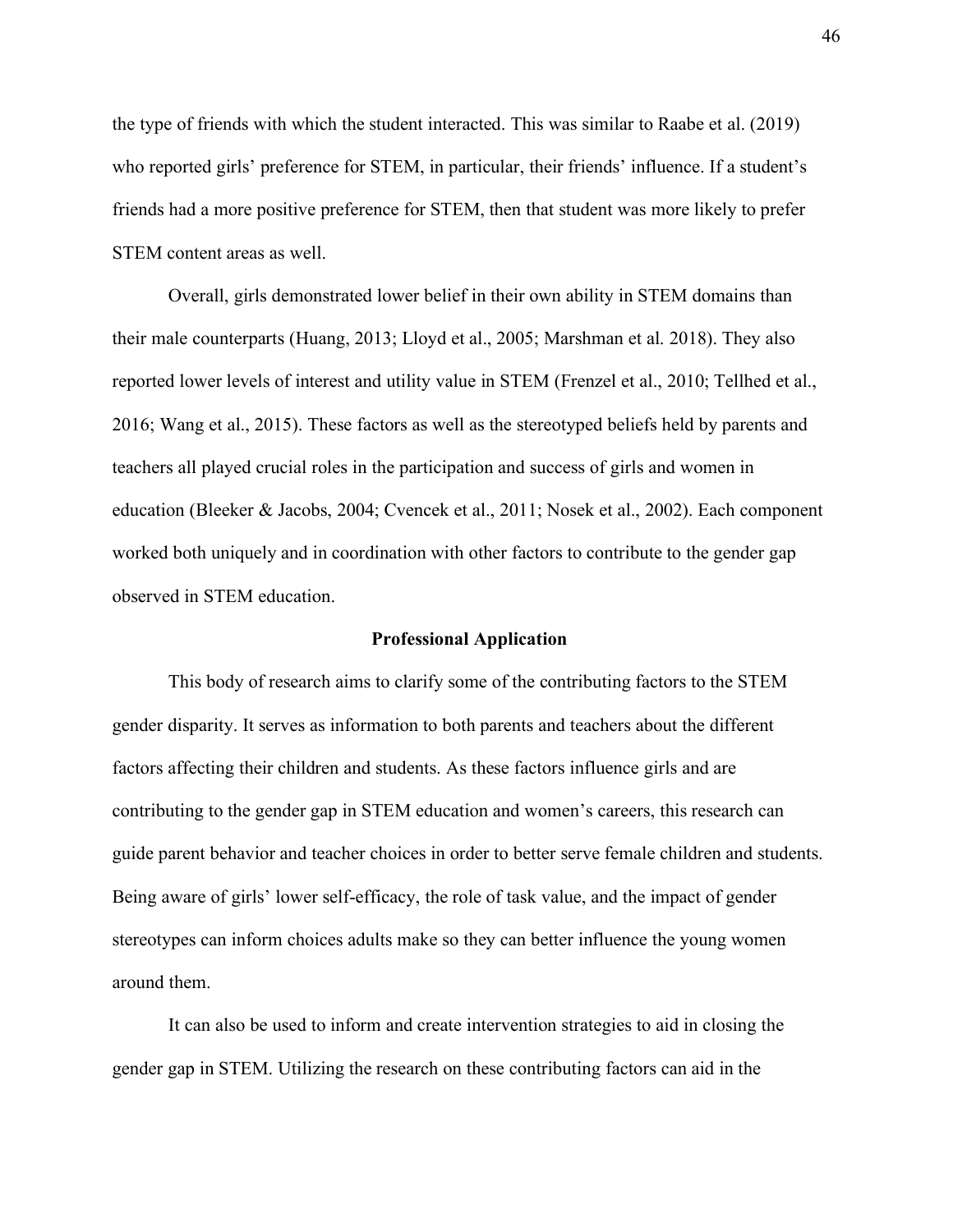the type of friends with which the student interacted. This was similar to Raabe et al. (2019) who reported girls' preference for STEM, in particular, their friends' influence. If a student's friends had a more positive preference for STEM, then that student was more likely to prefer STEM content areas as well.

Overall, girls demonstrated lower belief in their own ability in STEM domains than their male counterparts (Huang, 2013; Lloyd et al., 2005; Marshman et al. 2018). They also reported lower levels of interest and utility value in STEM (Frenzel et al., 2010; Tellhed et al., 2016; Wang et al., 2015). These factors as well as the stereotyped beliefs held by parents and teachers all played crucial roles in the participation and success of girls and women in education (Bleeker & Jacobs, 2004; Cvencek et al., 2011; Nosek et al., 2002). Each component worked both uniquely and in coordination with other factors to contribute to the gender gap observed in STEM education.

## Professional Application

This body of research aims to clarify some of the contributing factors to the STEM gender disparity. It serves as information to both parents and teachers about the different factors affecting their children and students. As these factors influence girls and are contributing to the gender gap in STEM education and women's careers, this research can guide parent behavior and teacher choices in order to better serve female children and students. Being aware of girls' lower self-efficacy, the role of task value, and the impact of gender stereotypes can inform choices adults make so they can better influence the young women around them.

It can also be used to inform and create intervention strategies to aid in closing the gender gap in STEM. Utilizing the research on these contributing factors can aid in the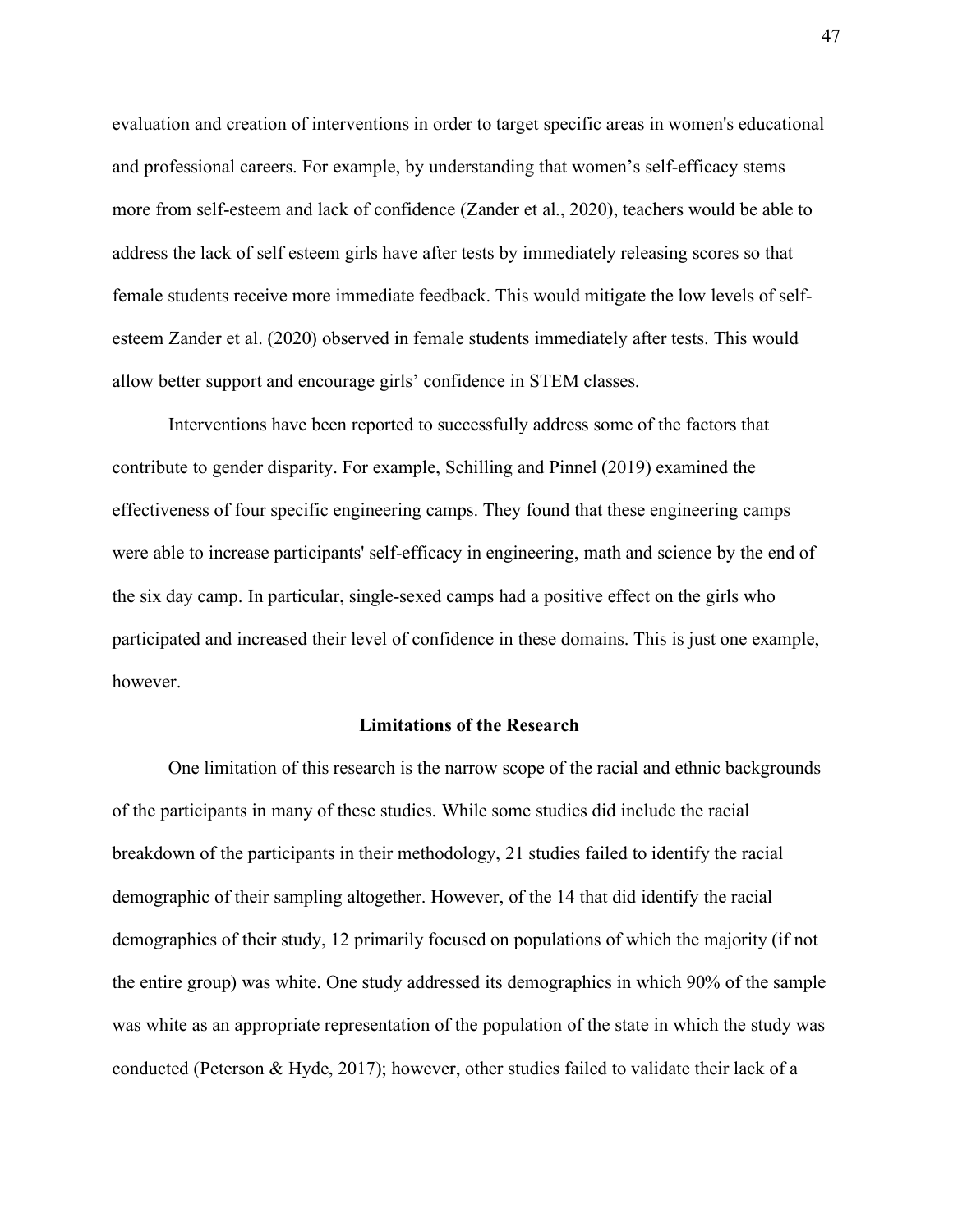evaluation and creation of interventions in order to target specific areas in women's educational and professional careers. For example, by understanding that women's self-efficacy stems more from self-esteem and lack of confidence (Zander et al., 2020), teachers would be able to address the lack of self esteem girls have after tests by immediately releasing scores so that female students receive more immediate feedback. This would mitigate the low levels of self-esteem Zander et al. (2020) observed in female students immediately after tests. This would allow better support and encourage girls' confidence in STEM classes.

Interventions have been reported to successfully address some of the factors that contribute to gender disparity. For example, Schilling and Pinnel (2019) examined the effectiveness of four specific engineering camps. They found that these engineering camps were able to increase participants' self-efficacy in engineering, math and science by the end of the six day camp. In particular, single-sexed camps had a positive effect on the girls who participated and increased their level of confidence in these domains. This is just one example, however.

## Limitations of the Research

One limitation of this research is the narrow scope of the racial and ethnic backgrounds of the participants in many of these studies. While some studies did include the racial breakdown of the participants in their methodology, 21 studies failed to identify the racial demographic of their sampling altogether. However, of the 14 that did identify the racial demographics of their study, 12 primarily focused on populations of which the majority (if not the entire group) was white. One study addressed its demographics in which 90% of the sample was white as an appropriate representation of the population of the state in which the study was conducted (Peterson & Hyde, 2017); however, other studies failed to validate their lack of a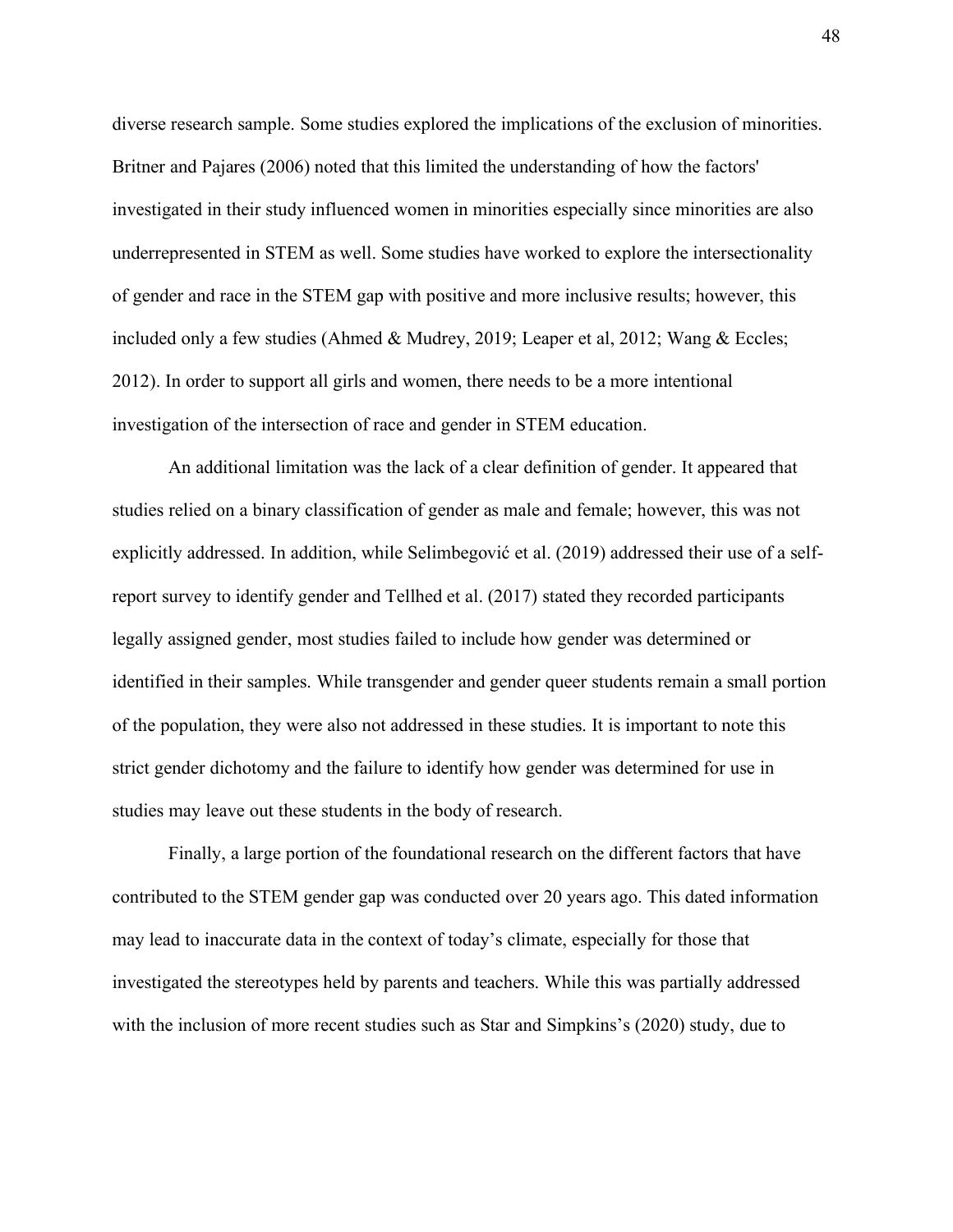diverse research sample. Some studies explored the implications of the exclusion of minorities. Britner and Pajares (2006) noted that this limited the understanding of how the factors' investigated in their study influenced women in minorities especially since minorities are also underrepresented in STEM as well. Some studies have worked to explore the intersectionality of gender and race in the STEM gap with positive and more inclusive results; however, this included only a few studies (Ahmed & Mudrey, 2019; Leaper et al, 2012; Wang & Eccles; 2012). In order to support all girls and women, there needs to be a more intentional investigation of the intersection of race and gender in STEM education.

An additional limitation was the lack of a clear definition of gender. It appeared that studies relied on a binary classification of gender as male and female; however, this was not explicitly addressed. In addition, while Selimbegović et al. (2019) addressed their use of a self-report survey to identify gender and Tellhed et al. (2017) stated they recorded participants legally assigned gender, most studies failed to include how gender was determined or identified in their samples. While transgender and gender queer students remain a small portion of the population, they were also not addressed in these studies. It is important to note this strict gender dichotomy and the failure to identify how gender was determined for use in studies may leave out these students in the body of research.

Finally, a large portion of the foundational research on the different factors that have contributed to the STEM gender gap was conducted over 20 years ago. This dated information may lead to inaccurate data in the context of today's climate, especially for those that investigated the stereotypes held by parents and teachers. While this was partially addressed with the inclusion of more recent studies such as Star and Simpkins's (2020) study, due to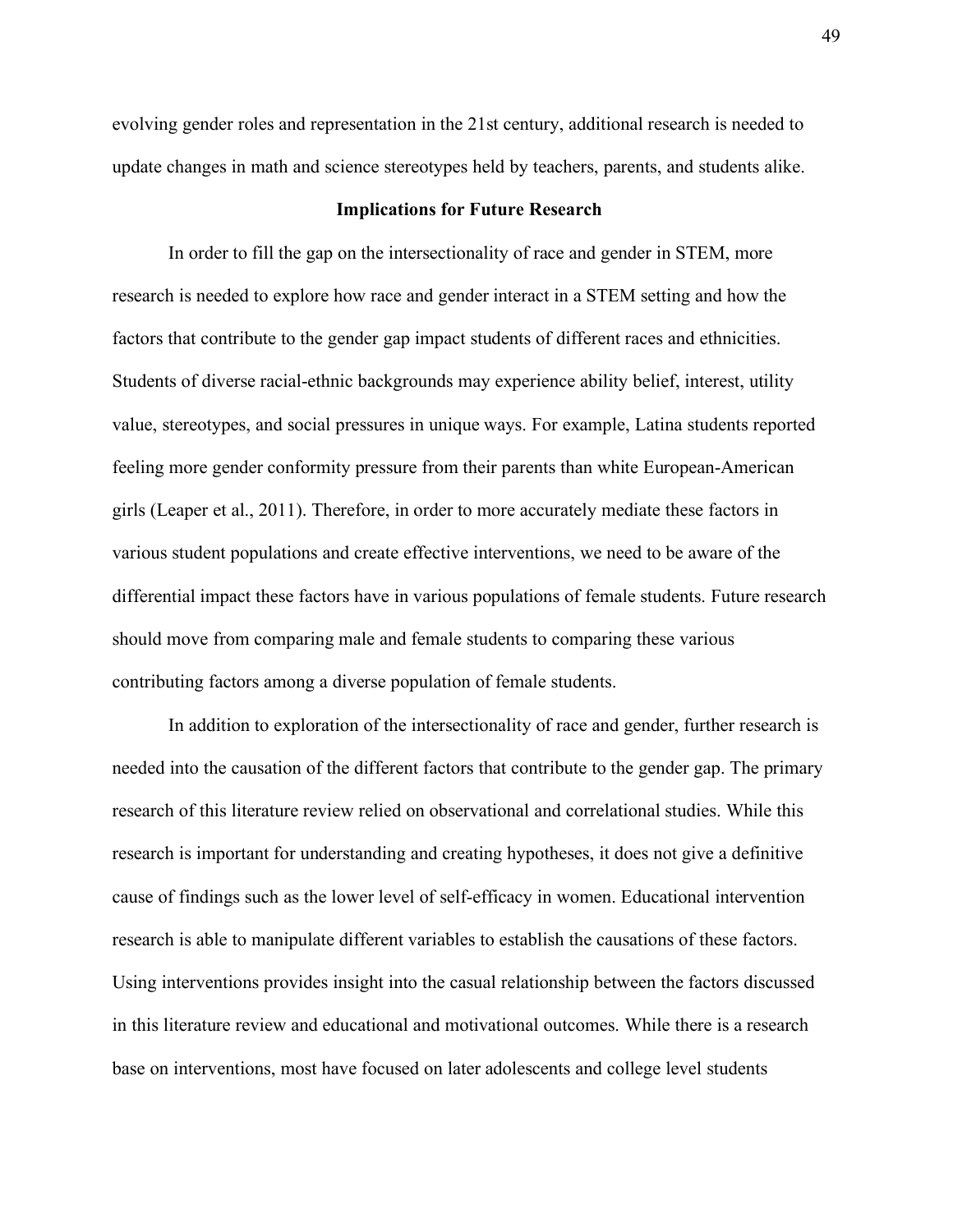evolving gender roles and representation in the 21st century, additional research is needed to update changes in math and science stereotypes held by teachers, parents, and students alike.

## Implications for Future Research

In order to fill the gap on the intersectionality of race and gender in STEM, more research is needed to explore how race and gender interact in a STEM setting and how the factors that contribute to the gender gap impact students of different races and ethnicities. Students of diverse racial-ethnic backgrounds may experience ability belief, interest, utility value, stereotypes, and social pressures in unique ways. For example, Latina students reported feeling more gender conformity pressure from their parents than white European-American girls (Leaper et al., 2011). Therefore, in order to more accurately mediate these factors in various student populations and create effective interventions, we need to be aware of the differential impact these factors have in various populations of female students. Future research should move from comparing male and female students to comparing these various contributing factors among a diverse population of female students.

In addition to exploration of the intersectionality of race and gender, further research is needed into the causation of the different factors that contribute to the gender gap. The primary research of this literature review relied on observational and correlational studies. While this research is important for understanding and creating hypotheses, it does not give a definitive cause of findings such as the lower level of self-efficacy in women. Educational intervention research is able to manipulate different variables to establish the causations of these factors. Using interventions provides insight into the casual relationship between the factors discussed in this literature review and educational and motivational outcomes. While there is a research base on interventions, most have focused on later adolescents and college level students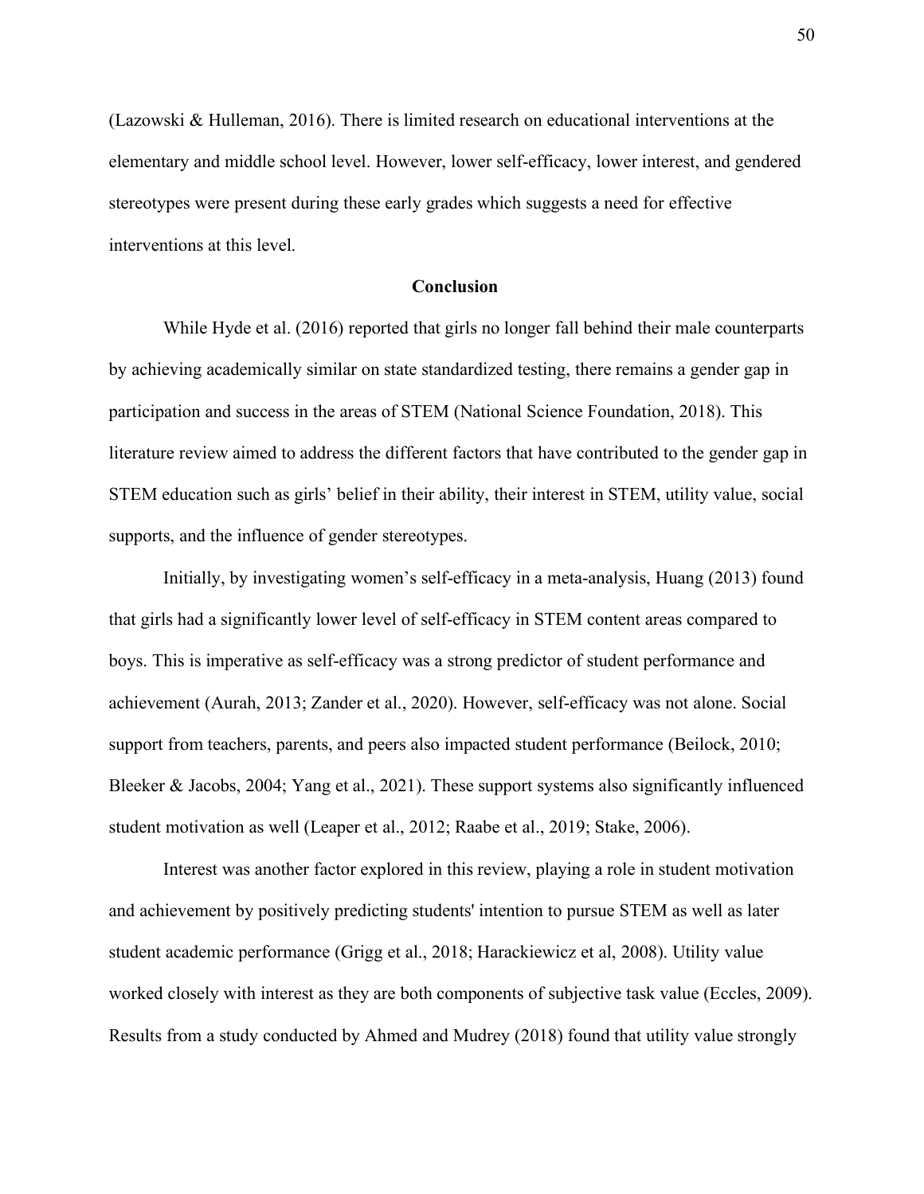(Lazowski & Hulleman, 2016). There is limited research on educational interventions at the elementary and middle school level. However, lower self-efficacy, lower interest, and gendered stereotypes were present during these early grades which suggests a need for effective interventions at this level.

## Conclusion

While Hyde et al. (2016) reported that girls no longer fall behind their male counterparts by achieving academically similar on state standardized testing, there remains a gender gap in participation and success in the areas of STEM (National Science Foundation, 2018). This literature review aimed to address the different factors that have contributed to the gender gap in STEM education such as girls' belief in their ability, their interest in STEM, utility value, social supports, and the influence of gender stereotypes.

Initially, by investigating women's self-efficacy in a meta-analysis, Huang (2013) found that girls had a significantly lower level of self-efficacy in STEM content areas compared to boys. This is imperative as self-efficacy was a strong predictor of student performance and achievement (Aurah, 2013; Zander et al., 2020). However, self-efficacy was not alone. Social support from teachers, parents, and peers also impacted student performance (Beilock, 2010; Bleeker & Jacobs, 2004; Yang et al., 2021). These support systems also significantly influenced student motivation as well (Leaper et al., 2012; Raabe et al., 2019; Stake, 2006).

Interest was another factor explored in this review, playing a role in student motivation and achievement by positively predicting students' intention to pursue STEM as well as later student academic performance (Grigg et al., 2018; Harackiewicz et al, 2008). Utility value worked closely with interest as they are both components of subjective task value (Eccles, 2009). Results from a study conducted by Ahmed and Mudrey (2018) found that utility value strongly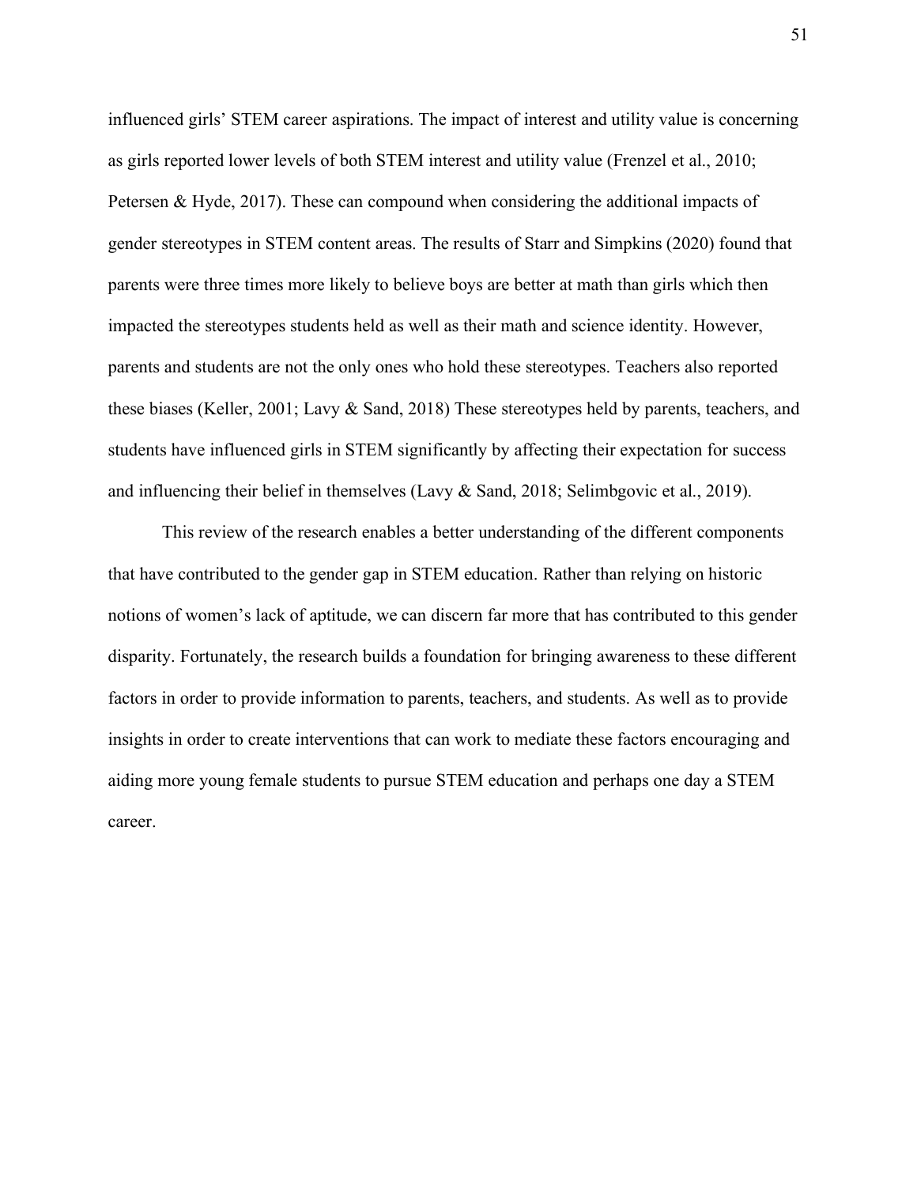influenced girls' STEM career aspirations. The impact of interest and utility value is concerning as girls reported lower levels of both STEM interest and utility value (Frenzel et al., 2010; Petersen & Hyde, 2017). These can compound when considering the additional impacts of gender stereotypes in STEM content areas. The results of Starr and Simpkins (2020) found that parents were three times more likely to believe boys are better at math than girls which then impacted the stereotypes students held as well as their math and science identity. However, parents and students are not the only ones who hold these stereotypes. Teachers also reported these biases (Keller, 2001; Lavy & Sand, 2018) These stereotypes held by parents, teachers, and students have influenced girls in STEM significantly by affecting their expectation for success and influencing their belief in themselves (Lavy & Sand, 2018; Selimbgovic et al., 2019).

This review of the research enables a better understanding of the different components that have contributed to the gender gap in STEM education. Rather than relying on historic notions of women's lack of aptitude, we can discern far more that has contributed to this gender disparity. Fortunately, the research builds a foundation for bringing awareness to these different factors in order to provide information to parents, teachers, and students. As well as to provide insights in order to create interventions that can work to mediate these factors encouraging and aiding more young female students to pursue STEM education and perhaps one day a STEM career.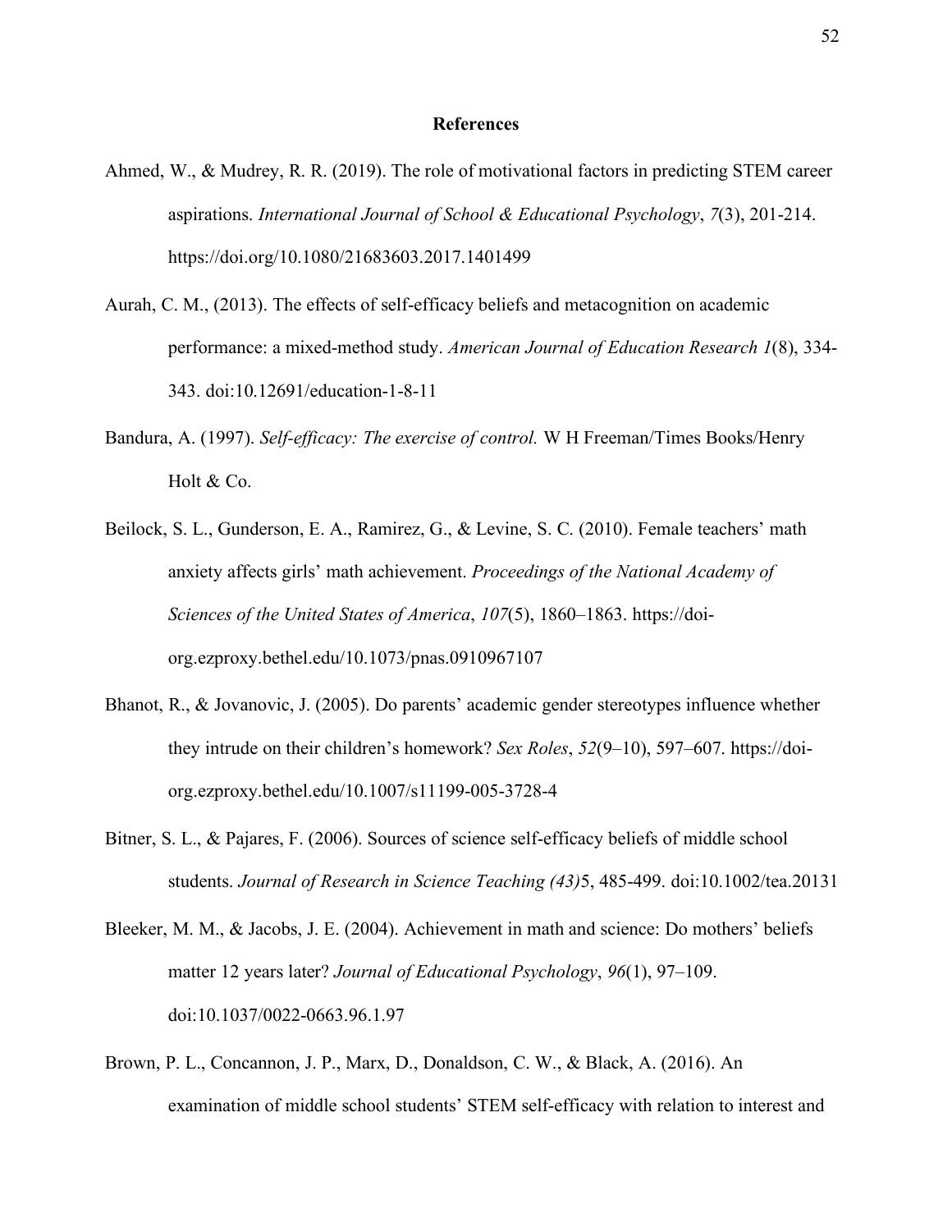# References

Ahmed, W., & Mudrey, R. R. (2019). The role of motivational factors in predicting STEM career aspirations. *International Journal of School & Educational Psychology*, *7*(3), 201-214. https://doi.org/10.1080/21683603.2017.1401499

Aurah, C. M., (2013). The effects of self-efficacy beliefs and metacognition on academic performance: a mixed-method study. *American Journal of Education Research 1*(8), 334-343. doi:10.12691/education-1-8-11

Bandura, A. (1997). *Self-efficacy: The exercise of control.* W H Freeman/Times Books/Henry Holt & Co.

Beilock, S. L., Gunderson, E. A., Ramirez, G., & Levine, S. C. (2010). Female teachers' math anxiety affects girls' math achievement. *Proceedings of the National Academy of Sciences of the United States of America*, *107*(5), 1860–1863. https://doi-org.ezproxy.bethel.edu/10.1073/pnas.0910967107

Bhanot, R., & Jovanovic, J. (2005). Do parents' academic gender stereotypes influence whether they intrude on their children's homework? *Sex Roles*, *52*(9–10), 597–607. https://doi-org.ezproxy.bethel.edu/10.1007/s11199-005-3728-4

Bitner, S. L., & Pajares, F. (2006). Sources of science self-efficacy beliefs of middle school students. *Journal of Research in Science Teaching (43)*5, 485-499. doi:10.1002/tea.20131

Bleeker, M. M., & Jacobs, J. E. (2004). Achievement in math and science: Do mothers' beliefs matter 12 years later? *Journal of Educational Psychology*, *96*(1), 97–109. doi:10.1037/0022-0663.96.1.97

Brown, P. L., Concannon, J. P., Marx, D., Donaldson, C. W., & Black, A. (2016). An examination of middle school students' STEM self-efficacy with relation to interest and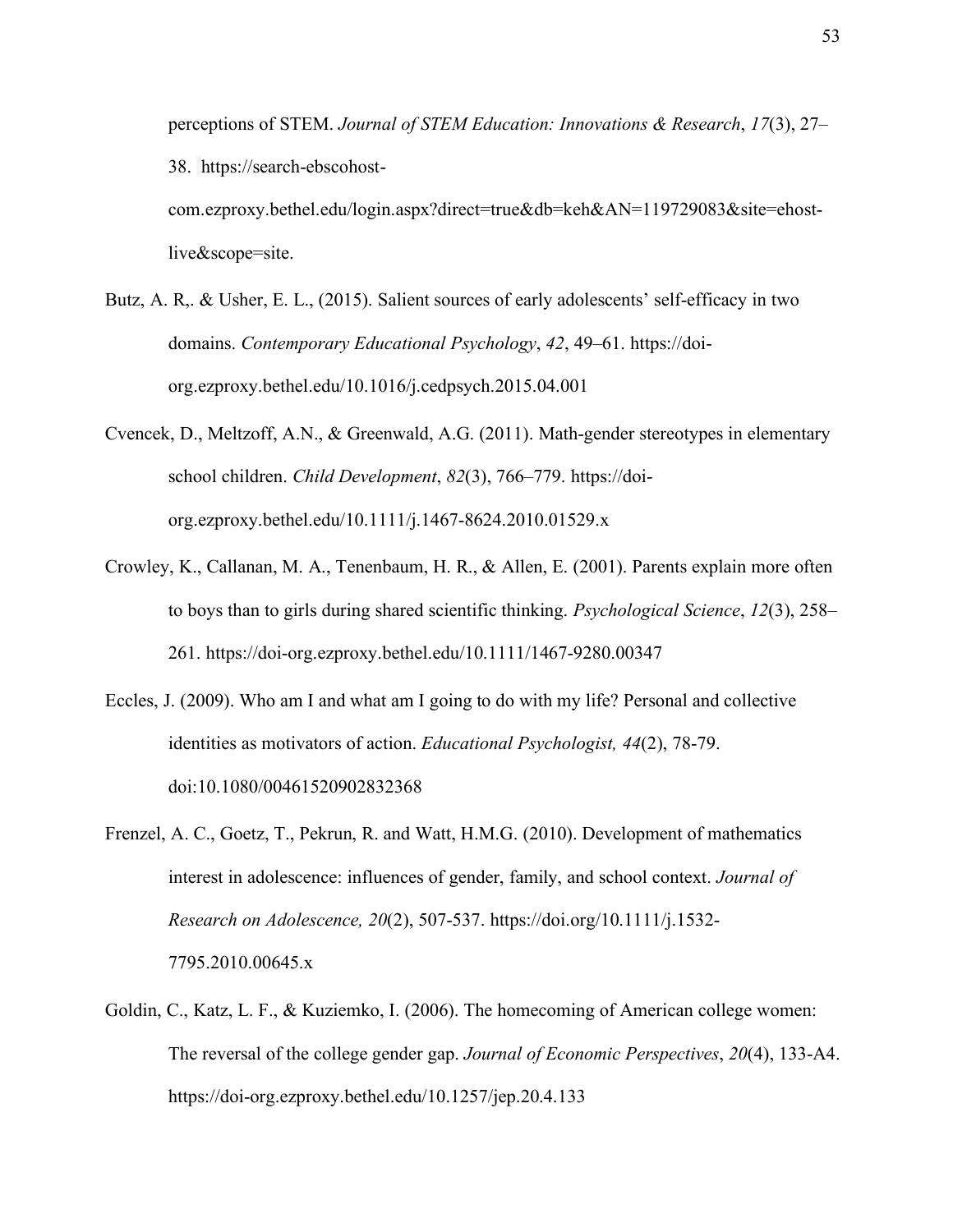perceptions of STEM. *Journal of STEM Education: Innovations & Research*, *17*(3), 27–38. https://search-ebscohost-com.ezproxy.bethel.edu/login.aspx?direct=true&db=keh&AN=119729083&site=ehost-live&scope=site.

Butz, A. R,. & Usher, E. L., (2015). Salient sources of early adolescents' self-efficacy in two domains. *Contemporary Educational Psychology*, *42*, 49–61. https://doi-org.ezproxy.bethel.edu/10.1016/j.cedpsych.2015.04.001

Cvencek, D., Meltzoff, A.N., & Greenwald, A.G. (2011). Math-gender stereotypes in elementary school children. *Child Development*, *82*(3), 766–779. https://doi-org.ezproxy.bethel.edu/10.1111/j.1467-8624.2010.01529.x

Crowley, K., Callanan, M. A., Tenenbaum, H. R., & Allen, E. (2001). Parents explain more often to boys than to girls during shared scientific thinking. *Psychological Science*, *12*(3), 258–261. https://doi-org.ezproxy.bethel.edu/10.1111/1467-9280.00347

Eccles, J. (2009). Who am I and what am I going to do with my life? Personal and collective identities as motivators of action. *Educational Psychologist, 44*(2), 78-79. doi:10.1080/00461520902832368

Frenzel, A. C., Goetz, T., Pekrun, R. and Watt, H.M.G. (2010). Development of mathematics interest in adolescence: influences of gender, family, and school context. *Journal of Research on Adolescence, 20*(2), 507-537. https://doi.org/10.1111/j.1532-7795.2010.00645.x

Goldin, C., Katz, L. F., & Kuziemko, I. (2006). The homecoming of American college women: The reversal of the college gender gap. *Journal of Economic Perspectives*, *20*(4), 133-A4. https://doi-org.ezproxy.bethel.edu/10.1257/jep.20.4.133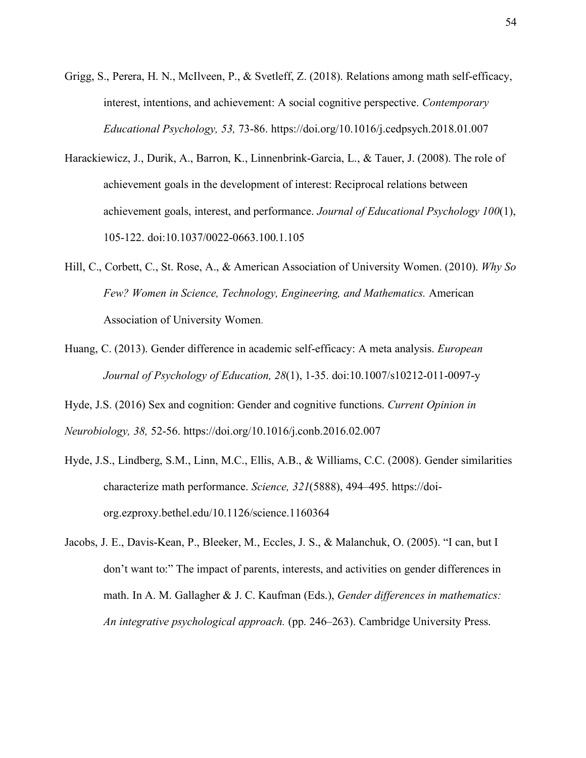Grigg, S., Perera, H. N., McIlveen, P., & Svetleff, Z. (2018). Relations among math self-efficacy, interest, intentions, and achievement: A social cognitive perspective. *Contemporary Educational Psychology, 53,* 73-86. https://doi.org/10.1016/j.cedpsych.2018.01.007

Harackiewicz, J., Durik, A., Barron, K., Linnenbrink-Garcia, L., & Tauer, J. (2008). The role of achievement goals in the development of interest: Reciprocal relations between achievement goals, interest, and performance. *Journal of Educational Psychology 100*(1), 105-122. doi:10.1037/0022-0663.100.1.105

Hill, C., Corbett, C., St. Rose, A., & American Association of University Women. (2010). *Why So Few? Women in Science, Technology, Engineering, and Mathematics.* American Association of University Women.

Huang, C. (2013). Gender difference in academic self-efficacy: A meta analysis. *European Journal of Psychology of Education, 28*(1), 1-35. doi:10.1007/s10212-011-0097-y

Hyde, J.S. (2016) Sex and cognition: Gender and cognitive functions. *Current Opinion in Neurobiology, 38,* 52-56. https://doi.org/10.1016/j.conb.2016.02.007

Hyde, J.S., Lindberg, S.M., Linn, M.C., Ellis, A.B., & Williams, C.C. (2008). Gender similarities characterize math performance. *Science, 321*(5888), 494–495. https://doi-org.ezproxy.bethel.edu/10.1126/science.1160364

Jacobs, J. E., Davis-Kean, P., Bleeker, M., Eccles, J. S., & Malanchuk, O. (2005). "I can, but I don't want to:" The impact of parents, interests, and activities on gender differences in math. In A. M. Gallagher & J. C. Kaufman (Eds.), *Gender differences in mathematics: An integrative psychological approach.* (pp. 246–263). Cambridge University Press.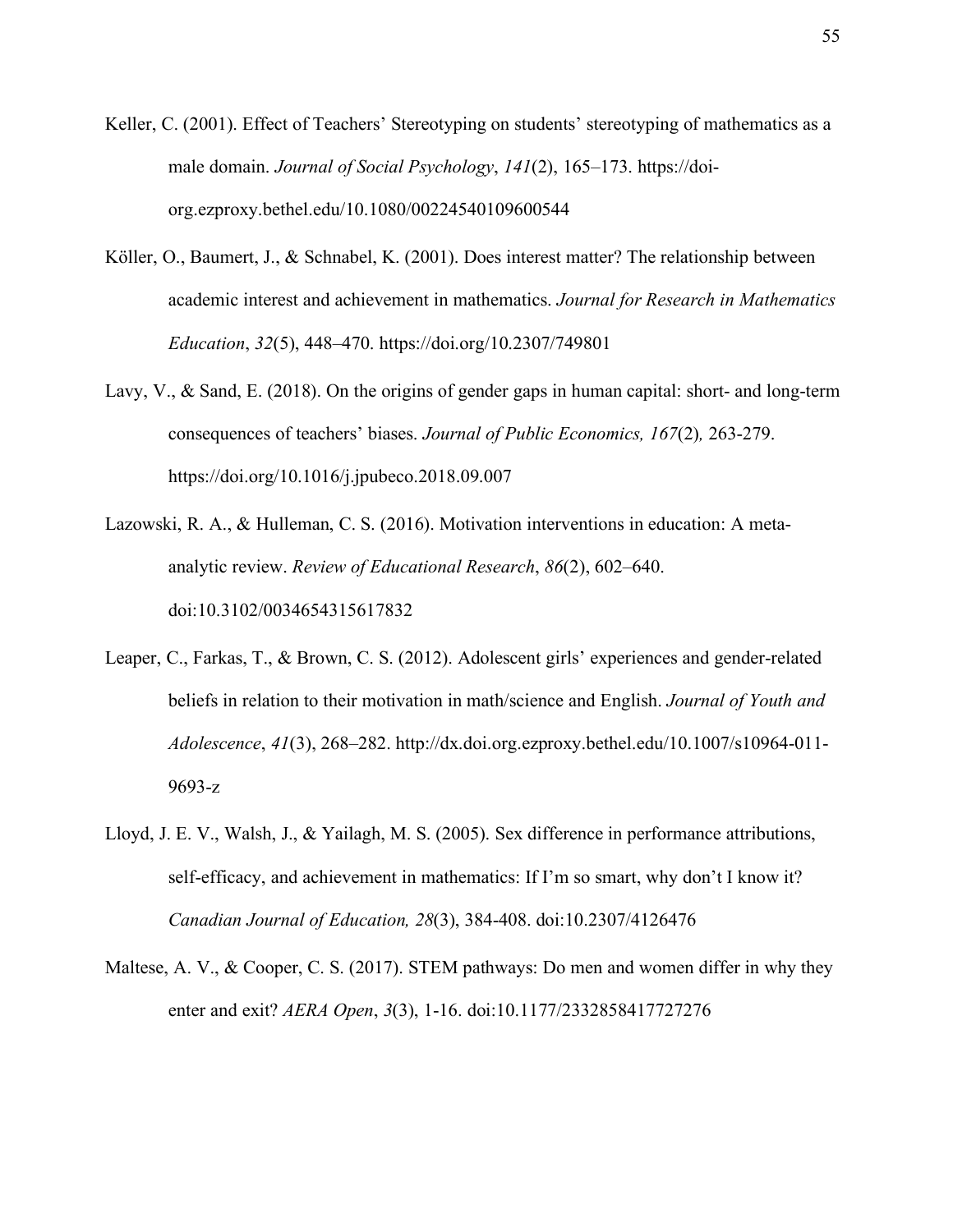Keller, C. (2001). Effect of Teachers' Stereotyping on students' stereotyping of mathematics as a male domain. *Journal of Social Psychology*, *141*(2), 165–173. https://doi-org.ezproxy.bethel.edu/10.1080/00224540109600544

Köller, O., Baumert, J., & Schnabel, K. (2001). Does interest matter? The relationship between academic interest and achievement in mathematics. *Journal for Research in Mathematics Education*, *32*(5), 448–470. https://doi.org/10.2307/749801

Lavy, V., & Sand, E. (2018). On the origins of gender gaps in human capital: short- and long-term consequences of teachers' biases. *Journal of Public Economics, 167*(2)*,* 263-279. https://doi.org/10.1016/j.jpubeco.2018.09.007

Lazowski, R. A., & Hulleman, C. S. (2016). Motivation interventions in education: A meta-analytic review. *Review of Educational Research*, *86*(2), 602–640. doi:10.3102/0034654315617832

Leaper, C., Farkas, T., & Brown, C. S. (2012). Adolescent girls' experiences and gender-related beliefs in relation to their motivation in math/science and English. *Journal of Youth and Adolescence*, *41*(3), 268–282. http://dx.doi.org.ezproxy.bethel.edu/10.1007/s10964-011-9693-z

Lloyd, J. E. V., Walsh, J., & Yailagh, M. S. (2005). Sex difference in performance attributions, self-efficacy, and achievement in mathematics: If I'm so smart, why don't I know it? *Canadian Journal of Education, 28*(3), 384-408. doi:10.2307/4126476

Maltese, A. V., & Cooper, C. S. (2017). STEM pathways: Do men and women differ in why they enter and exit? *AERA Open*, *3*(3), 1-16. doi:10.1177/2332858417727276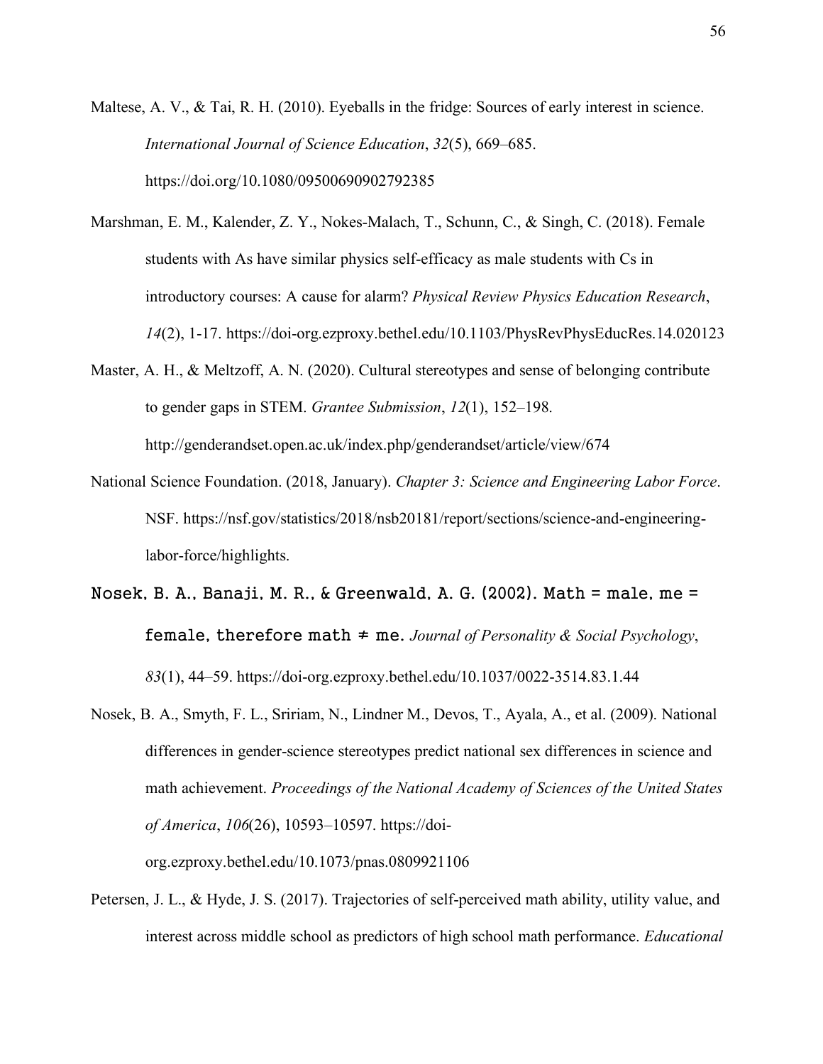Maltese, A. V., & Tai, R. H. (2010). Eyeballs in the fridge: Sources of early interest in science. *International Journal of Science Education*, *32*(5), 669–685. https://doi.org/10.1080/09500690902792385

Marshman, E. M., Kalender, Z. Y., Nokes-Malach, T., Schunn, C., & Singh, C. (2018). Female students with As have similar physics self-efficacy as male students with Cs in introductory courses: A cause for alarm? *Physical Review Physics Education Research*, *14*(2), 1-17. https://doi-org.ezproxy.bethel.edu/10.1103/PhysRevPhysEducRes.14.020123

Master, A. H., & Meltzoff, A. N. (2020). Cultural stereotypes and sense of belonging contribute to gender gaps in STEM. *Grantee Submission*, *12*(1), 152–198. http://genderandset.open.ac.uk/index.php/genderandset/article/view/674

National Science Foundation. (2018, January). *Chapter 3: Science and Engineering Labor Force*. NSF. https://nsf.gov/statistics/2018/nsb20181/report/sections/science-and-engineering-labor-force/highlights.

Nosek, B. A., Banaji, M. R., & Greenwald, A. G. (2002). Math = male, me = female, therefore math ≠ me. *Journal of Personality & Social Psychology*, *83*(1), 44–59. https://doi-org.ezproxy.bethel.edu/10.1037/0022-3514.83.1.44

Nosek, B. A., Smyth, F. L., Sririam, N., Lindner M., Devos, T., Ayala, A., et al. (2009). National differences in gender-science stereotypes predict national sex differences in science and math achievement. *Proceedings of the National Academy of Sciences of the United States of America*, *106*(26), 10593–10597. https://doi-org.ezproxy.bethel.edu/10.1073/pnas.0809921106

Petersen, J. L., & Hyde, J. S. (2017). Trajectories of self-perceived math ability, utility value, and interest across middle school as predictors of high school math performance. *Educational*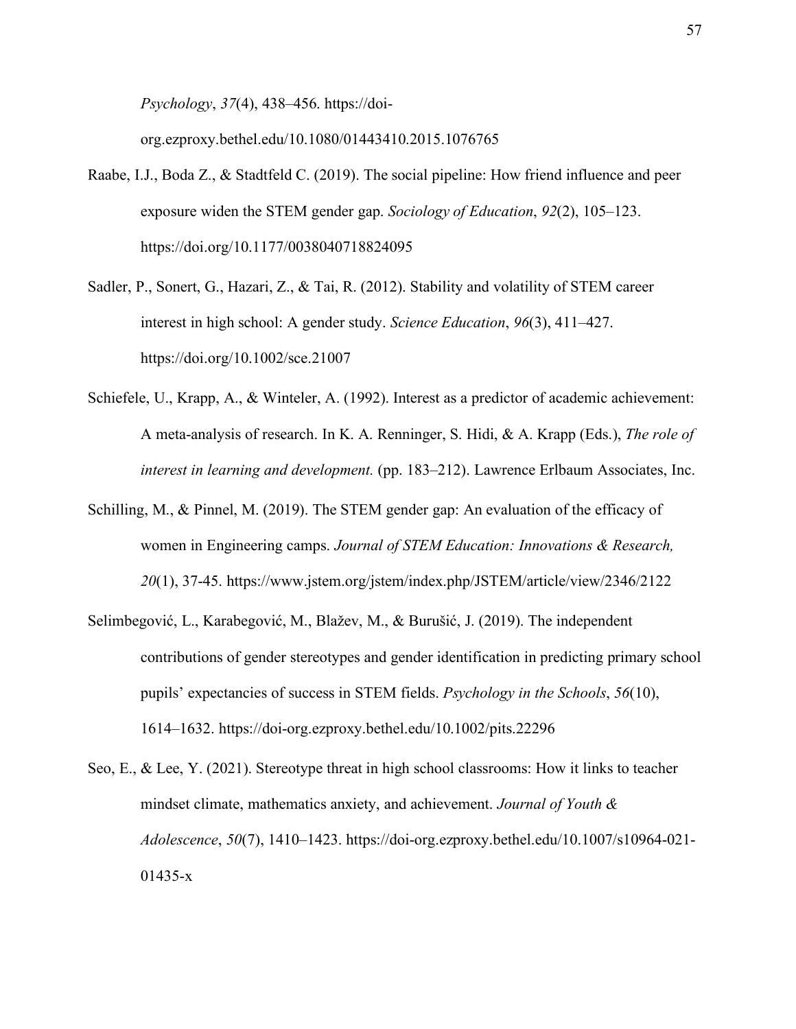*Psychology*, *37*(4), 438–456. https://doi-org.ezproxy.bethel.edu/10.1080/01443410.2015.1076765

Raabe, I.J., Boda Z., & Stadtfeld C. (2019). The social pipeline: How friend influence and peer exposure widen the STEM gender gap. *Sociology of Education*, *92*(2), 105–123. https://doi.org/10.1177/0038040718824095

Sadler, P., Sonert, G., Hazari, Z., & Tai, R. (2012). Stability and volatility of STEM career interest in high school: A gender study. *Science Education*, *96*(3), 411–427. https://doi.org/10.1002/sce.21007

Schiefele, U., Krapp, A., & Winteler, A. (1992). Interest as a predictor of academic achievement: A meta-analysis of research. In K. A. Renninger, S. Hidi, & A. Krapp (Eds.), *The role of interest in learning and development.* (pp. 183–212). Lawrence Erlbaum Associates, Inc.

Schilling, M., & Pinnel, M. (2019). The STEM gender gap: An evaluation of the efficacy of women in Engineering camps. *Journal of STEM Education: Innovations & Research, 20*(1), 37-45. https://www.jstem.org/jstem/index.php/JSTEM/article/view/2346/2122

Selimbegović, L., Karabegović, M., Blažev, M., & Burušić, J. (2019). The independent contributions of gender stereotypes and gender identification in predicting primary school pupils' expectancies of success in STEM fields. *Psychology in the Schools*, *56*(10), 1614–1632. https://doi-org.ezproxy.bethel.edu/10.1002/pits.22296

Seo, E., & Lee, Y. (2021). Stereotype threat in high school classrooms: How it links to teacher mindset climate, mathematics anxiety, and achievement. *Journal of Youth & Adolescence*, *50*(7), 1410–1423. https://doi-org.ezproxy.bethel.edu/10.1007/s10964-021-01435-x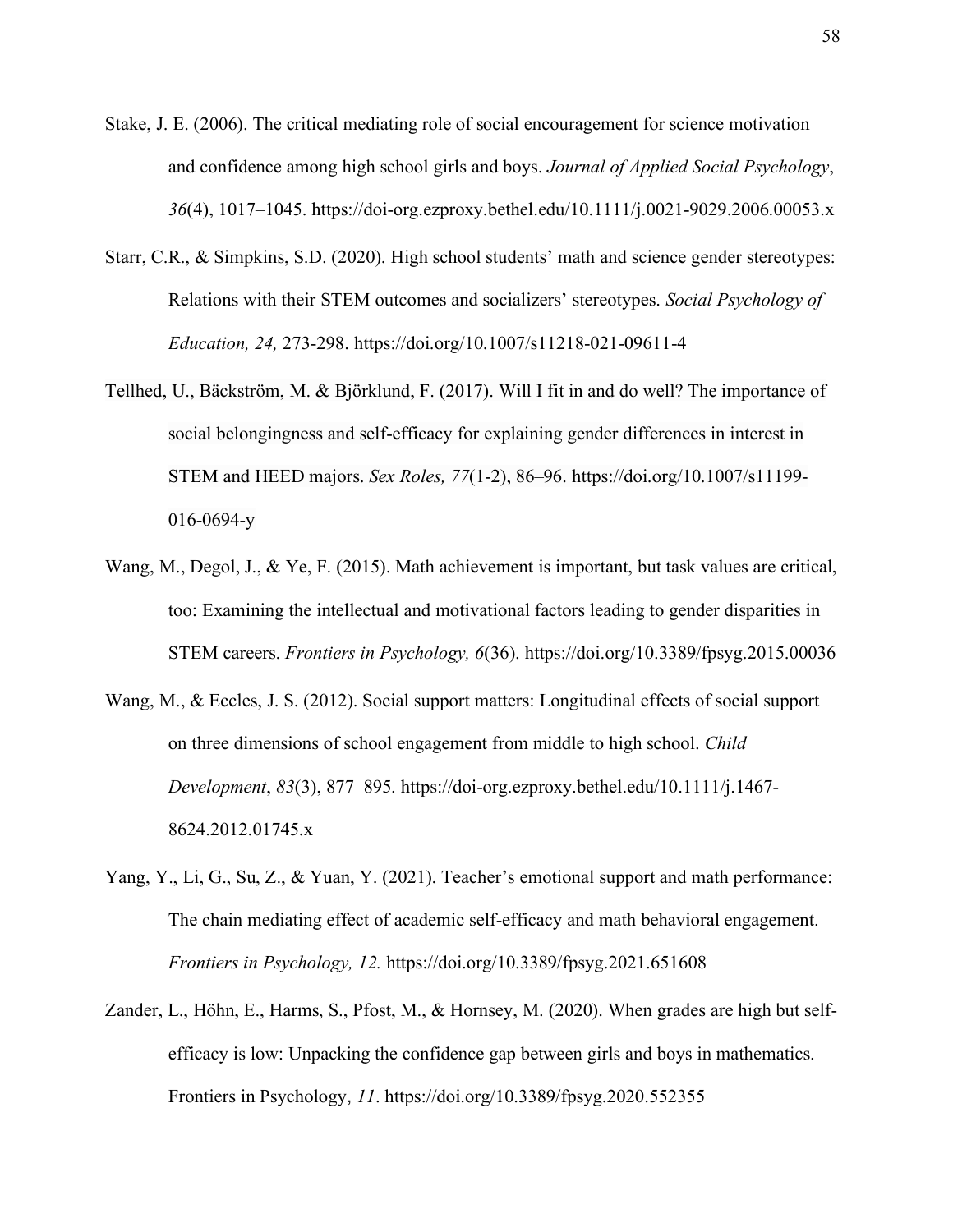Stake, J. E. (2006). The critical mediating role of social encouragement for science motivation and confidence among high school girls and boys. *Journal of Applied Social Psychology*, *36*(4), 1017–1045. https://doi-org.ezproxy.bethel.edu/10.1111/j.0021-9029.2006.00053.x

Starr, C.R., & Simpkins, S.D. (2020). High school students' math and science gender stereotypes: Relations with their STEM outcomes and socializers' stereotypes. *Social Psychology of Education, 24,* 273-298. https://doi.org/10.1007/s11218-021-09611-4

Tellhed, U., Bäckström, M. & Björklund, F. (2017). Will I fit in and do well? The importance of social belongingness and self-efficacy for explaining gender differences in interest in STEM and HEED majors. *Sex Roles, 77*(1-2), 86–96. https://doi.org/10.1007/s11199-016-0694-y

Wang, M., Degol, J., & Ye, F. (2015). Math achievement is important, but task values are critical, too: Examining the intellectual and motivational factors leading to gender disparities in STEM careers. *Frontiers in Psychology, 6*(36). https://doi.org/10.3389/fpsyg.2015.00036

Wang, M., & Eccles, J. S. (2012). Social support matters: Longitudinal effects of social support on three dimensions of school engagement from middle to high school. *Child Development*, *83*(3), 877–895. https://doi-org.ezproxy.bethel.edu/10.1111/j.1467-8624.2012.01745.x

Yang, Y., Li, G., Su, Z., & Yuan, Y. (2021). Teacher's emotional support and math performance: The chain mediating effect of academic self-efficacy and math behavioral engagement. *Frontiers in Psychology, 12.* https://doi.org/10.3389/fpsyg.2021.651608

Zander, L., Höhn, E., Harms, S., Pfost, M., & Hornsey, M. (2020). When grades are high but self-efficacy is low: Unpacking the confidence gap between girls and boys in mathematics. Frontiers in Psychology, *11*. https://doi.org/10.3389/fpsyg.2020.552355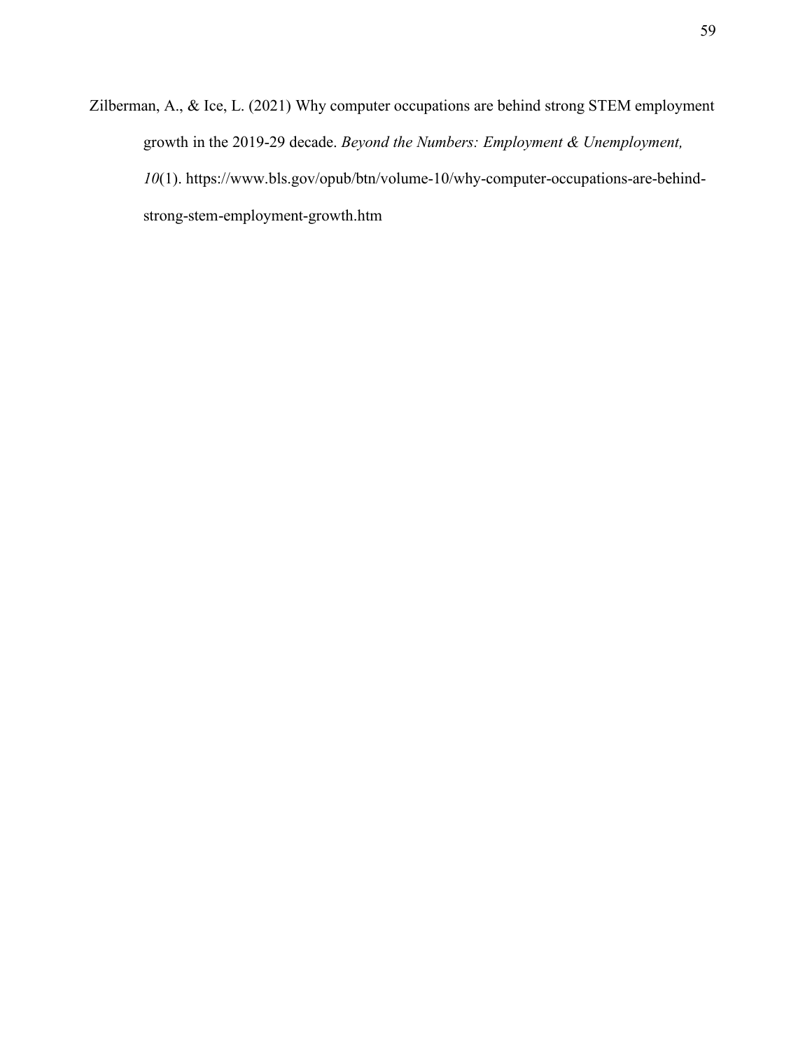Zilberman, A., & Ice, L. (2021) Why computer occupations are behind strong STEM employment growth in the 2019-29 decade. *Beyond the Numbers: Employment & Unemployment, 10*(1). https://www.bls.gov/opub/btn/volume-10/why-computer-occupations-are-behind-strong-stem-employment-growth.htm